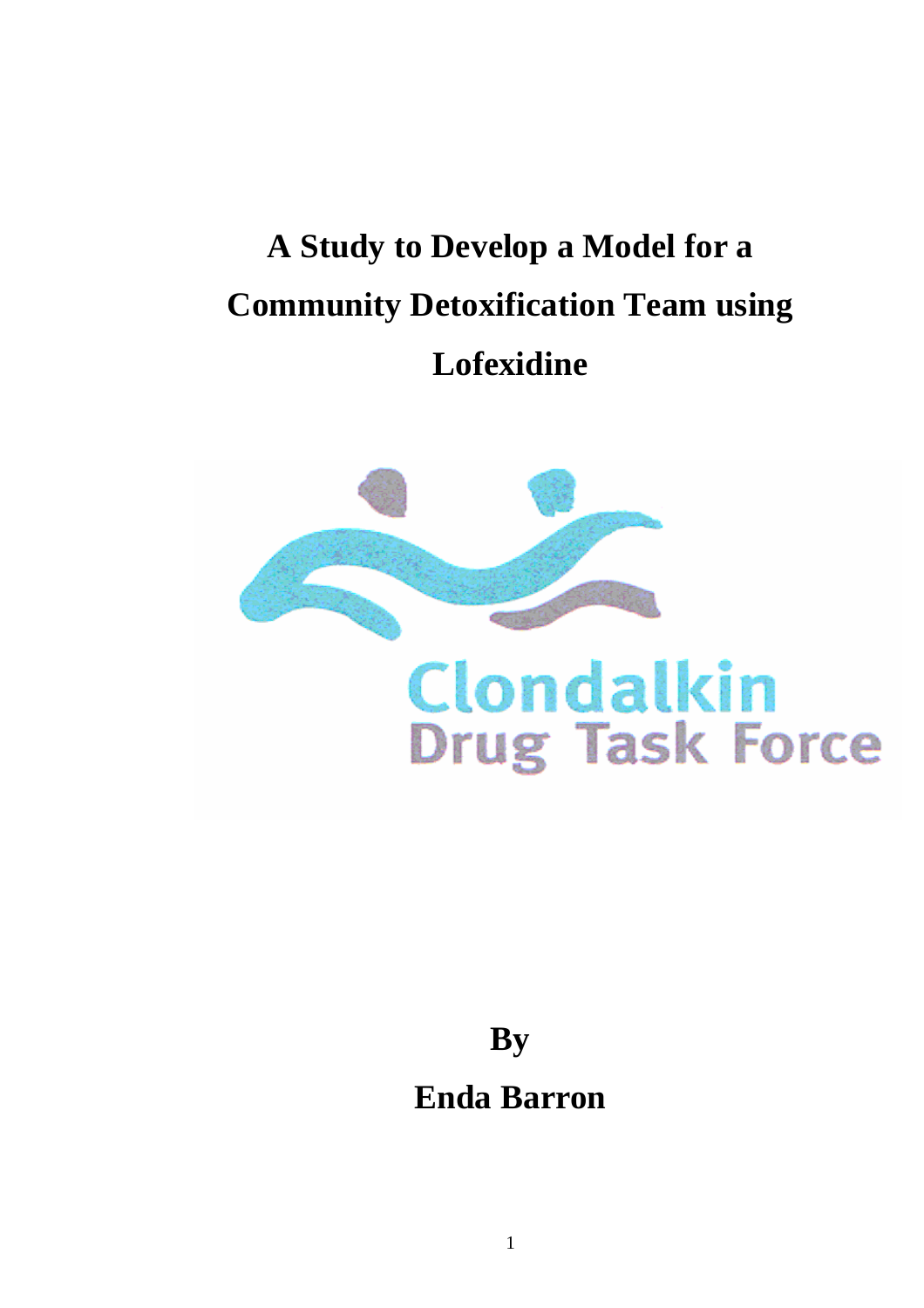# A Study to Develop a Model for a Community Detoxification Team using Lofexidine

Clondalkin
Drug Task Force

**By**

**Enda Barron**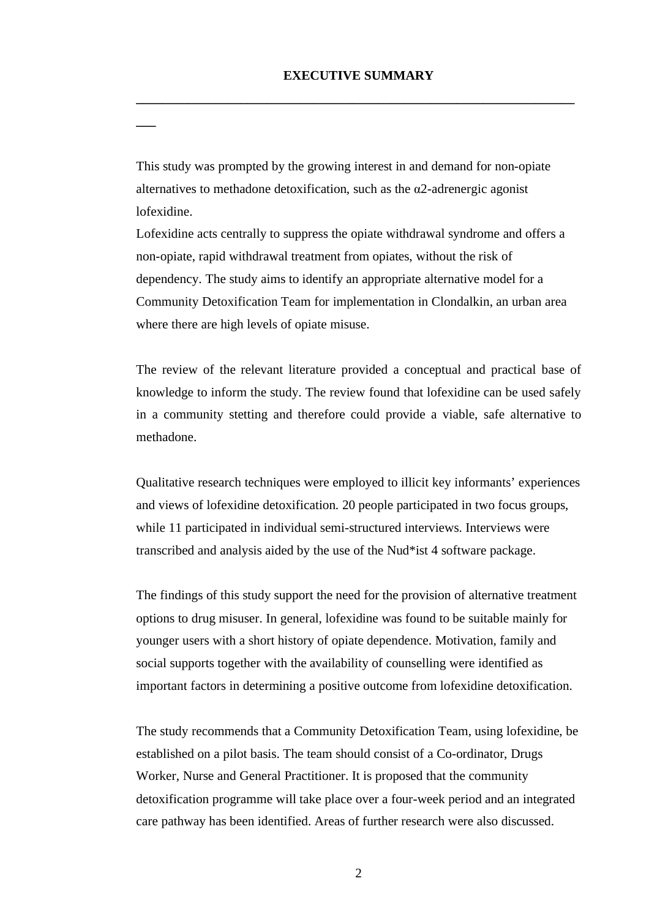# EXECUTIVE SUMMARY

This study was prompted by the growing interest in and demand for non-opiate alternatives to methadone detoxification, such as the α2-adrenergic agonist lofexidine.
Lofexidine acts centrally to suppress the opiate withdrawal syndrome and offers a non-opiate, rapid withdrawal treatment from opiates, without the risk of dependency. The study aims to identify an appropriate alternative model for a Community Detoxification Team for implementation in Clondalkin, an urban area where there are high levels of opiate misuse.

The review of the relevant literature provided a conceptual and practical base of knowledge to inform the study. The review found that lofexidine can be used safely in a community stetting and therefore could provide a viable, safe alternative to methadone.

Qualitative research techniques were employed to illicit key informants' experiences and views of lofexidine detoxification. 20 people participated in two focus groups, while 11 participated in individual semi-structured interviews. Interviews were transcribed and analysis aided by the use of the Nud*ist 4 software package.

The findings of this study support the need for the provision of alternative treatment options to drug misuser. In general, lofexidine was found to be suitable mainly for younger users with a short history of opiate dependence. Motivation, family and social supports together with the availability of counselling were identified as important factors in determining a positive outcome from lofexidine detoxification.

The study recommends that a Community Detoxification Team, using lofexidine, be established on a pilot basis. The team should consist of a Co-ordinator, Drugs Worker, Nurse and General Practitioner. It is proposed that the community detoxification programme will take place over a four-week period and an integrated care pathway has been identified. Areas of further research were also discussed.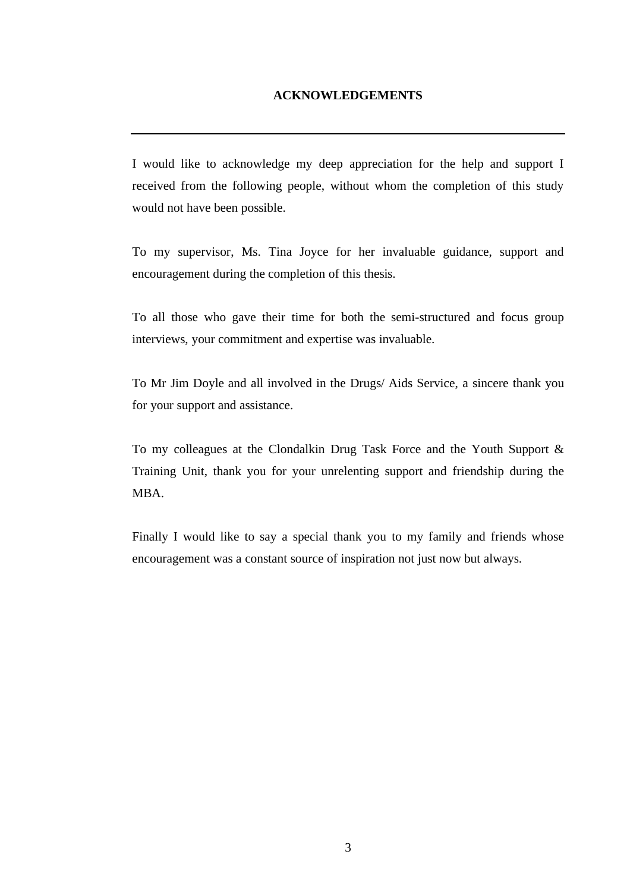## ACKNOWLEDGEMENTS

---

I would like to acknowledge my deep appreciation for the help and support I received from the following people, without whom the completion of this study would not have been possible.

To my supervisor, Ms. Tina Joyce for her invaluable guidance, support and encouragement during the completion of this thesis.

To all those who gave their time for both the semi-structured and focus group interviews, your commitment and expertise was invaluable.

To Mr Jim Doyle and all involved in the Drugs/ Aids Service, a sincere thank you for your support and assistance.

To my colleagues at the Clondalkin Drug Task Force and the Youth Support & Training Unit, thank you for your unrelenting support and friendship during the MBA.

Finally I would like to say a special thank you to my family and friends whose encouragement was a constant source of inspiration not just now but always.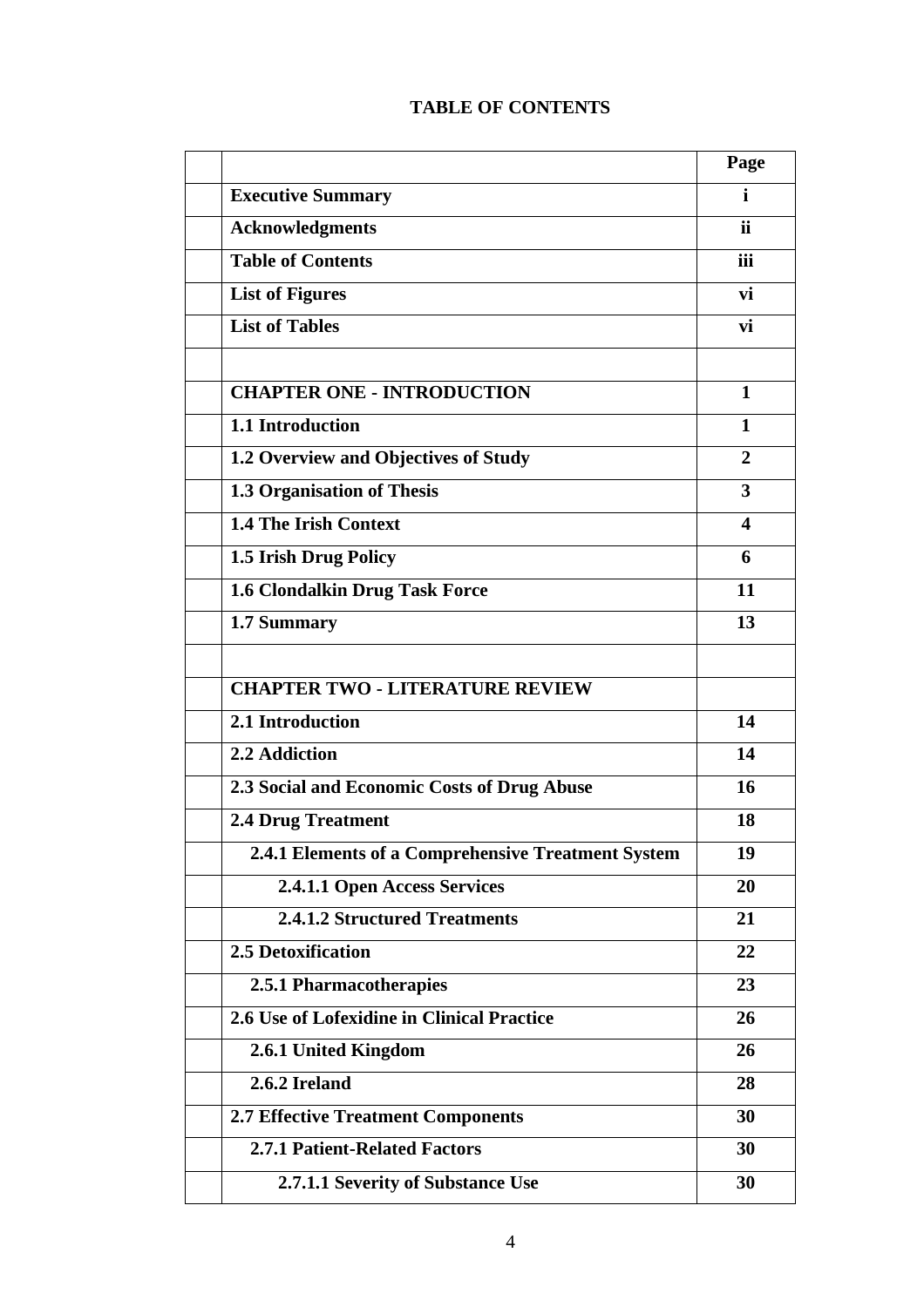**TABLE OF CONTENTS**

| | | Page |
|---|---|---|
| | **Executive Summary** | **i** |
| | **Acknowledgments** | **ii** |
| | **Table of Contents** | **iii** |
| | **List of Figures** | **vi** |
| | **List of Tables** | **vi** |
| | | |
| | **CHAPTER ONE - INTRODUCTION** | **1** |
| | **1.1 Introduction** | **1** |
| | **1.2 Overview and Objectives of Study** | **2** |
| | **1.3 Organisation of Thesis** | **3** |
| | **1.4 The Irish Context** | **4** |
| | **1.5 Irish Drug Policy** | **6** |
| | **1.6 Clondalkin Drug Task Force** | **11** |
| | **1.7 Summary** | **13** |
| | | |
| | **CHAPTER TWO - LITERATURE REVIEW** | |
| | **2.1 Introduction** | **14** |
| | **2.2 Addiction** | **14** |
| | **2.3 Social and Economic Costs of Drug Abuse** | **16** |
| | **2.4 Drug Treatment** | **18** |
| | **2.4.1 Elements of a Comprehensive Treatment System** | **19** |
| | **2.4.1.1 Open Access Services** | **20** |
| | **2.4.1.2 Structured Treatments** | **21** |
| | **2.5 Detoxification** | **22** |
| | **2.5.1 Pharmacotherapies** | **23** |
| | **2.6 Use of Lofexidine in Clinical Practice** | **26** |
| | **2.6.1 United Kingdom** | **26** |
| | **2.6.2 Ireland** | **28** |
| | **2.7 Effective Treatment Components** | **30** |
| | **2.7.1 Patient-Related Factors** | **30** |
| | **2.7.1.1 Severity of Substance Use** | **30** |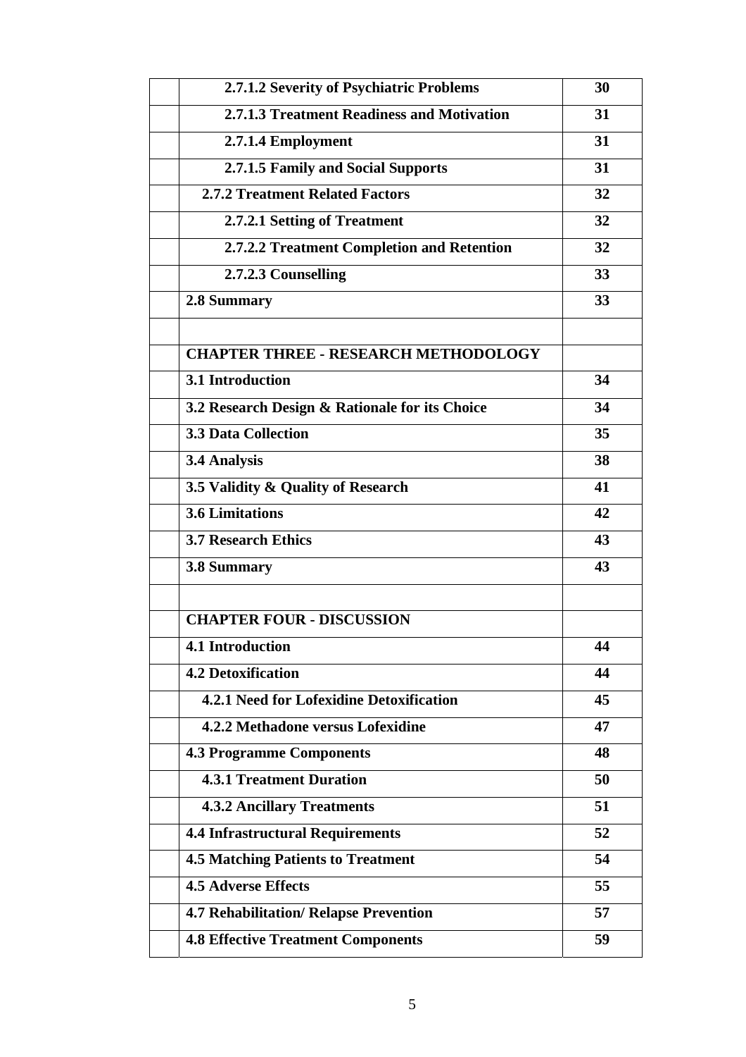| | | |
|---|---|---|
| | **2.7.1.2 Severity of Psychiatric Problems** | **30** |
| | **2.7.1.3 Treatment Readiness and Motivation** | **31** |
| | **2.7.1.4 Employment** | **31** |
| | **2.7.1.5 Family and Social Supports** | **31** |
| | **2.7.2 Treatment Related Factors** | **32** |
| | **2.7.2.1 Setting of Treatment** | **32** |
| | **2.7.2.2 Treatment Completion and Retention** | **32** |
| | **2.7.2.3 Counselling** | **33** |
| | **2.8 Summary** | **33** |
| | | |
| | **CHAPTER THREE - RESEARCH METHODOLOGY** | |
| | **3.1 Introduction** | **34** |
| | **3.2 Research Design & Rationale for its Choice** | **34** |
| | **3.3 Data Collection** | **35** |
| | **3.4 Analysis** | **38** |
| | **3.5 Validity & Quality of Research** | **41** |
| | **3.6 Limitations** | **42** |
| | **3.7 Research Ethics** | **43** |
| | **3.8 Summary** | **43** |
| | | |
| | **CHAPTER FOUR - DISCUSSION** | |
| | **4.1 Introduction** | **44** |
| | **4.2 Detoxification** | **44** |
| | **4.2.1 Need for Lofexidine Detoxification** | **45** |
| | **4.2.2 Methadone versus Lofexidine** | **47** |
| | **4.3 Programme Components** | **48** |
| | **4.3.1 Treatment Duration** | **50** |
| | **4.3.2 Ancillary Treatments** | **51** |
| | **4.4 Infrastructural Requirements** | **52** |
| | **4.5 Matching Patients to Treatment** | **54** |
| | **4.5 Adverse Effects** | **55** |
| | **4.7 Rehabilitation/ Relapse Prevention** | **57** |
| | **4.8 Effective Treatment Components** | **59** |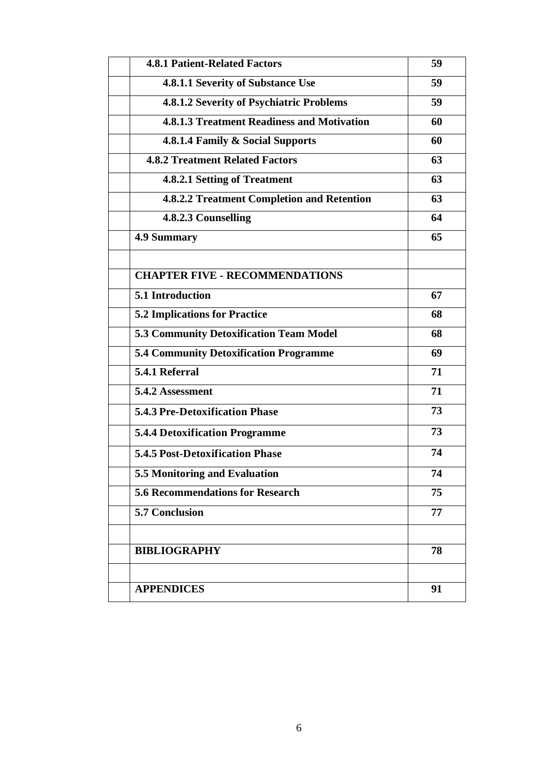| | | |
|---|---|---|
| | **4.8.1 Patient-Related Factors** | **59** |
| | **4.8.1.1 Severity of Substance Use** | **59** |
| | **4.8.1.2 Severity of Psychiatric Problems** | **59** |
| | **4.8.1.3 Treatment Readiness and Motivation** | **60** |
| | **4.8.1.4 Family & Social Supports** | **60** |
| | **4.8.2 Treatment Related Factors** | **63** |
| | **4.8.2.1 Setting of Treatment** | **63** |
| | **4.8.2.2 Treatment Completion and Retention** | **63** |
| | **4.8.2.3 Counselling** | **64** |
| | **4.9 Summary** | **65** |
| | | |
| | **CHAPTER FIVE - RECOMMENDATIONS** | |
| | **5.1 Introduction** | **67** |
| | **5.2 Implications for Practice** | **68** |
| | **5.3 Community Detoxification Team Model** | **68** |
| | **5.4 Community Detoxification Programme** | **69** |
| | **5.4.1 Referral** | **71** |
| | **5.4.2 Assessment** | **71** |
| | **5.4.3 Pre-Detoxification Phase** | **73** |
| | **5.4.4 Detoxification Programme** | **73** |
| | **5.4.5 Post-Detoxification Phase** | **74** |
| | **5.5 Monitoring and Evaluation** | **74** |
| | **5.6 Recommendations for Research** | **75** |
| | **5.7 Conclusion** | **77** |
| | | |
| | **BIBLIOGRAPHY** | **78** |
| | | |
| | **APPENDICES** | **91** |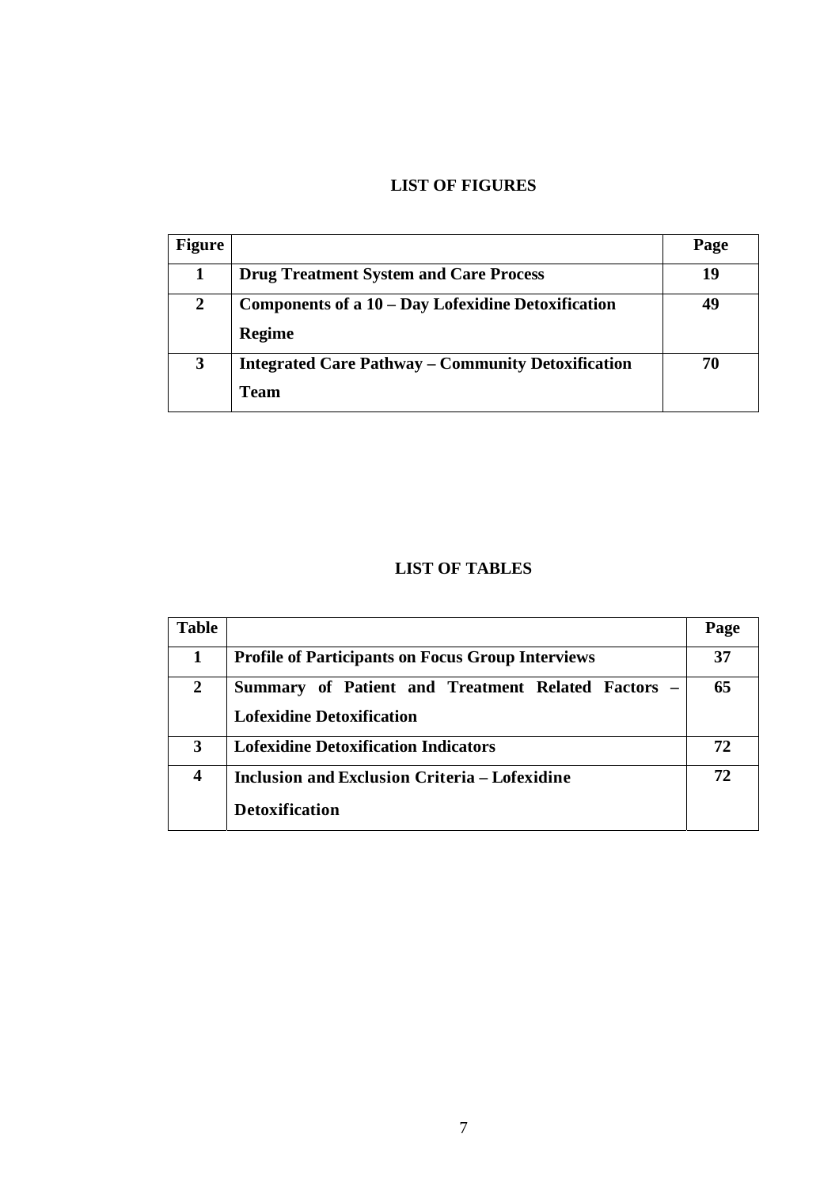## LIST OF FIGURES

| Figure | | Page |
|---|---|---|
| 1 | Drug Treatment System and Care Process | 19 |
| 2 | Components of a 10 – Day Lofexidine Detoxification Regime | 49 |
| 3 | Integrated Care Pathway – Community Detoxification Team | 70 |

## LIST OF TABLES

| Table | | Page |
|---|---|---|
| 1 | Profile of Participants on Focus Group Interviews | 37 |
| 2 | Summary of Patient and Treatment Related Factors – Lofexidine Detoxification | 65 |
| 3 | Lofexidine Detoxification Indicators | 72 |
| 4 | Inclusion and Exclusion Criteria – Lofexidine Detoxification | 72 |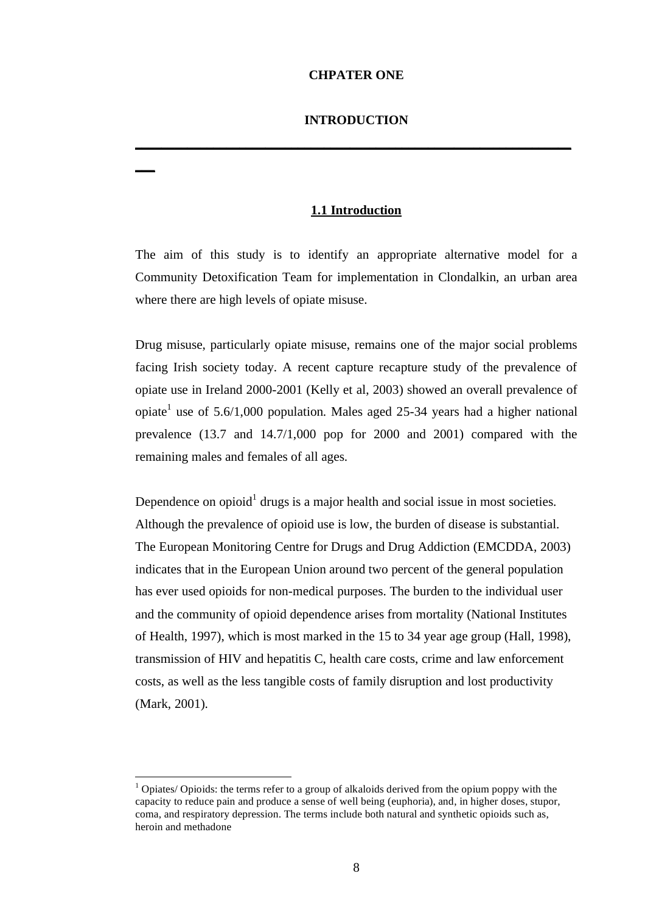# CHPATER ONE

# INTRODUCTION

## 1.1 Introduction

The aim of this study is to identify an appropriate alternative model for a Community Detoxification Team for implementation in Clondalkin, an urban area where there are high levels of opiate misuse.

Drug misuse, particularly opiate misuse, remains one of the major social problems facing Irish society today. A recent capture recapture study of the prevalence of opiate use in Ireland 2000-2001 (Kelly et al, 2003) showed an overall prevalence of opiate[1] use of 5.6/1,000 population. Males aged 25-34 years had a higher national prevalence (13.7 and 14.7/1,000 pop for 2000 and 2001) compared with the remaining males and females of all ages.

Dependence on opioid[1] drugs is a major health and social issue in most societies. Although the prevalence of opioid use is low, the burden of disease is substantial. The European Monitoring Centre for Drugs and Drug Addiction (EMCDDA, 2003) indicates that in the European Union around two percent of the general population has ever used opioids for non-medical purposes. The burden to the individual user and the community of opioid dependence arises from mortality (National Institutes of Health, 1997), which is most marked in the 15 to 34 year age group (Hall, 1998), transmission of HIV and hepatitis C, health care costs, crime and law enforcement costs, as well as the less tangible costs of family disruption and lost productivity (Mark, 2001).

[1] Opiates/ Opioids: the terms refer to a group of alkaloids derived from the opium poppy with the capacity to reduce pain and produce a sense of well being (euphoria), and, in higher doses, stupor, coma, and respiratory depression. The terms include both natural and synthetic opioids such as, heroin and methadone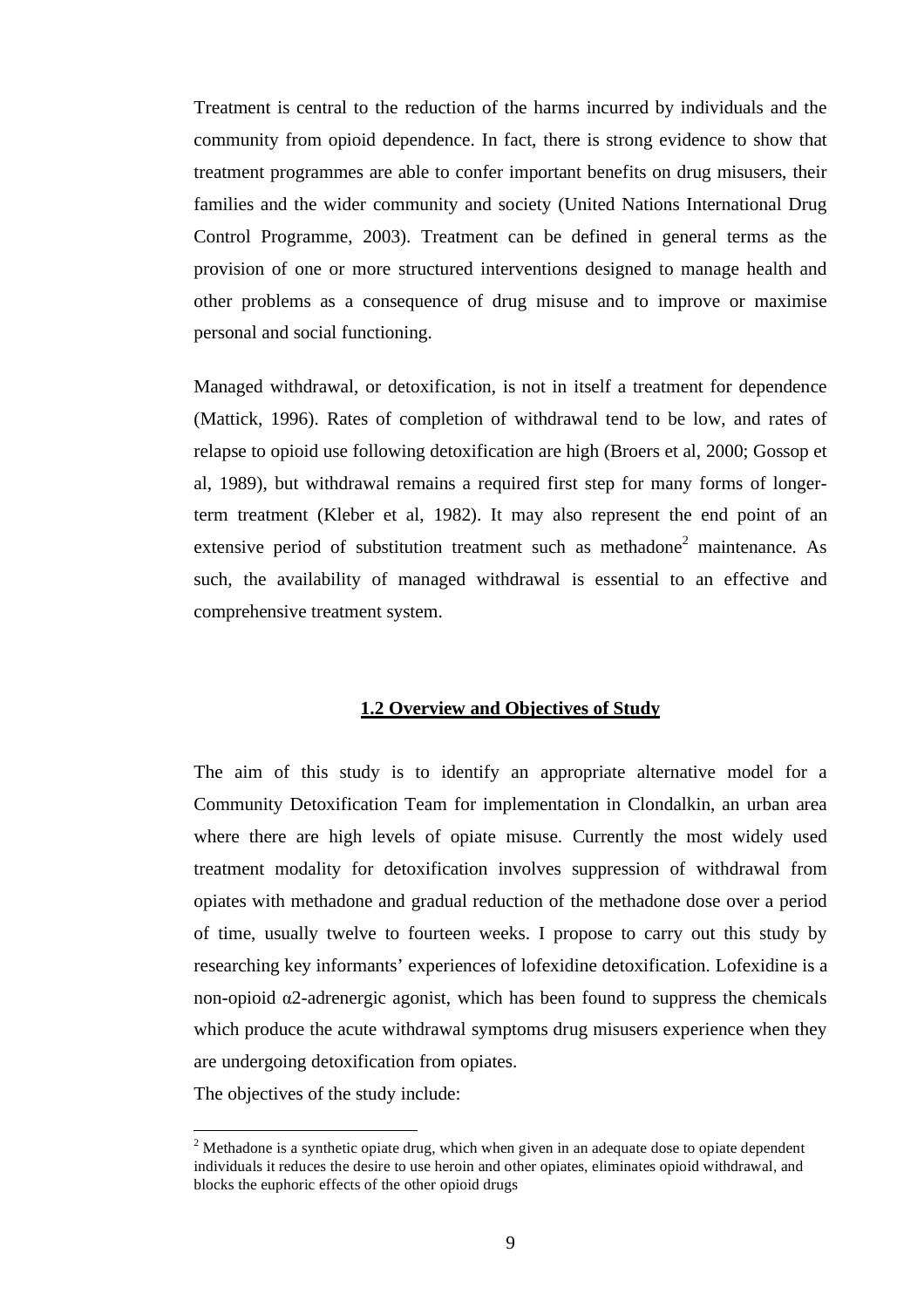Treatment is central to the reduction of the harms incurred by individuals and the community from opioid dependence. In fact, there is strong evidence to show that treatment programmes are able to confer important benefits on drug misusers, their families and the wider community and society (United Nations International Drug Control Programme, 2003). Treatment can be defined in general terms as the provision of one or more structured interventions designed to manage health and other problems as a consequence of drug misuse and to improve or maximise personal and social functioning.

Managed withdrawal, or detoxification, is not in itself a treatment for dependence (Mattick, 1996). Rates of completion of withdrawal tend to be low, and rates of relapse to opioid use following detoxification are high (Broers et al, 2000; Gossop et al, 1989), but withdrawal remains a required first step for many forms of longer-term treatment (Kleber et al, 1982). It may also represent the end point of an extensive period of substitution treatment such as methadone[2] maintenance. As such, the availability of managed withdrawal is essential to an effective and comprehensive treatment system.

## 1.2 Overview and Objectives of Study

The aim of this study is to identify an appropriate alternative model for a Community Detoxification Team for implementation in Clondalkin, an urban area where there are high levels of opiate misuse. Currently the most widely used treatment modality for detoxification involves suppression of withdrawal from opiates with methadone and gradual reduction of the methadone dose over a period of time, usually twelve to fourteen weeks. I propose to carry out this study by researching key informants' experiences of lofexidine detoxification. Lofexidine is a non-opioid α2-adrenergic agonist, which has been found to suppress the chemicals which produce the acute withdrawal symptoms drug misusers experience when they are undergoing detoxification from opiates.

The objectives of the study include:

[2] Methadone is a synthetic opiate drug, which when given in an adequate dose to opiate dependent individuals it reduces the desire to use heroin and other opiates, eliminates opioid withdrawal, and blocks the euphoric effects of the other opioid drugs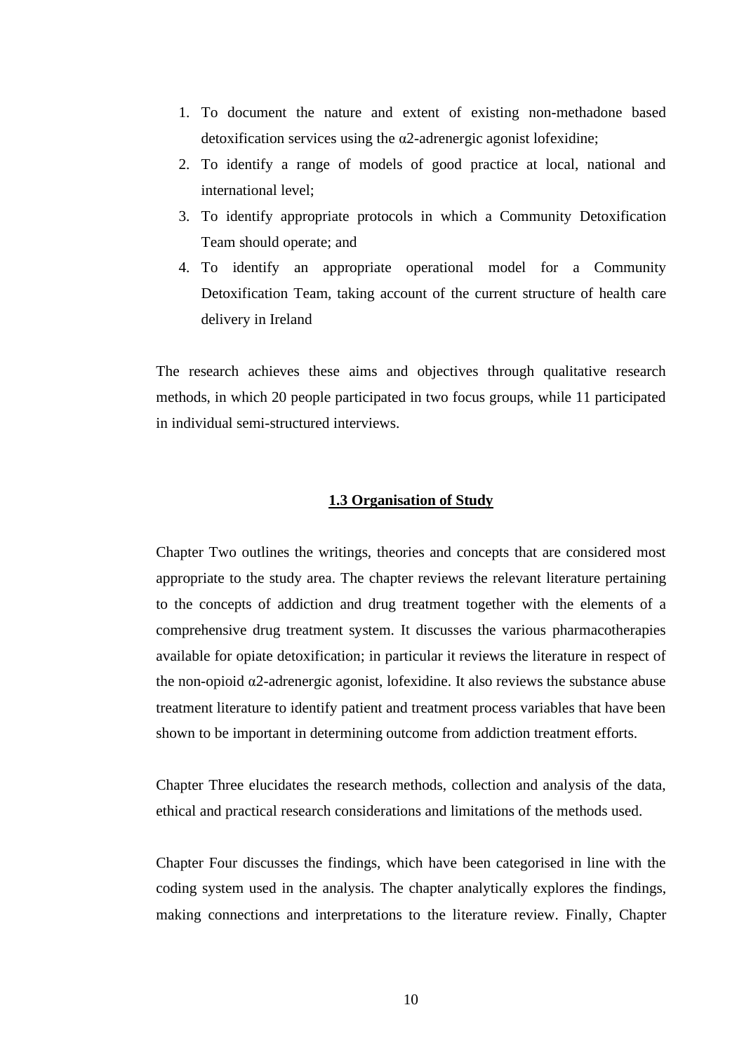1. To document the nature and extent of existing non-methadone based detoxification services using the α2-adrenergic agonist lofexidine;
2. To identify a range of models of good practice at local, national and international level;
3. To identify appropriate protocols in which a Community Detoxification Team should operate; and
4. To identify an appropriate operational model for a Community Detoxification Team, taking account of the current structure of health care delivery in Ireland

The research achieves these aims and objectives through qualitative research methods, in which 20 people participated in two focus groups, while 11 participated in individual semi-structured interviews.

### 1.3 Organisation of Study

Chapter Two outlines the writings, theories and concepts that are considered most appropriate to the study area. The chapter reviews the relevant literature pertaining to the concepts of addiction and drug treatment together with the elements of a comprehensive drug treatment system. It discusses the various pharmacotherapies available for opiate detoxification; in particular it reviews the literature in respect of the non-opioid α2-adrenergic agonist, lofexidine. It also reviews the substance abuse treatment literature to identify patient and treatment process variables that have been shown to be important in determining outcome from addiction treatment efforts.

Chapter Three elucidates the research methods, collection and analysis of the data, ethical and practical research considerations and limitations of the methods used.

Chapter Four discusses the findings, which have been categorised in line with the coding system used in the analysis. The chapter analytically explores the findings, making connections and interpretations to the literature review. Finally, Chapter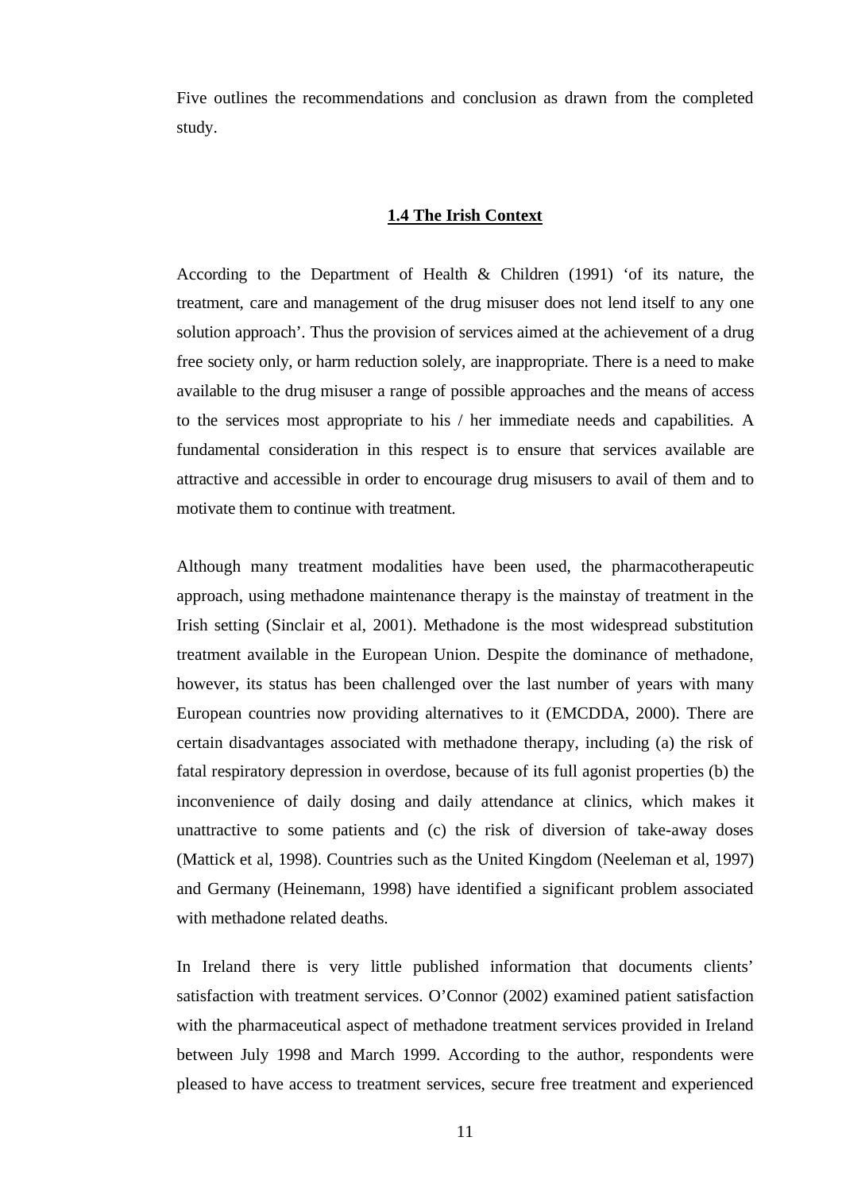Five outlines the recommendations and conclusion as drawn from the completed study.

## 1.4 The Irish Context

According to the Department of Health & Children (1991) 'of its nature, the treatment, care and management of the drug misuser does not lend itself to any one solution approach'. Thus the provision of services aimed at the achievement of a drug free society only, or harm reduction solely, are inappropriate. There is a need to make available to the drug misuser a range of possible approaches and the means of access to the services most appropriate to his / her immediate needs and capabilities. A fundamental consideration in this respect is to ensure that services available are attractive and accessible in order to encourage drug misusers to avail of them and to motivate them to continue with treatment.

Although many treatment modalities have been used, the pharmacotherapeutic approach, using methadone maintenance therapy is the mainstay of treatment in the Irish setting (Sinclair et al, 2001). Methadone is the most widespread substitution treatment available in the European Union. Despite the dominance of methadone, however, its status has been challenged over the last number of years with many European countries now providing alternatives to it (EMCDDA, 2000). There are certain disadvantages associated with methadone therapy, including (a) the risk of fatal respiratory depression in overdose, because of its full agonist properties (b) the inconvenience of daily dosing and daily attendance at clinics, which makes it unattractive to some patients and (c) the risk of diversion of take-away doses (Mattick et al, 1998). Countries such as the United Kingdom (Neeleman et al, 1997) and Germany (Heinemann, 1998) have identified a significant problem associated with methadone related deaths.

In Ireland there is very little published information that documents clients' satisfaction with treatment services. O'Connor (2002) examined patient satisfaction with the pharmaceutical aspect of methadone treatment services provided in Ireland between July 1998 and March 1999. According to the author, respondents were pleased to have access to treatment services, secure free treatment and experienced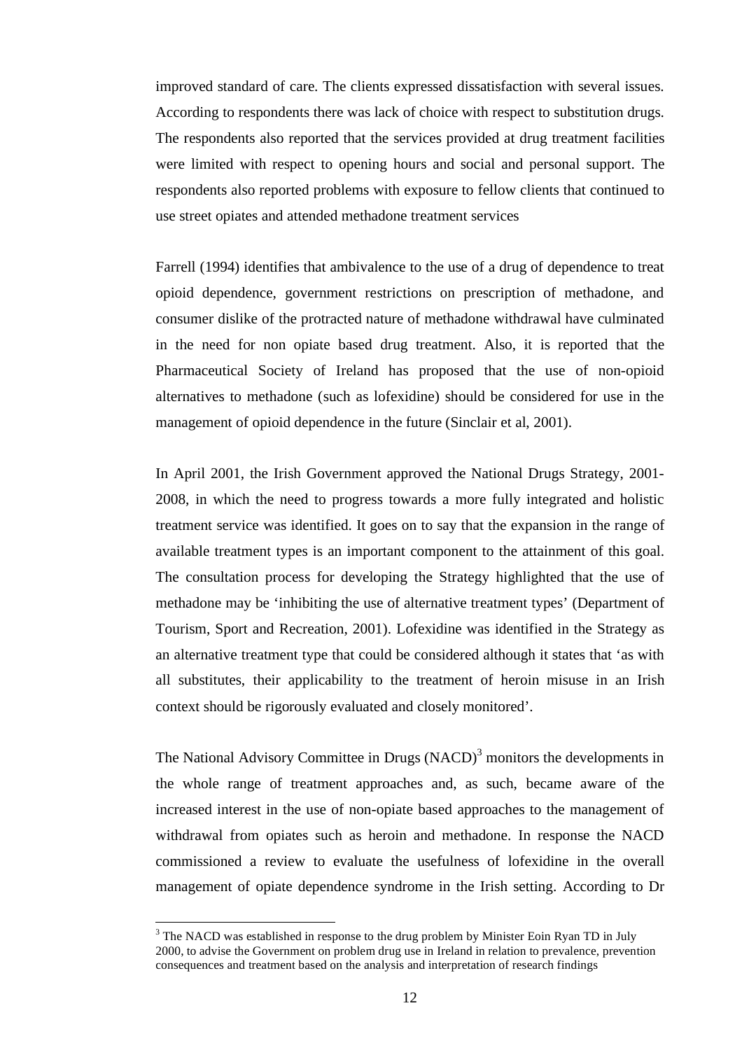improved standard of care. The clients expressed dissatisfaction with several issues. According to respondents there was lack of choice with respect to substitution drugs. The respondents also reported that the services provided at drug treatment facilities were limited with respect to opening hours and social and personal support. The respondents also reported problems with exposure to fellow clients that continued to use street opiates and attended methadone treatment services

Farrell (1994) identifies that ambivalence to the use of a drug of dependence to treat opioid dependence, government restrictions on prescription of methadone, and consumer dislike of the protracted nature of methadone withdrawal have culminated in the need for non opiate based drug treatment. Also, it is reported that the Pharmaceutical Society of Ireland has proposed that the use of non-opioid alternatives to methadone (such as lofexidine) should be considered for use in the management of opioid dependence in the future (Sinclair et al, 2001).

In April 2001, the Irish Government approved the National Drugs Strategy, 2001-2008, in which the need to progress towards a more fully integrated and holistic treatment service was identified. It goes on to say that the expansion in the range of available treatment types is an important component to the attainment of this goal. The consultation process for developing the Strategy highlighted that the use of methadone may be 'inhibiting the use of alternative treatment types' (Department of Tourism, Sport and Recreation, 2001). Lofexidine was identified in the Strategy as an alternative treatment type that could be considered although it states that 'as with all substitutes, their applicability to the treatment of heroin misuse in an Irish context should be rigorously evaluated and closely monitored'.

The National Advisory Committee in Drugs (NACD)[3] monitors the developments in the whole range of treatment approaches and, as such, became aware of the increased interest in the use of non-opiate based approaches to the management of withdrawal from opiates such as heroin and methadone. In response the NACD commissioned a review to evaluate the usefulness of lofexidine in the overall management of opiate dependence syndrome in the Irish setting. According to Dr

[3] The NACD was established in response to the drug problem by Minister Eoin Ryan TD in July 2000, to advise the Government on problem drug use in Ireland in relation to prevalence, prevention consequences and treatment based on the analysis and interpretation of research findings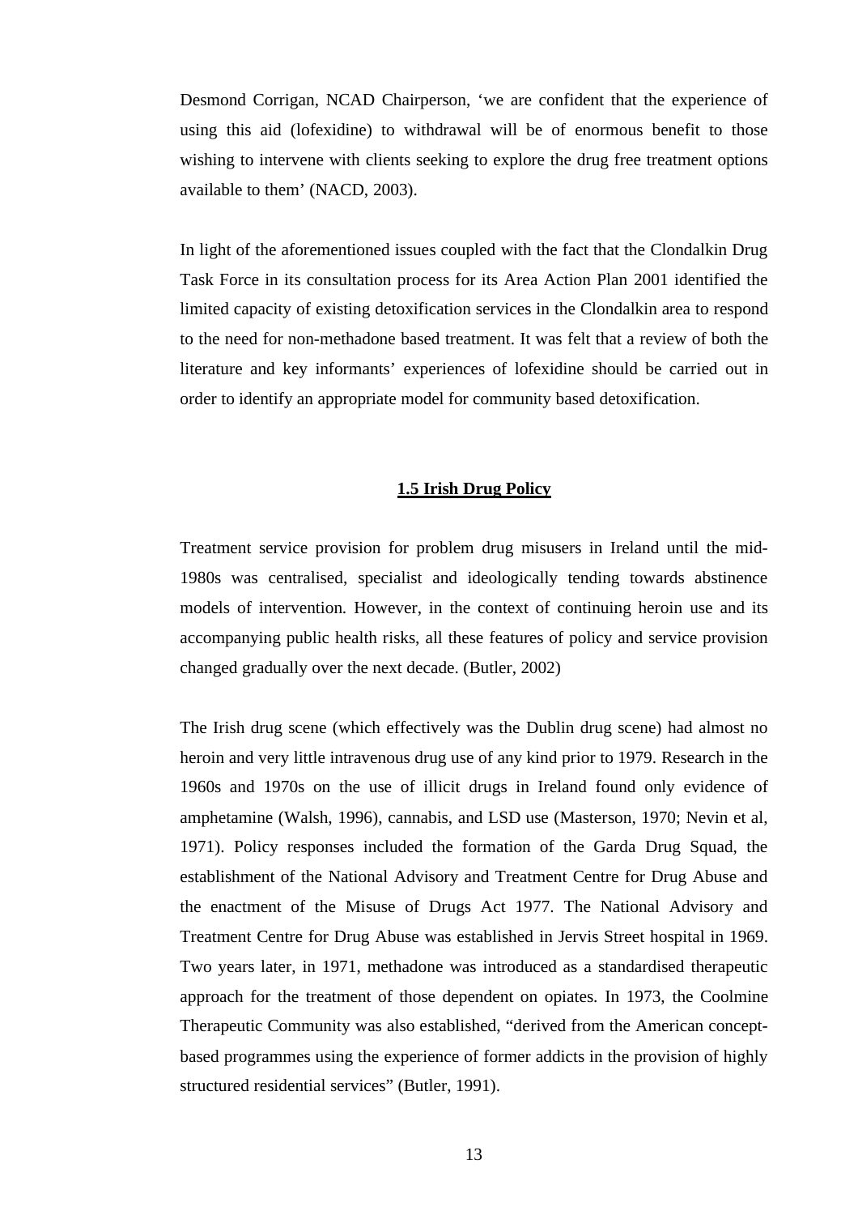Desmond Corrigan, NCAD Chairperson, 'we are confident that the experience of using this aid (lofexidine) to withdrawal will be of enormous benefit to those wishing to intervene with clients seeking to explore the drug free treatment options available to them' (NACD, 2003).

In light of the aforementioned issues coupled with the fact that the Clondalkin Drug Task Force in its consultation process for its Area Action Plan 2001 identified the limited capacity of existing detoxification services in the Clondalkin area to respond to the need for non-methadone based treatment. It was felt that a review of both the literature and key informants' experiences of lofexidine should be carried out in order to identify an appropriate model for community based detoxification.

## 1.5 Irish Drug Policy

Treatment service provision for problem drug misusers in Ireland until the mid-1980s was centralised, specialist and ideologically tending towards abstinence models of intervention. However, in the context of continuing heroin use and its accompanying public health risks, all these features of policy and service provision changed gradually over the next decade. (Butler, 2002)

The Irish drug scene (which effectively was the Dublin drug scene) had almost no heroin and very little intravenous drug use of any kind prior to 1979. Research in the 1960s and 1970s on the use of illicit drugs in Ireland found only evidence of amphetamine (Walsh, 1996), cannabis, and LSD use (Masterson, 1970; Nevin et al, 1971). Policy responses included the formation of the Garda Drug Squad, the establishment of the National Advisory and Treatment Centre for Drug Abuse and the enactment of the Misuse of Drugs Act 1977. The National Advisory and Treatment Centre for Drug Abuse was established in Jervis Street hospital in 1969. Two years later, in 1971, methadone was introduced as a standardised therapeutic approach for the treatment of those dependent on opiates. In 1973, the Coolmine Therapeutic Community was also established, "derived from the American concept-based programmes using the experience of former addicts in the provision of highly structured residential services" (Butler, 1991).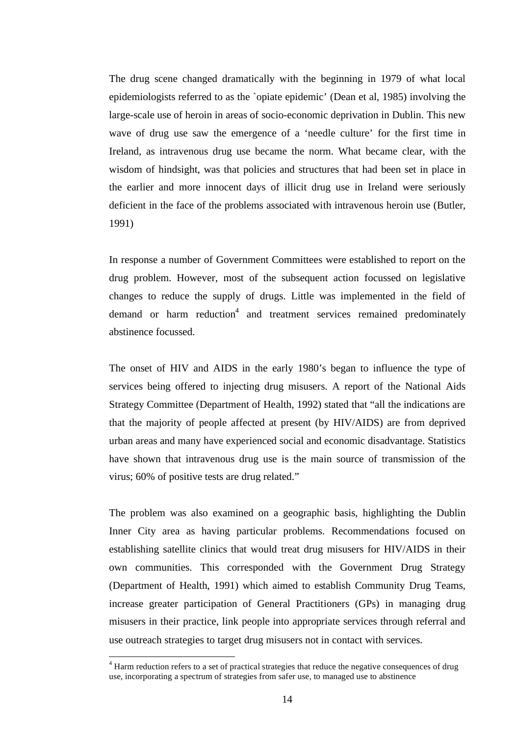The drug scene changed dramatically with the beginning in 1979 of what local epidemiologists referred to as the `opiate epidemic' (Dean et al, 1985) involving the large-scale use of heroin in areas of socio-economic deprivation in Dublin. This new wave of drug use saw the emergence of a 'needle culture' for the first time in Ireland, as intravenous drug use became the norm. What became clear, with the wisdom of hindsight, was that policies and structures that had been set in place in the earlier and more innocent days of illicit drug use in Ireland were seriously deficient in the face of the problems associated with intravenous heroin use (Butler, 1991)

In response a number of Government Committees were established to report on the drug problem. However, most of the subsequent action focussed on legislative changes to reduce the supply of drugs. Little was implemented in the field of demand or harm reduction[4] and treatment services remained predominately abstinence focussed.

The onset of HIV and AIDS in the early 1980's began to influence the type of services being offered to injecting drug misusers. A report of the National Aids Strategy Committee (Department of Health, 1992) stated that "all the indications are that the majority of people affected at present (by HIV/AIDS) are from deprived urban areas and many have experienced social and economic disadvantage. Statistics have shown that intravenous drug use is the main source of transmission of the virus; 60% of positive tests are drug related."

The problem was also examined on a geographic basis, highlighting the Dublin Inner City area as having particular problems. Recommendations focused on establishing satellite clinics that would treat drug misusers for HIV/AIDS in their own communities. This corresponded with the Government Drug Strategy (Department of Health, 1991) which aimed to establish Community Drug Teams, increase greater participation of General Practitioners (GPs) in managing drug misusers in their practice, link people into appropriate services through referral and use outreach strategies to target drug misusers not in contact with services.

---

[4] Harm reduction refers to a set of practical strategies that reduce the negative consequences of drug use, incorporating a spectrum of strategies from safer use, to managed use to abstinence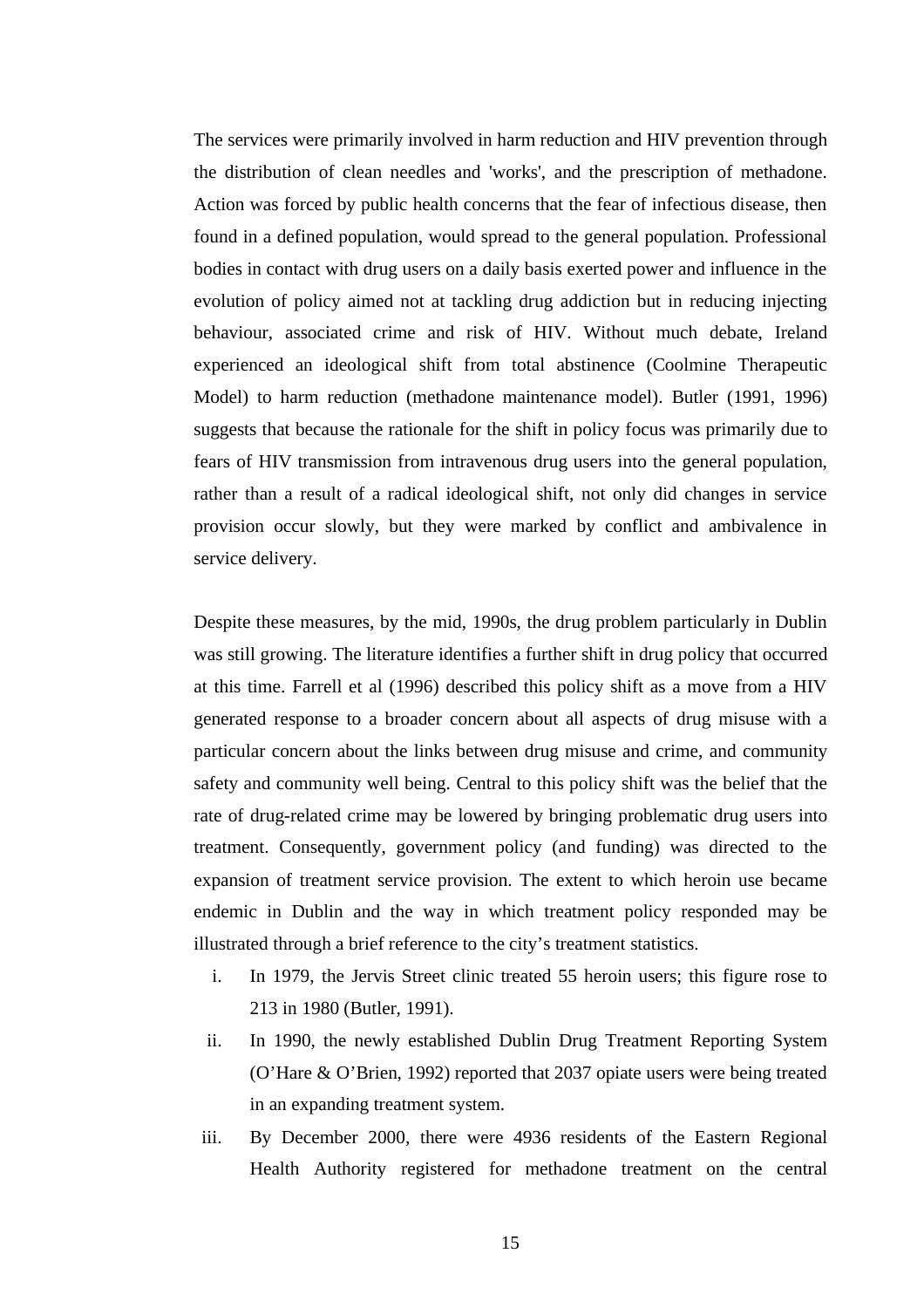The services were primarily involved in harm reduction and HIV prevention through the distribution of clean needles and 'works', and the prescription of methadone. Action was forced by public health concerns that the fear of infectious disease, then found in a defined population, would spread to the general population. Professional bodies in contact with drug users on a daily basis exerted power and influence in the evolution of policy aimed not at tackling drug addiction but in reducing injecting behaviour, associated crime and risk of HIV. Without much debate, Ireland experienced an ideological shift from total abstinence (Coolmine Therapeutic Model) to harm reduction (methadone maintenance model). Butler (1991, 1996) suggests that because the rationale for the shift in policy focus was primarily due to fears of HIV transmission from intravenous drug users into the general population, rather than a result of a radical ideological shift, not only did changes in service provision occur slowly, but they were marked by conflict and ambivalence in service delivery.

Despite these measures, by the mid, 1990s, the drug problem particularly in Dublin was still growing. The literature identifies a further shift in drug policy that occurred at this time. Farrell et al (1996) described this policy shift as a move from a HIV generated response to a broader concern about all aspects of drug misuse with a particular concern about the links between drug misuse and crime, and community safety and community well being. Central to this policy shift was the belief that the rate of drug-related crime may be lowered by bringing problematic drug users into treatment. Consequently, government policy (and funding) was directed to the expansion of treatment service provision. The extent to which heroin use became endemic in Dublin and the way in which treatment policy responded may be illustrated through a brief reference to the city’s treatment statistics.

i. In 1979, the Jervis Street clinic treated 55 heroin users; this figure rose to 213 in 1980 (Butler, 1991).
ii. In 1990, the newly established Dublin Drug Treatment Reporting System (O’Hare & O’Brien, 1992) reported that 2037 opiate users were being treated in an expanding treatment system.
iii. By December 2000, there were 4936 residents of the Eastern Regional Health Authority registered for methadone treatment on the central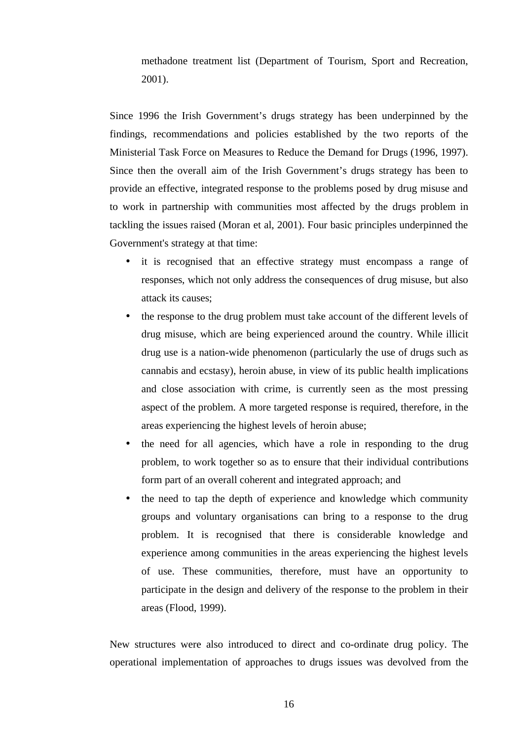methadone treatment list (Department of Tourism, Sport and Recreation, 2001).

Since 1996 the Irish Government's drugs strategy has been underpinned by the findings, recommendations and policies established by the two reports of the Ministerial Task Force on Measures to Reduce the Demand for Drugs (1996, 1997). Since then the overall aim of the Irish Government's drugs strategy has been to provide an effective, integrated response to the problems posed by drug misuse and to work in partnership with communities most affected by the drugs problem in tackling the issues raised (Moran et al, 2001). Four basic principles underpinned the Government's strategy at that time:

- it is recognised that an effective strategy must encompass a range of responses, which not only address the consequences of drug misuse, but also attack its causes;
- the response to the drug problem must take account of the different levels of drug misuse, which are being experienced around the country. While illicit drug use is a nation-wide phenomenon (particularly the use of drugs such as cannabis and ecstasy), heroin abuse, in view of its public health implications and close association with crime, is currently seen as the most pressing aspect of the problem. A more targeted response is required, therefore, in the areas experiencing the highest levels of heroin abuse;
- the need for all agencies, which have a role in responding to the drug problem, to work together so as to ensure that their individual contributions form part of an overall coherent and integrated approach; and
- the need to tap the depth of experience and knowledge which community groups and voluntary organisations can bring to a response to the drug problem. It is recognised that there is considerable knowledge and experience among communities in the areas experiencing the highest levels of use. These communities, therefore, must have an opportunity to participate in the design and delivery of the response to the problem in their areas (Flood, 1999).

New structures were also introduced to direct and co-ordinate drug policy. The operational implementation of approaches to drugs issues was devolved from the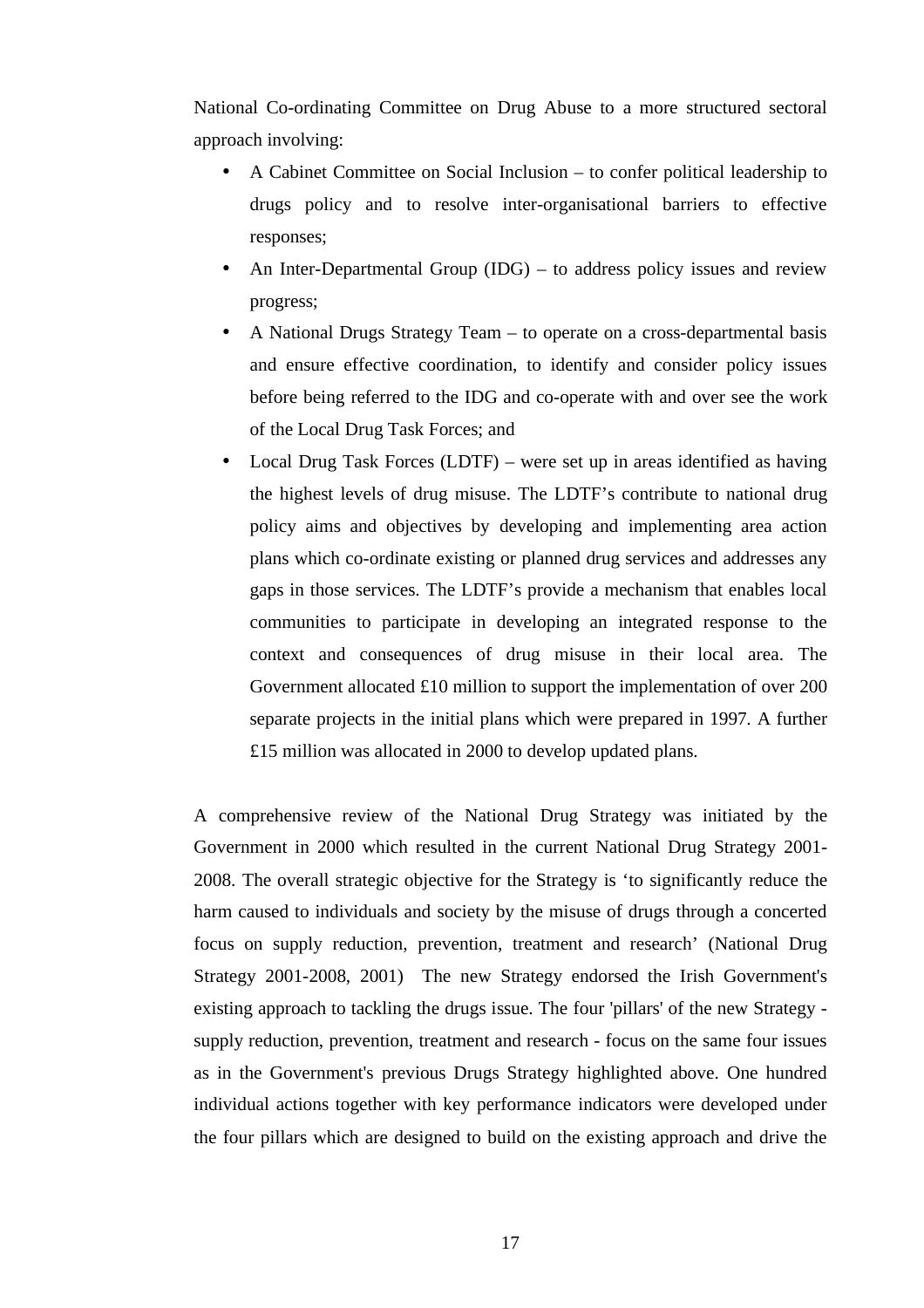National Co-ordinating Committee on Drug Abuse to a more structured sectoral approach involving:

- A Cabinet Committee on Social Inclusion – to confer political leadership to drugs policy and to resolve inter-organisational barriers to effective responses;
- An Inter-Departmental Group (IDG) – to address policy issues and review progress;
- A National Drugs Strategy Team – to operate on a cross-departmental basis and ensure effective coordination, to identify and consider policy issues before being referred to the IDG and co-operate with and over see the work of the Local Drug Task Forces; and
- Local Drug Task Forces (LDTF) – were set up in areas identified as having the highest levels of drug misuse. The LDTF's contribute to national drug policy aims and objectives by developing and implementing area action plans which co-ordinate existing or planned drug services and addresses any gaps in those services. The LDTF's provide a mechanism that enables local communities to participate in developing an integrated response to the context and consequences of drug misuse in their local area. The Government allocated £10 million to support the implementation of over 200 separate projects in the initial plans which were prepared in 1997. A further £15 million was allocated in 2000 to develop updated plans.

A comprehensive review of the National Drug Strategy was initiated by the Government in 2000 which resulted in the current National Drug Strategy 2001-2008. The overall strategic objective for the Strategy is 'to significantly reduce the harm caused to individuals and society by the misuse of drugs through a concerted focus on supply reduction, prevention, treatment and research' (National Drug Strategy 2001-2008, 2001) The new Strategy endorsed the Irish Government's existing approach to tackling the drugs issue. The four 'pillars' of the new Strategy - supply reduction, prevention, treatment and research - focus on the same four issues as in the Government's previous Drugs Strategy highlighted above. One hundred individual actions together with key performance indicators were developed under the four pillars which are designed to build on the existing approach and drive the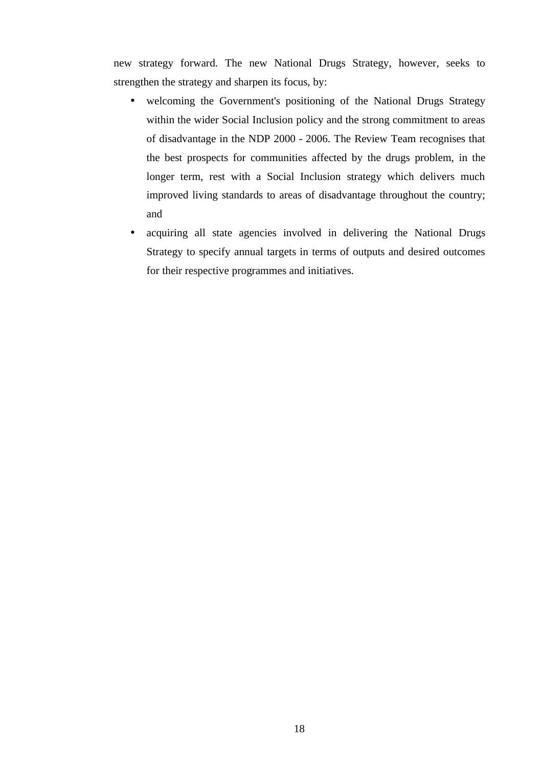new strategy forward. The new National Drugs Strategy, however, seeks to strengthen the strategy and sharpen its focus, by:

- welcoming the Government's positioning of the National Drugs Strategy within the wider Social Inclusion policy and the strong commitment to areas of disadvantage in the NDP 2000 - 2006. The Review Team recognises that the best prospects for communities affected by the drugs problem, in the longer term, rest with a Social Inclusion strategy which delivers much improved living standards to areas of disadvantage throughout the country; and
- acquiring all state agencies involved in delivering the National Drugs Strategy to specify annual targets in terms of outputs and desired outcomes for their respective programmes and initiatives.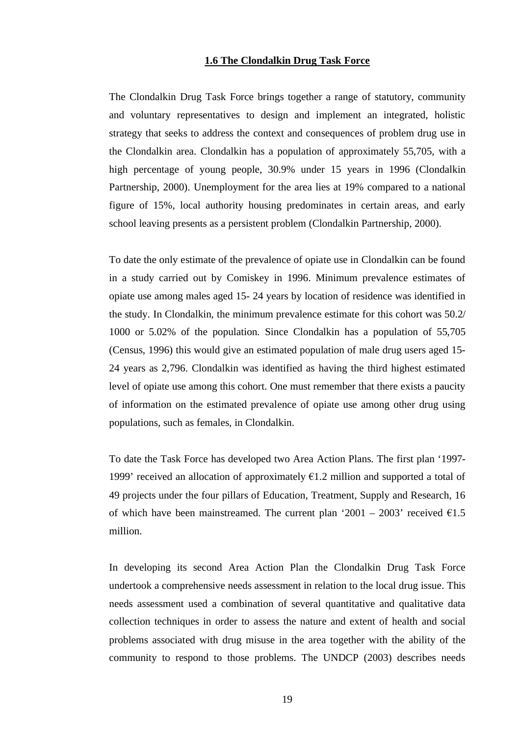## 1.6 The Clondalkin Drug Task Force

The Clondalkin Drug Task Force brings together a range of statutory, community and voluntary representatives to design and implement an integrated, holistic strategy that seeks to address the context and consequences of problem drug use in the Clondalkin area. Clondalkin has a population of approximately 55,705, with a high percentage of young people, 30.9% under 15 years in 1996 (Clondalkin Partnership, 2000). Unemployment for the area lies at 19% compared to a national figure of 15%, local authority housing predominates in certain areas, and early school leaving presents as a persistent problem (Clondalkin Partnership, 2000).

To date the only estimate of the prevalence of opiate use in Clondalkin can be found in a study carried out by Comiskey in 1996. Minimum prevalence estimates of opiate use among males aged 15- 24 years by location of residence was identified in the study. In Clondalkin, the minimum prevalence estimate for this cohort was 50.2/ 1000 or 5.02% of the population. Since Clondalkin has a population of 55,705 (Census, 1996) this would give an estimated population of male drug users aged 15-24 years as 2,796. Clondalkin was identified as having the third highest estimated level of opiate use among this cohort. One must remember that there exists a paucity of information on the estimated prevalence of opiate use among other drug using populations, such as females, in Clondalkin.

To date the Task Force has developed two Area Action Plans. The first plan '1997-1999' received an allocation of approximately €1.2 million and supported a total of 49 projects under the four pillars of Education, Treatment, Supply and Research, 16 of which have been mainstreamed. The current plan '2001 – 2003' received €1.5 million.

In developing its second Area Action Plan the Clondalkin Drug Task Force undertook a comprehensive needs assessment in relation to the local drug issue. This needs assessment used a combination of several quantitative and qualitative data collection techniques in order to assess the nature and extent of health and social problems associated with drug misuse in the area together with the ability of the community to respond to those problems. The UNDCP (2003) describes needs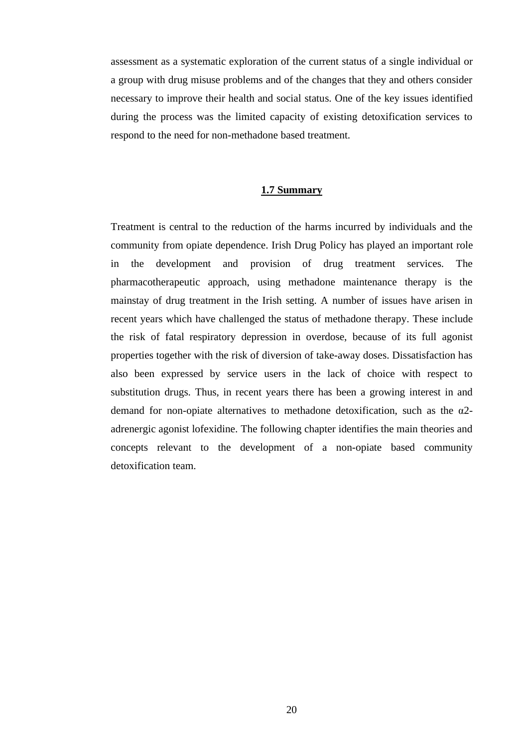assessment as a systematic exploration of the current status of a single individual or a group with drug misuse problems and of the changes that they and others consider necessary to improve their health and social status. One of the key issues identified during the process was the limited capacity of existing detoxification services to respond to the need for non-methadone based treatment.

## 1.7 Summary

Treatment is central to the reduction of the harms incurred by individuals and the community from opiate dependence. Irish Drug Policy has played an important role in the development and provision of drug treatment services. The pharmacotherapeutic approach, using methadone maintenance therapy is the mainstay of drug treatment in the Irish setting. A number of issues have arisen in recent years which have challenged the status of methadone therapy. These include the risk of fatal respiratory depression in overdose, because of its full agonist properties together with the risk of diversion of take-away doses. Dissatisfaction has also been expressed by service users in the lack of choice with respect to substitution drugs. Thus, in recent years there has been a growing interest in and demand for non-opiate alternatives to methadone detoxification, such as the $\alpha 2$-adrenergic agonist lofexidine. The following chapter identifies the main theories and concepts relevant to the development of a non-opiate based community detoxification team.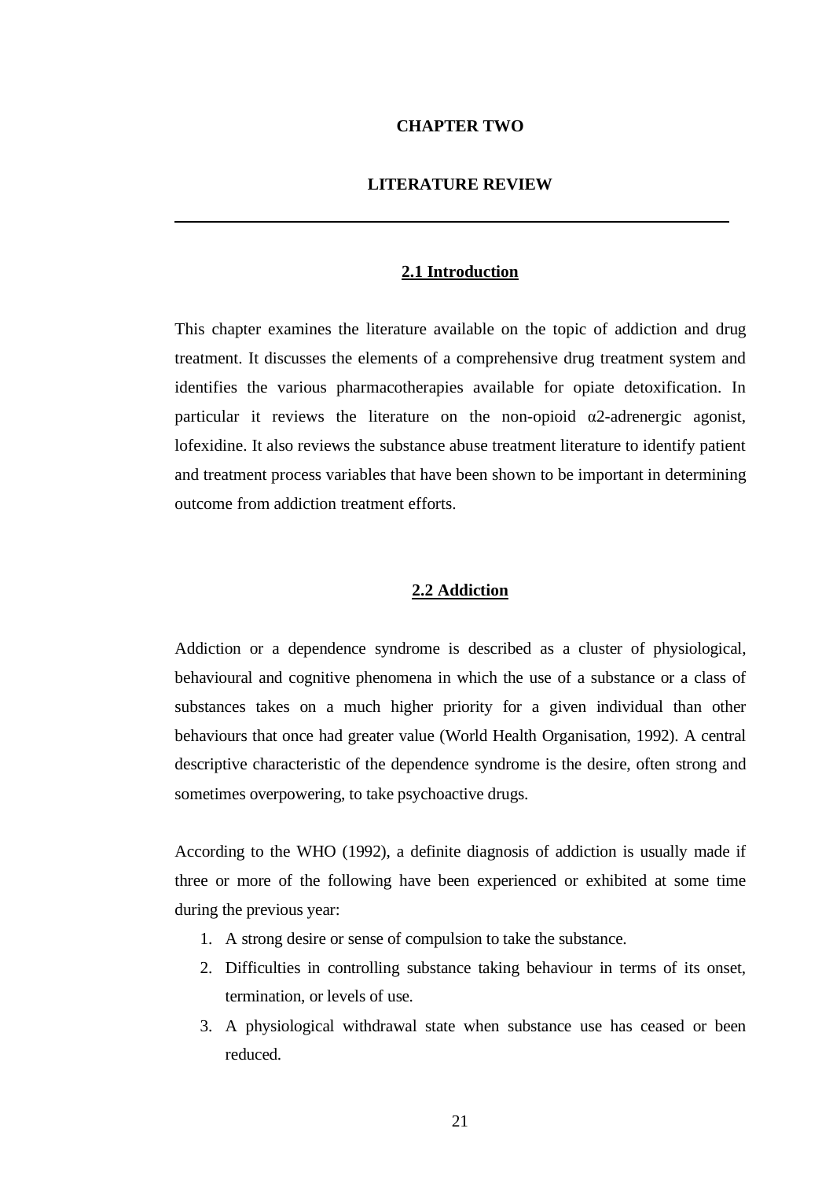# CHAPTER TWO

# LITERATURE REVIEW

---

## 2.1 Introduction

This chapter examines the literature available on the topic of addiction and drug treatment. It discusses the elements of a comprehensive drug treatment system and identifies the various pharmacotherapies available for opiate detoxification. In particular it reviews the literature on the non-opioid α2-adrenergic agonist, lofexidine. It also reviews the substance abuse treatment literature to identify patient and treatment process variables that have been shown to be important in determining outcome from addiction treatment efforts.

## 2.2 Addiction

Addiction or a dependence syndrome is described as a cluster of physiological, behavioural and cognitive phenomena in which the use of a substance or a class of substances takes on a much higher priority for a given individual than other behaviours that once had greater value (World Health Organisation, 1992). A central descriptive characteristic of the dependence syndrome is the desire, often strong and sometimes overpowering, to take psychoactive drugs.

According to the WHO (1992), a definite diagnosis of addiction is usually made if three or more of the following have been experienced or exhibited at some time during the previous year:

1. A strong desire or sense of compulsion to take the substance.
2. Difficulties in controlling substance taking behaviour in terms of its onset, termination, or levels of use.
3. A physiological withdrawal state when substance use has ceased or been reduced.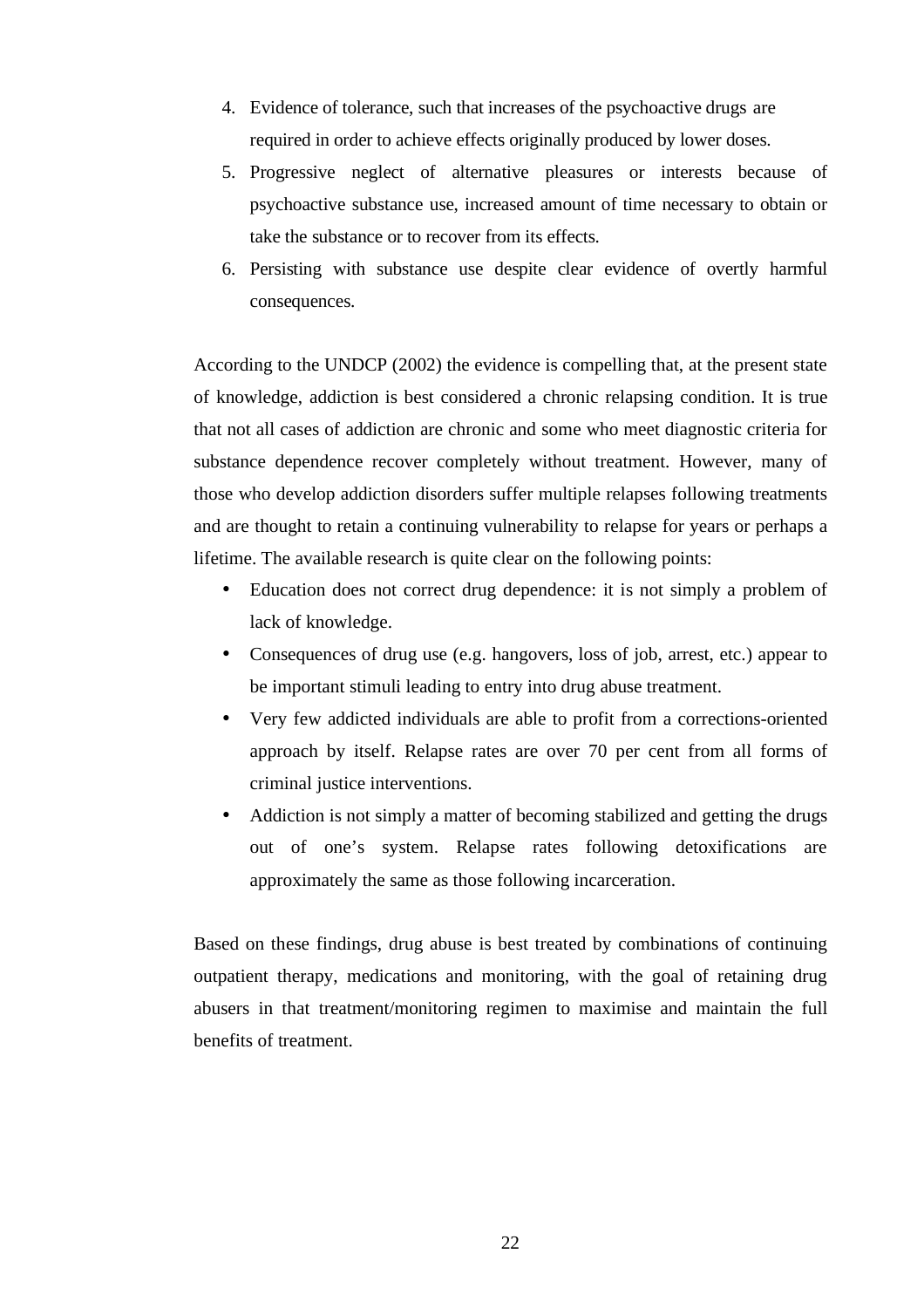4. Evidence of tolerance, such that increases of the psychoactive drugs are required in order to achieve effects originally produced by lower doses.
5. Progressive neglect of alternative pleasures or interests because of psychoactive substance use, increased amount of time necessary to obtain or take the substance or to recover from its effects.
6. Persisting with substance use despite clear evidence of overtly harmful consequences.

According to the UNDCP (2002) the evidence is compelling that, at the present state of knowledge, addiction is best considered a chronic relapsing condition. It is true that not all cases of addiction are chronic and some who meet diagnostic criteria for substance dependence recover completely without treatment. However, many of those who develop addiction disorders suffer multiple relapses following treatments and are thought to retain a continuing vulnerability to relapse for years or perhaps a lifetime. The available research is quite clear on the following points:

- Education does not correct drug dependence: it is not simply a problem of lack of knowledge.
- Consequences of drug use (e.g. hangovers, loss of job, arrest, etc.) appear to be important stimuli leading to entry into drug abuse treatment.
- Very few addicted individuals are able to profit from a corrections-oriented approach by itself. Relapse rates are over 70 per cent from all forms of criminal justice interventions.
- Addiction is not simply a matter of becoming stabilized and getting the drugs out of one's system. Relapse rates following detoxifications are approximately the same as those following incarceration.

Based on these findings, drug abuse is best treated by combinations of continuing outpatient therapy, medications and monitoring, with the goal of retaining drug abusers in that treatment/monitoring regimen to maximise and maintain the full benefits of treatment.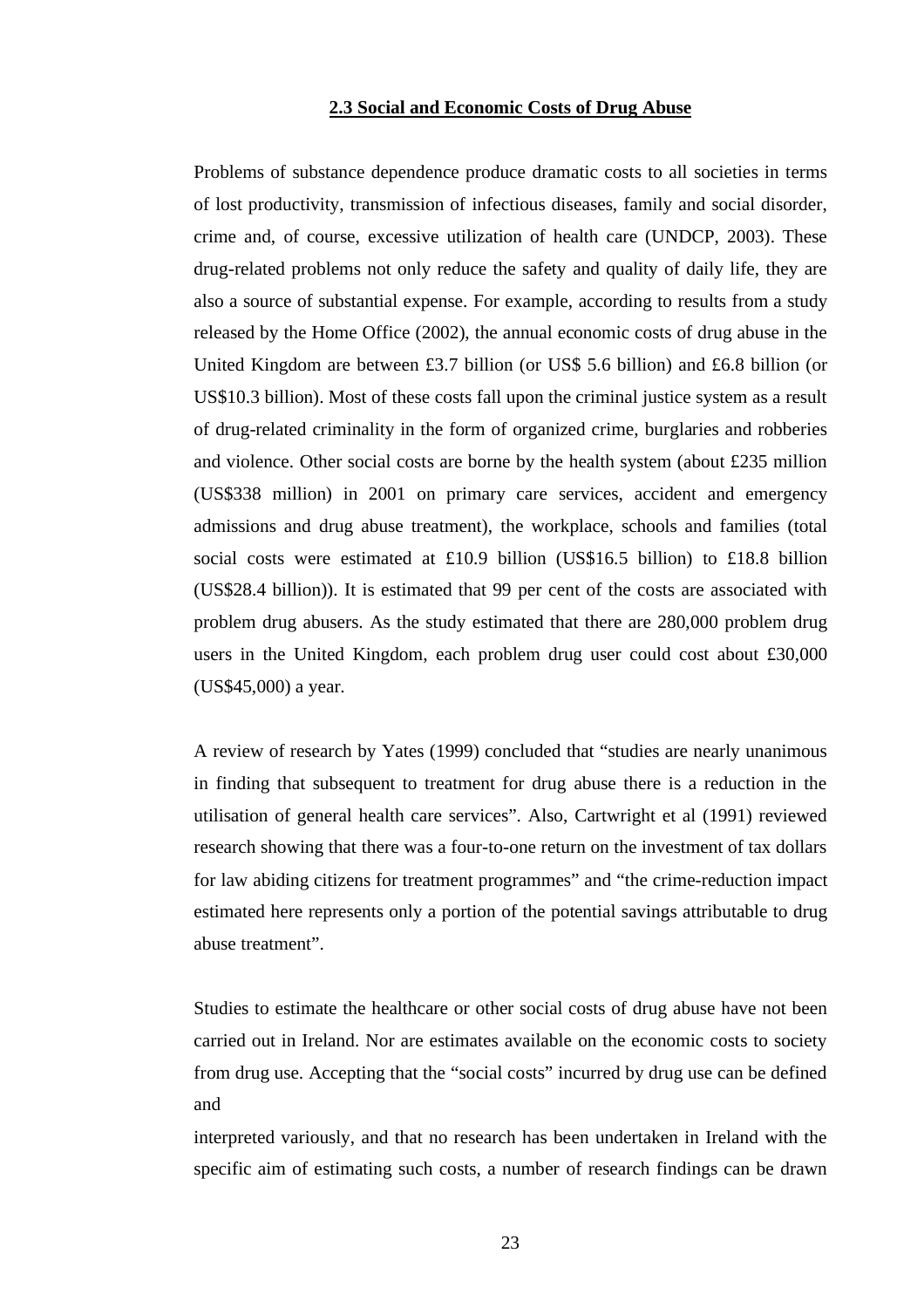## 2.3 Social and Economic Costs of Drug Abuse

Problems of substance dependence produce dramatic costs to all societies in terms of lost productivity, transmission of infectious diseases, family and social disorder, crime and, of course, excessive utilization of health care (UNDCP, 2003). These drug-related problems not only reduce the safety and quality of daily life, they are also a source of substantial expense. For example, according to results from a study released by the Home Office (2002), the annual economic costs of drug abuse in the United Kingdom are between £3.7 billion (or US$ 5.6 billion) and £6.8 billion (or US$10.3 billion). Most of these costs fall upon the criminal justice system as a result of drug-related criminality in the form of organized crime, burglaries and robberies and violence. Other social costs are borne by the health system (about £235 million (US$338 million) in 2001 on primary care services, accident and emergency admissions and drug abuse treatment), the workplace, schools and families (total social costs were estimated at £10.9 billion (US$16.5 billion) to £18.8 billion (US$28.4 billion)). It is estimated that 99 per cent of the costs are associated with problem drug abusers. As the study estimated that there are 280,000 problem drug users in the United Kingdom, each problem drug user could cost about £30,000 (US$45,000) a year.

A review of research by Yates (1999) concluded that "studies are nearly unanimous in finding that subsequent to treatment for drug abuse there is a reduction in the utilisation of general health care services". Also, Cartwright et al (1991) reviewed research showing that there was a four-to-one return on the investment of tax dollars for law abiding citizens for treatment programmes" and "the crime-reduction impact estimated here represents only a portion of the potential savings attributable to drug abuse treatment".

Studies to estimate the healthcare or other social costs of drug abuse have not been carried out in Ireland. Nor are estimates available on the economic costs to society from drug use. Accepting that the "social costs" incurred by drug use can be defined and

interpreted variously, and that no research has been undertaken in Ireland with the specific aim of estimating such costs, a number of research findings can be drawn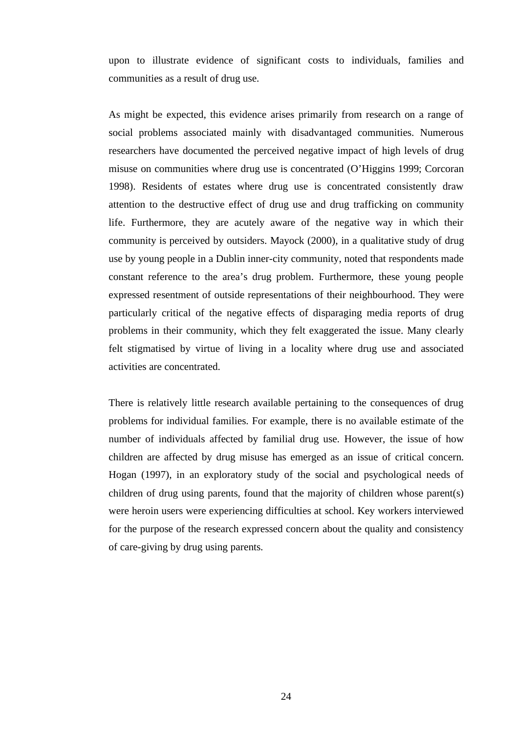upon to illustrate evidence of significant costs to individuals, families and communities as a result of drug use.

As might be expected, this evidence arises primarily from research on a range of social problems associated mainly with disadvantaged communities. Numerous researchers have documented the perceived negative impact of high levels of drug misuse on communities where drug use is concentrated (O'Higgins 1999; Corcoran 1998). Residents of estates where drug use is concentrated consistently draw attention to the destructive effect of drug use and drug trafficking on community life. Furthermore, they are acutely aware of the negative way in which their community is perceived by outsiders. Mayock (2000), in a qualitative study of drug use by young people in a Dublin inner-city community, noted that respondents made constant reference to the area's drug problem. Furthermore, these young people expressed resentment of outside representations of their neighbourhood. They were particularly critical of the negative effects of disparaging media reports of drug problems in their community, which they felt exaggerated the issue. Many clearly felt stigmatised by virtue of living in a locality where drug use and associated activities are concentrated.

There is relatively little research available pertaining to the consequences of drug problems for individual families. For example, there is no available estimate of the number of individuals affected by familial drug use. However, the issue of how children are affected by drug misuse has emerged as an issue of critical concern. Hogan (1997), in an exploratory study of the social and psychological needs of children of drug using parents, found that the majority of children whose parent(s) were heroin users were experiencing difficulties at school. Key workers interviewed for the purpose of the research expressed concern about the quality and consistency of care-giving by drug using parents.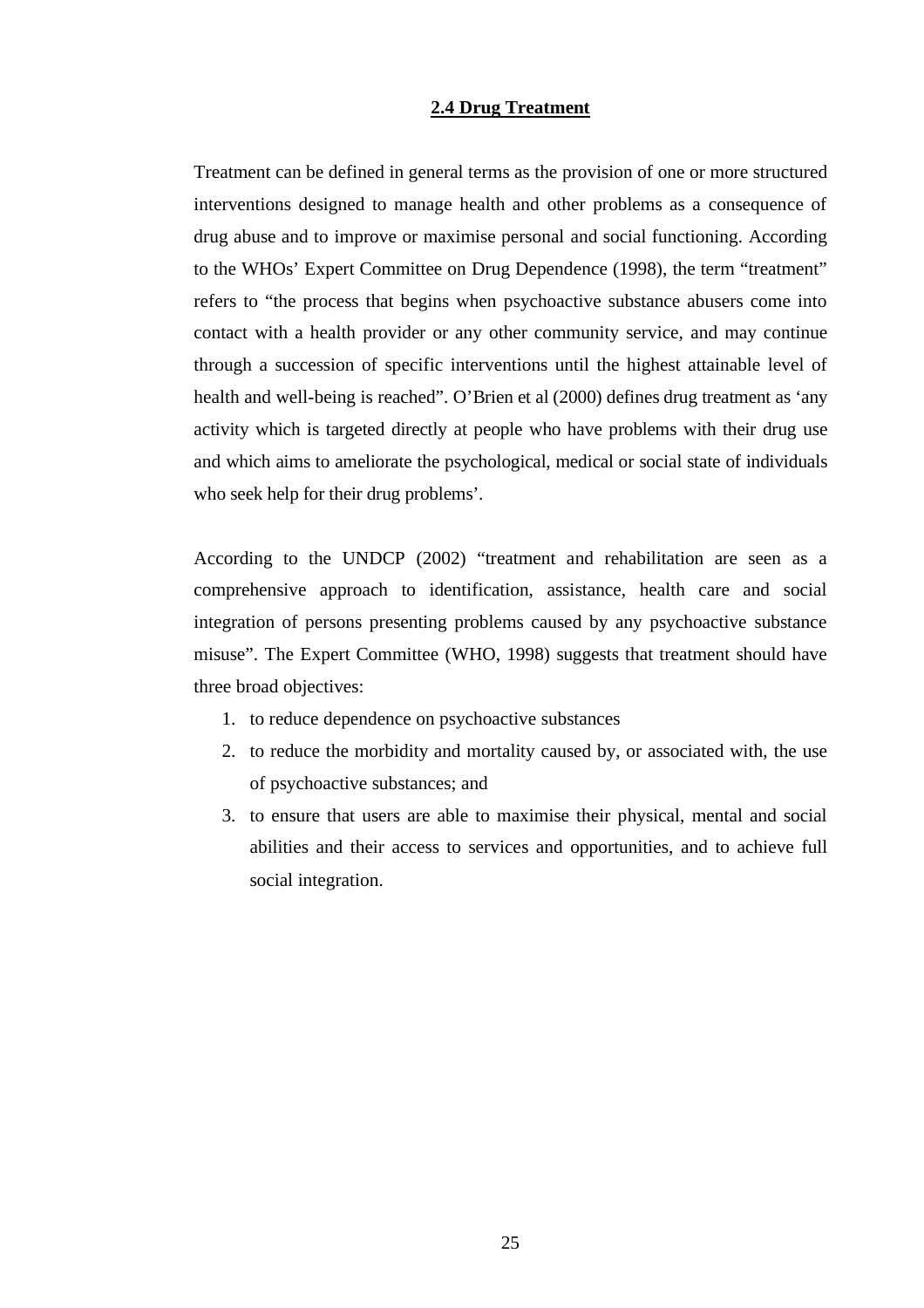## **2.4 Drug Treatment**

Treatment can be defined in general terms as the provision of one or more structured interventions designed to manage health and other problems as a consequence of drug abuse and to improve or maximise personal and social functioning. According to the WHOs' Expert Committee on Drug Dependence (1998), the term "treatment" refers to "the process that begins when psychoactive substance abusers come into contact with a health provider or any other community service, and may continue through a succession of specific interventions until the highest attainable level of health and well-being is reached". O'Brien et al (2000) defines drug treatment as 'any activity which is targeted directly at people who have problems with their drug use and which aims to ameliorate the psychological, medical or social state of individuals who seek help for their drug problems'.

According to the UNDCP (2002) "treatment and rehabilitation are seen as a comprehensive approach to identification, assistance, health care and social integration of persons presenting problems caused by any psychoactive substance misuse". The Expert Committee (WHO, 1998) suggests that treatment should have three broad objectives:

1. to reduce dependence on psychoactive substances
2. to reduce the morbidity and mortality caused by, or associated with, the use of psychoactive substances; and
3. to ensure that users are able to maximise their physical, mental and social abilities and their access to services and opportunities, and to achieve full social integration.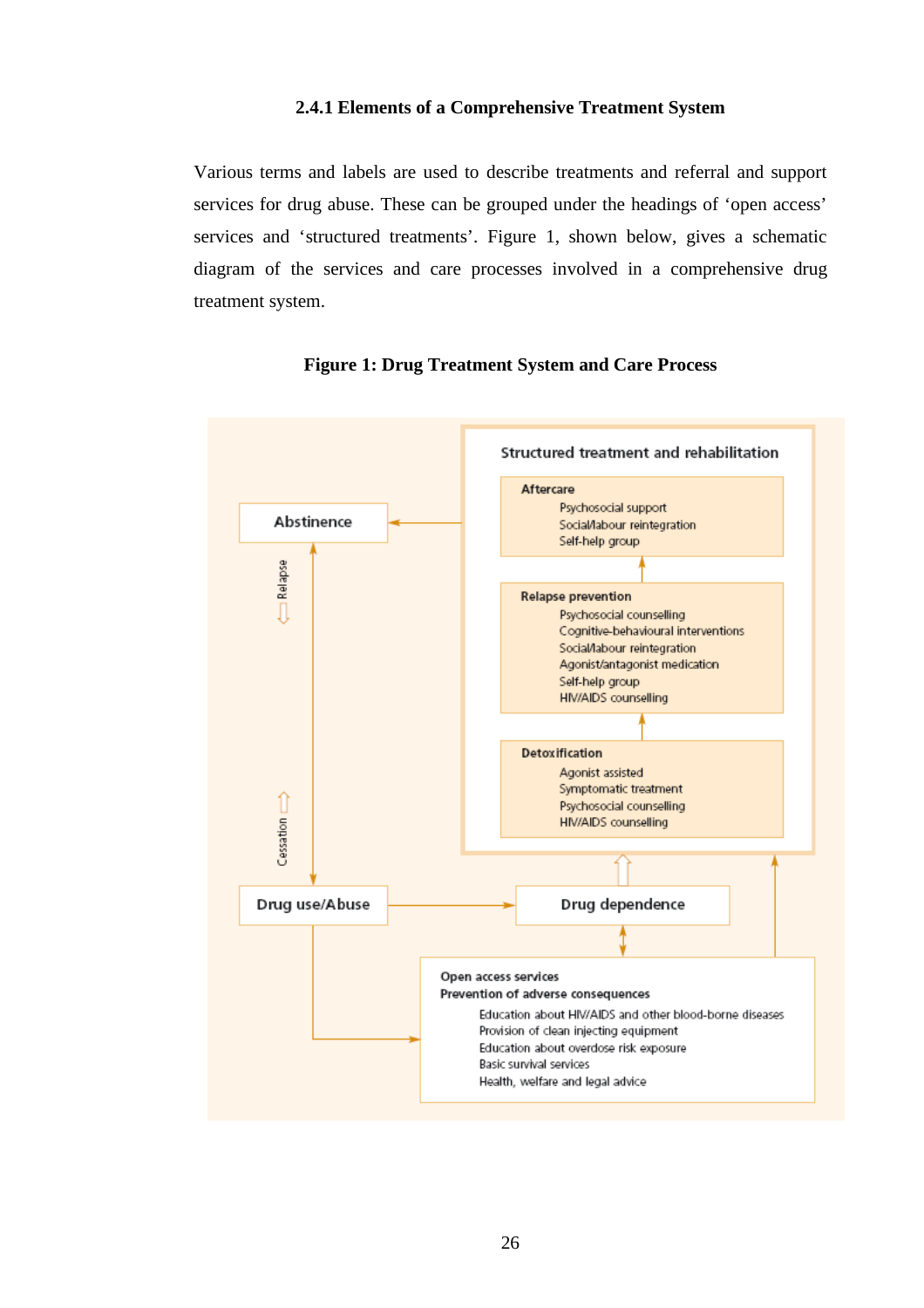### 2.4.1 Elements of a Comprehensive Treatment System

Various terms and labels are used to describe treatments and referral and support services for drug abuse. These can be grouped under the headings of 'open access' services and 'structured treatments'. Figure 1, shown below, gives a schematic diagram of the services and care processes involved in a comprehensive drug treatment system.

**Figure 1: Drug Treatment System and Care Process**

Structured treatment and rehabilitation

Aftercare
Psychosocial support
Social/labour reintegration
Self-help group

Relapse prevention
Psychosocial counselling
Cognitive-behavioural interventions
Social/labour reintegration
Agonist/antagonist medication
Self-help group
HIV/AIDS counselling

Detoxification
Agonist assisted
Symptomatic treatment
Psychosocial counselling
HIV/AIDS counselling

Abstinence

Relapse

Cessation

Drug use/Abuse

Drug dependence

Open access services
Prevention of adverse consequences
Education about HIV/AIDS and other blood-borne diseases
Provision of clean injecting equipment
Education about overdose risk exposure
Basic survival services
Health, welfare and legal advice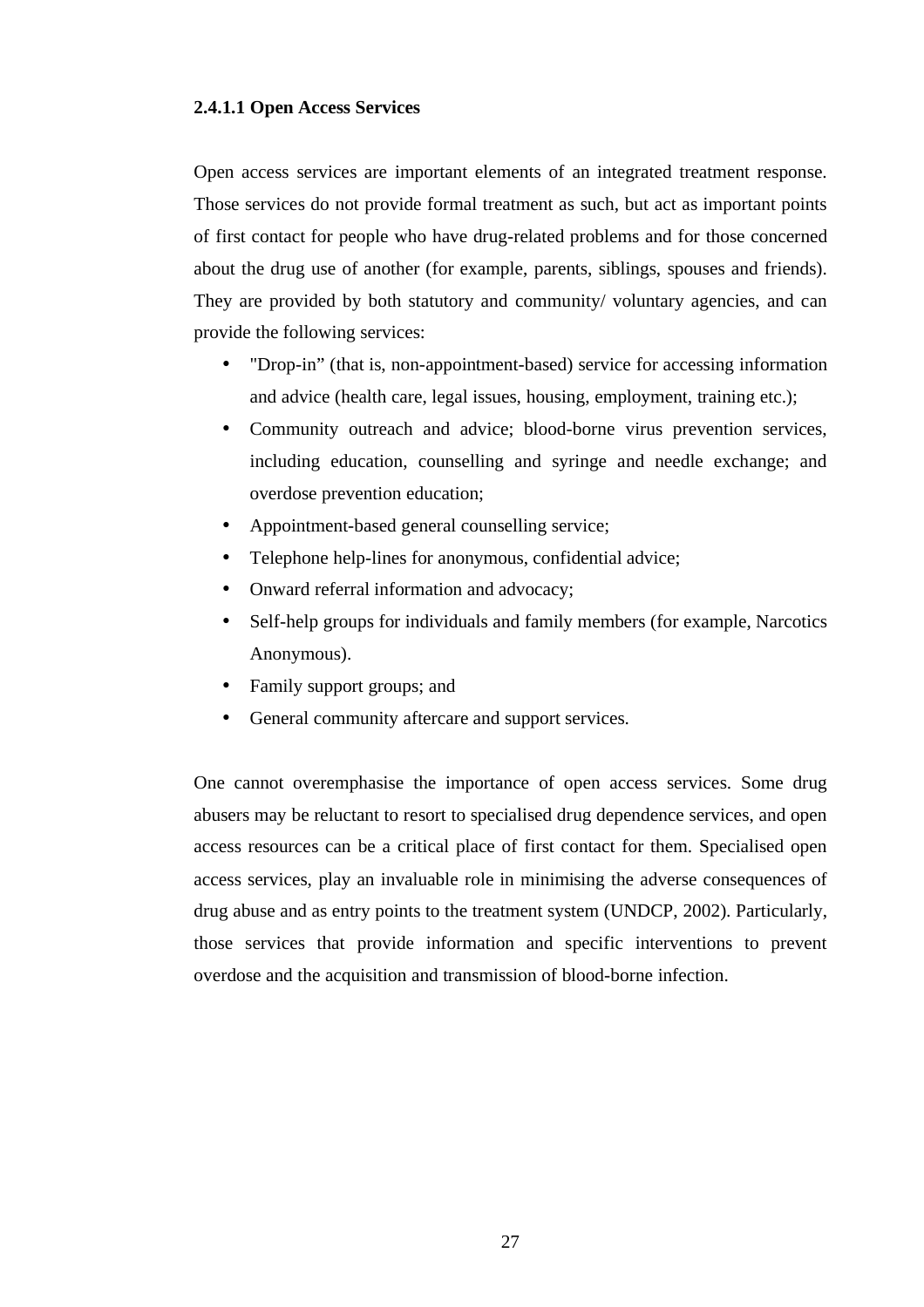#### 2.4.1.1 Open Access Services

Open access services are important elements of an integrated treatment response. Those services do not provide formal treatment as such, but act as important points of first contact for people who have drug-related problems and for those concerned about the drug use of another (for example, parents, siblings, spouses and friends). They are provided by both statutory and community/ voluntary agencies, and can provide the following services:

- "Drop-in" (that is, non-appointment-based) service for accessing information and advice (health care, legal issues, housing, employment, training etc.);
- Community outreach and advice; blood-borne virus prevention services, including education, counselling and syringe and needle exchange; and overdose prevention education;
- Appointment-based general counselling service;
- Telephone help-lines for anonymous, confidential advice;
- Onward referral information and advocacy;
- Self-help groups for individuals and family members (for example, Narcotics Anonymous).
- Family support groups; and
- General community aftercare and support services.

One cannot overemphasise the importance of open access services. Some drug abusers may be reluctant to resort to specialised drug dependence services, and open access resources can be a critical place of first contact for them. Specialised open access services, play an invaluable role in minimising the adverse consequences of drug abuse and as entry points to the treatment system (UNDCP, 2002). Particularly, those services that provide information and specific interventions to prevent overdose and the acquisition and transmission of blood-borne infection.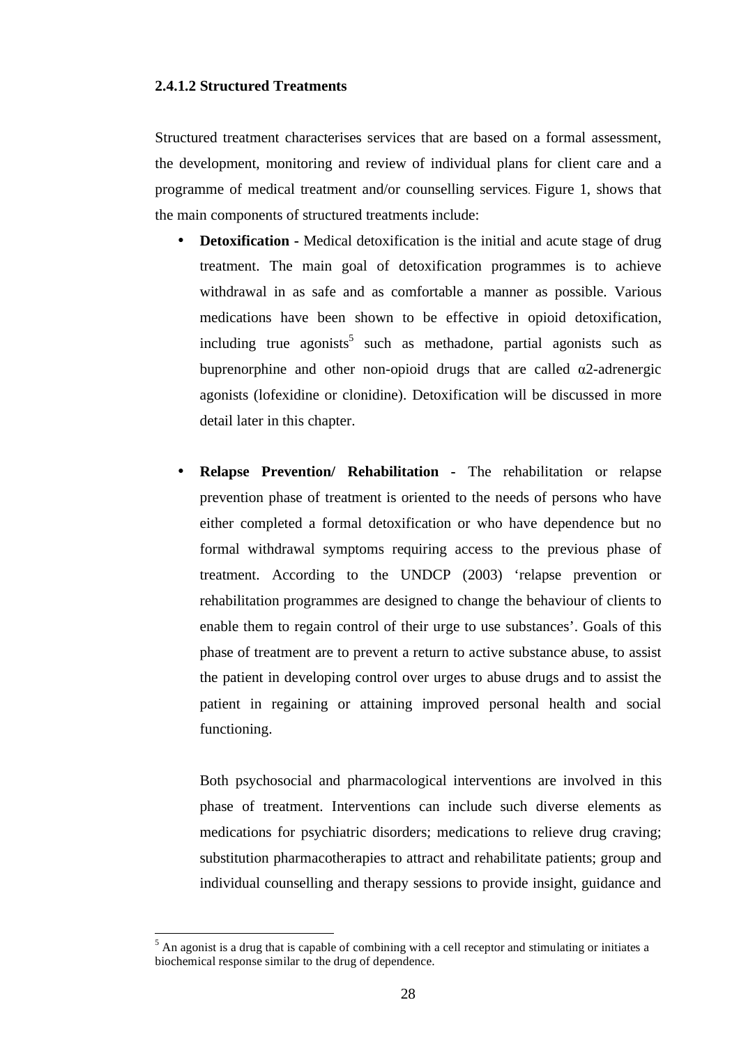#### 2.4.1.2 Structured Treatments

Structured treatment characterises services that are based on a formal assessment, the development, monitoring and review of individual plans for client care and a programme of medical treatment and/or counselling services. Figure 1, shows that the main components of structured treatments include:

- **Detoxification -** Medical detoxification is the initial and acute stage of drug treatment. The main goal of detoxification programmes is to achieve withdrawal in as safe and as comfortable a manner as possible. Various medications have been shown to be effective in opioid detoxification, including true agonists[5] such as methadone, partial agonists such as buprenorphine and other non-opioid drugs that are called α2-adrenergic agonists (lofexidine or clonidine). Detoxification will be discussed in more detail later in this chapter.

- **Relapse Prevention/ Rehabilitation -** The rehabilitation or relapse prevention phase of treatment is oriented to the needs of persons who have either completed a formal detoxification or who have dependence but no formal withdrawal symptoms requiring access to the previous phase of treatment. According to the UNDCP (2003) 'relapse prevention or rehabilitation programmes are designed to change the behaviour of clients to enable them to regain control of their urge to use substances'. Goals of this phase of treatment are to prevent a return to active substance abuse, to assist the patient in developing control over urges to abuse drugs and to assist the patient in regaining or attaining improved personal health and social functioning.

  Both psychosocial and pharmacological interventions are involved in this phase of treatment. Interventions can include such diverse elements as medications for psychiatric disorders; medications to relieve drug craving; substitution pharmacotherapies to attract and rehabilitate patients; group and individual counselling and therapy sessions to provide insight, guidance and

---

[5] An agonist is a drug that is capable of combining with a cell receptor and stimulating or initiates a biochemical response similar to the drug of dependence.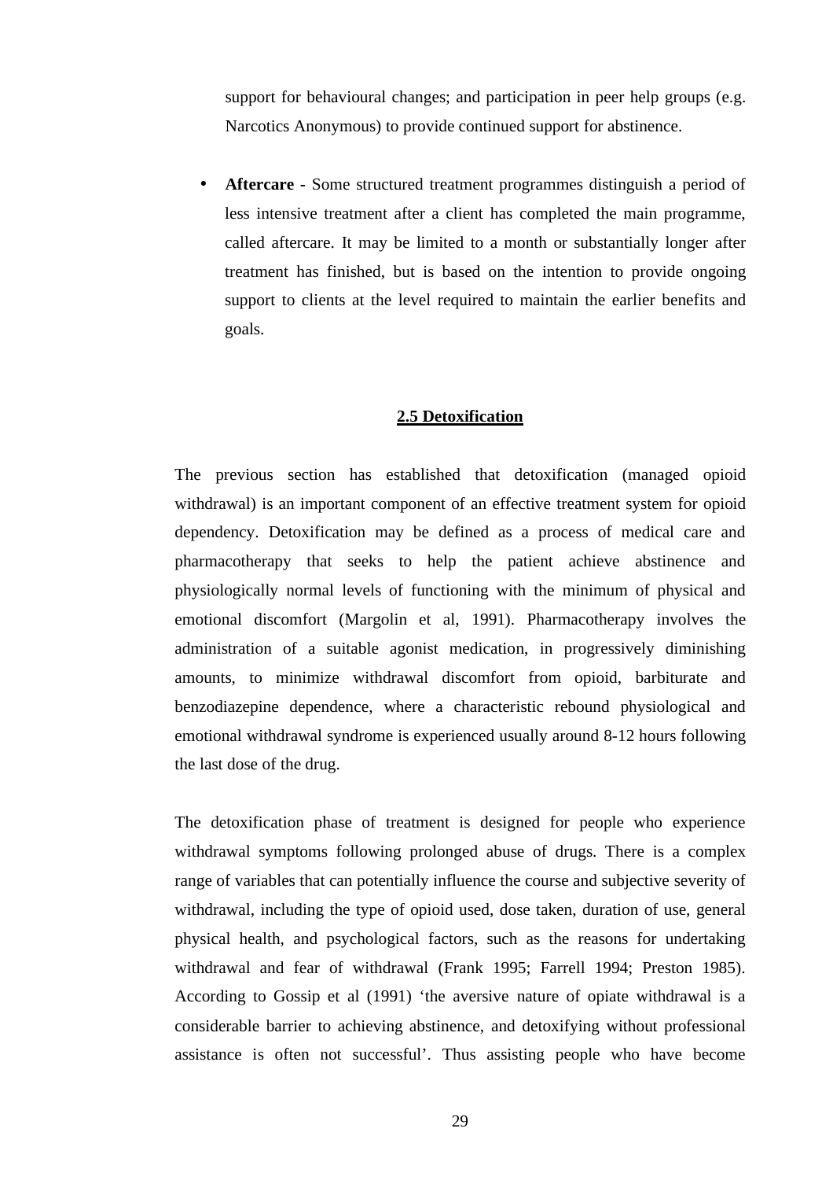support for behavioural changes; and participation in peer help groups (e.g. Narcotics Anonymous) to provide continued support for abstinence.

- **Aftercare -** Some structured treatment programmes distinguish a period of less intensive treatment after a client has completed the main programme, called aftercare. It may be limited to a month or substantially longer after treatment has finished, but is based on the intention to provide ongoing support to clients at the level required to maintain the earlier benefits and goals.

## 2.5 Detoxification

The previous section has established that detoxification (managed opioid withdrawal) is an important component of an effective treatment system for opioid dependency. Detoxification may be defined as a process of medical care and pharmacotherapy that seeks to help the patient achieve abstinence and physiologically normal levels of functioning with the minimum of physical and emotional discomfort (Margolin et al, 1991). Pharmacotherapy involves the administration of a suitable agonist medication, in progressively diminishing amounts, to minimize withdrawal discomfort from opioid, barbiturate and benzodiazepine dependence, where a characteristic rebound physiological and emotional withdrawal syndrome is experienced usually around 8-12 hours following the last dose of the drug.

The detoxification phase of treatment is designed for people who experience withdrawal symptoms following prolonged abuse of drugs. There is a complex range of variables that can potentially influence the course and subjective severity of withdrawal, including the type of opioid used, dose taken, duration of use, general physical health, and psychological factors, such as the reasons for undertaking withdrawal and fear of withdrawal (Frank 1995; Farrell 1994; Preston 1985). According to Gossip et al (1991) 'the aversive nature of opiate withdrawal is a considerable barrier to achieving abstinence, and detoxifying without professional assistance is often not successful'. Thus assisting people who have become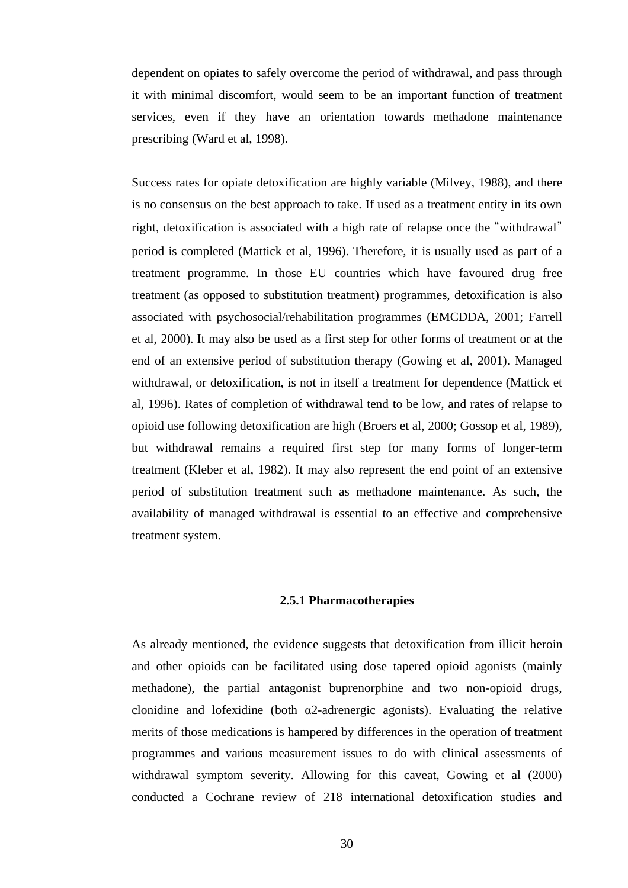dependent on opiates to safely overcome the period of withdrawal, and pass through it with minimal discomfort, would seem to be an important function of treatment services, even if they have an orientation towards methadone maintenance prescribing (Ward et al, 1998).

Success rates for opiate detoxification are highly variable (Milvey, 1988), and there is no consensus on the best approach to take. If used as a treatment entity in its own right, detoxification is associated with a high rate of relapse once the "withdrawal" period is completed (Mattick et al, 1996). Therefore, it is usually used as part of a treatment programme. In those EU countries which have favoured drug free treatment (as opposed to substitution treatment) programmes, detoxification is also associated with psychosocial/rehabilitation programmes (EMCDDA, 2001; Farrell et al, 2000). It may also be used as a first step for other forms of treatment or at the end of an extensive period of substitution therapy (Gowing et al, 2001). Managed withdrawal, or detoxification, is not in itself a treatment for dependence (Mattick et al, 1996). Rates of completion of withdrawal tend to be low, and rates of relapse to opioid use following detoxification are high (Broers et al, 2000; Gossop et al, 1989), but withdrawal remains a required first step for many forms of longer-term treatment (Kleber et al, 1982). It may also represent the end point of an extensive period of substitution treatment such as methadone maintenance. As such, the availability of managed withdrawal is essential to an effective and comprehensive treatment system.

### 2.5.1 Pharmacotherapies

As already mentioned, the evidence suggests that detoxification from illicit heroin and other opioids can be facilitated using dose tapered opioid agonists (mainly methadone), the partial antagonist buprenorphine and two non-opioid drugs, clonidine and lofexidine (both α2-adrenergic agonists). Evaluating the relative merits of those medications is hampered by differences in the operation of treatment programmes and various measurement issues to do with clinical assessments of withdrawal symptom severity. Allowing for this caveat, Gowing et al (2000) conducted a Cochrane review of 218 international detoxification studies and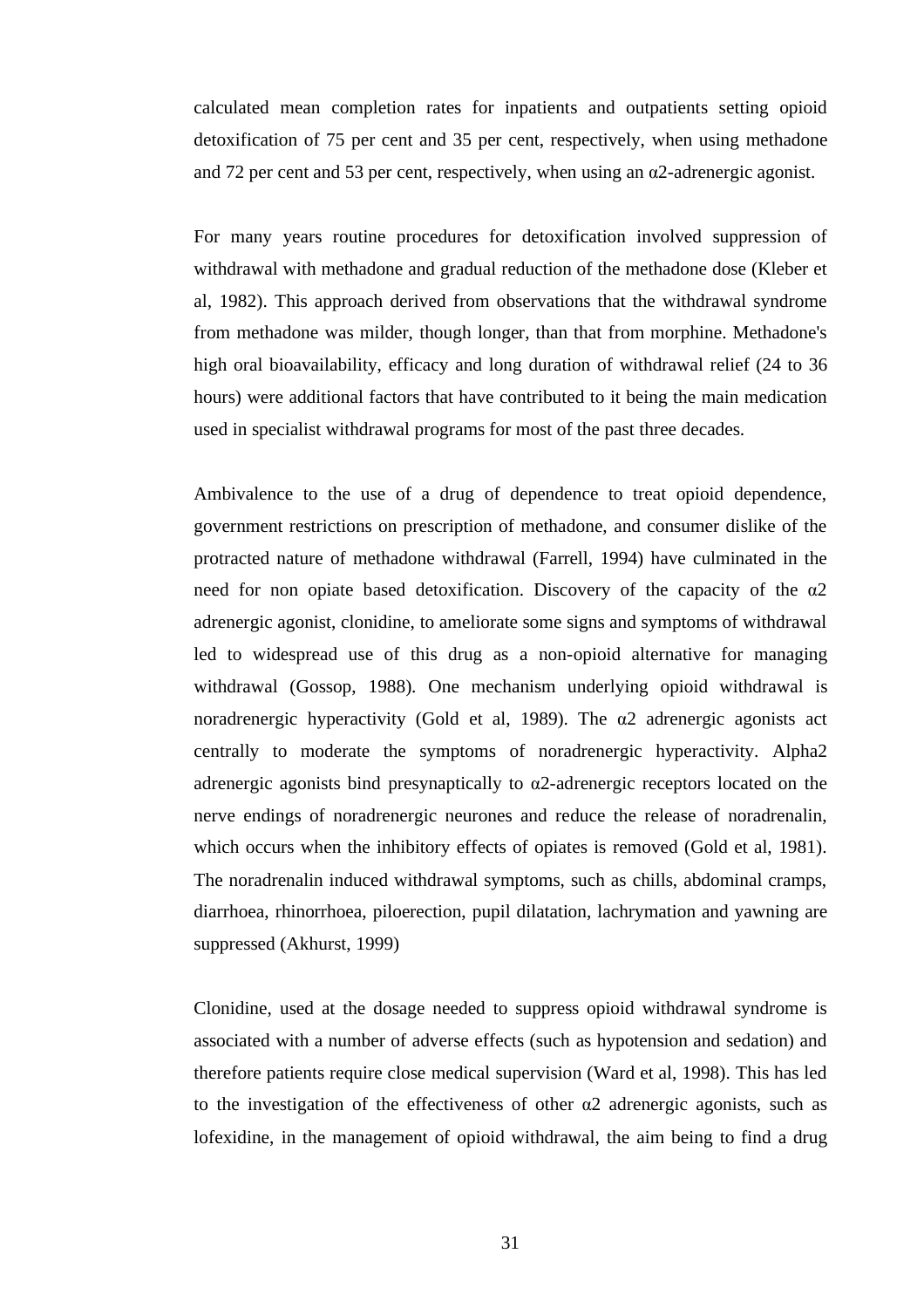calculated mean completion rates for inpatients and outpatients setting opioid detoxification of 75 per cent and 35 per cent, respectively, when using methadone and 72 per cent and 53 per cent, respectively, when using an α2-adrenergic agonist.

For many years routine procedures for detoxification involved suppression of withdrawal with methadone and gradual reduction of the methadone dose (Kleber et al, 1982). This approach derived from observations that the withdrawal syndrome from methadone was milder, though longer, than that from morphine. Methadone's high oral bioavailability, efficacy and long duration of withdrawal relief (24 to 36 hours) were additional factors that have contributed to it being the main medication used in specialist withdrawal programs for most of the past three decades.

Ambivalence to the use of a drug of dependence to treat opioid dependence, government restrictions on prescription of methadone, and consumer dislike of the protracted nature of methadone withdrawal (Farrell, 1994) have culminated in the need for non opiate based detoxification. Discovery of the capacity of the α2 adrenergic agonist, clonidine, to ameliorate some signs and symptoms of withdrawal led to widespread use of this drug as a non-opioid alternative for managing withdrawal (Gossop, 1988). One mechanism underlying opioid withdrawal is noradrenergic hyperactivity (Gold et al, 1989). The α2 adrenergic agonists act centrally to moderate the symptoms of noradrenergic hyperactivity. Alpha2 adrenergic agonists bind presynaptically to α2-adrenergic receptors located on the nerve endings of noradrenergic neurones and reduce the release of noradrenalin, which occurs when the inhibitory effects of opiates is removed (Gold et al, 1981). The noradrenalin induced withdrawal symptoms, such as chills, abdominal cramps, diarrhoea, rhinorrhoea, piloerection, pupil dilatation, lachrymation and yawning are suppressed (Akhurst, 1999)

Clonidine, used at the dosage needed to suppress opioid withdrawal syndrome is associated with a number of adverse effects (such as hypotension and sedation) and therefore patients require close medical supervision (Ward et al, 1998). This has led to the investigation of the effectiveness of other α2 adrenergic agonists, such as lofexidine, in the management of opioid withdrawal, the aim being to find a drug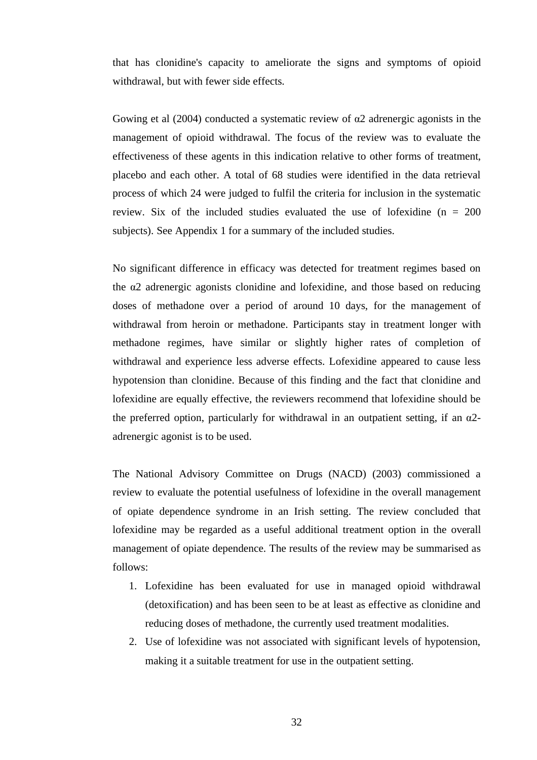that has clonidine's capacity to ameliorate the signs and symptoms of opioid withdrawal, but with fewer side effects.

Gowing et al (2004) conducted a systematic review of α2 adrenergic agonists in the management of opioid withdrawal. The focus of the review was to evaluate the effectiveness of these agents in this indication relative to other forms of treatment, placebo and each other. A total of 68 studies were identified in the data retrieval process of which 24 were judged to fulfil the criteria for inclusion in the systematic review. Six of the included studies evaluated the use of lofexidine (n = 200 subjects). See Appendix 1 for a summary of the included studies.

No significant difference in efficacy was detected for treatment regimes based on the α2 adrenergic agonists clonidine and lofexidine, and those based on reducing doses of methadone over a period of around 10 days, for the management of withdrawal from heroin or methadone. Participants stay in treatment longer with methadone regimes, have similar or slightly higher rates of completion of withdrawal and experience less adverse effects. Lofexidine appeared to cause less hypotension than clonidine. Because of this finding and the fact that clonidine and lofexidine are equally effective, the reviewers recommend that lofexidine should be the preferred option, particularly for withdrawal in an outpatient setting, if an α2-adrenergic agonist is to be used.

The National Advisory Committee on Drugs (NACD) (2003) commissioned a review to evaluate the potential usefulness of lofexidine in the overall management of opiate dependence syndrome in an Irish setting. The review concluded that lofexidine may be regarded as a useful additional treatment option in the overall management of opiate dependence. The results of the review may be summarised as follows:

1. Lofexidine has been evaluated for use in managed opioid withdrawal (detoxification) and has been seen to be at least as effective as clonidine and reducing doses of methadone, the currently used treatment modalities.
2. Use of lofexidine was not associated with significant levels of hypotension, making it a suitable treatment for use in the outpatient setting.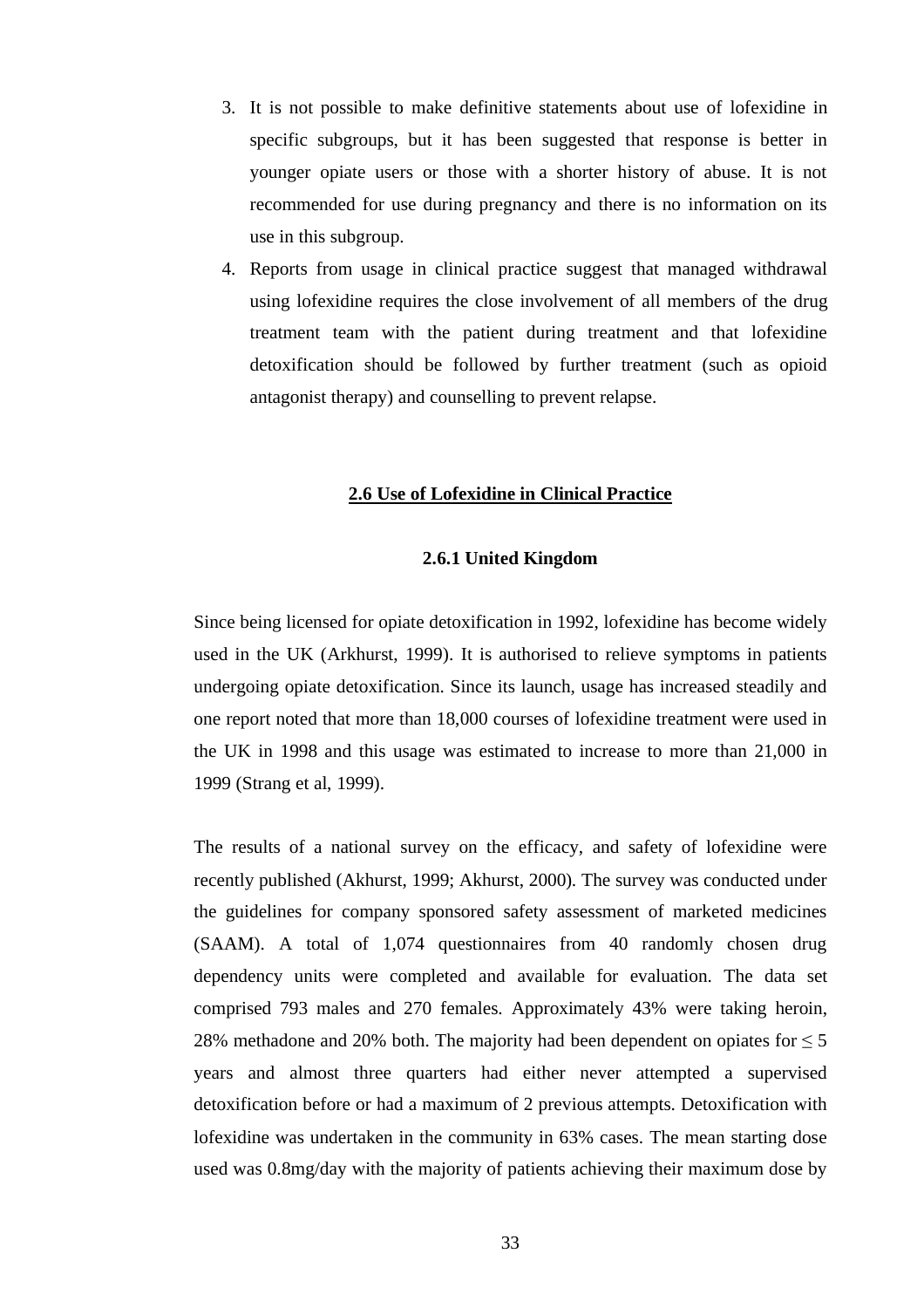3. It is not possible to make definitive statements about use of lofexidine in specific subgroups, but it has been suggested that response is better in younger opiate users or those with a shorter history of abuse. It is not recommended for use during pregnancy and there is no information on its use in this subgroup.
4. Reports from usage in clinical practice suggest that managed withdrawal using lofexidine requires the close involvement of all members of the drug treatment team with the patient during treatment and that lofexidine detoxification should be followed by further treatment (such as opioid antagonist therapy) and counselling to prevent relapse.

## 2.6 Use of Lofexidine in Clinical Practice

### 2.6.1 United Kingdom

Since being licensed for opiate detoxification in 1992, lofexidine has become widely used in the UK (Arkhurst, 1999). It is authorised to relieve symptoms in patients undergoing opiate detoxification. Since its launch, usage has increased steadily and one report noted that more than 18,000 courses of lofexidine treatment were used in the UK in 1998 and this usage was estimated to increase to more than 21,000 in 1999 (Strang et al, 1999).

The results of a national survey on the efficacy, and safety of lofexidine were recently published (Akhurst, 1999; Akhurst, 2000). The survey was conducted under the guidelines for company sponsored safety assessment of marketed medicines (SAAM). A total of 1,074 questionnaires from 40 randomly chosen drug dependency units were completed and available for evaluation. The data set comprised 793 males and 270 females. Approximately 43% were taking heroin, 28% methadone and 20% both. The majority had been dependent on opiates for ≤ 5 years and almost three quarters had either never attempted a supervised detoxification before or had a maximum of 2 previous attempts. Detoxification with lofexidine was undertaken in the community in 63% cases. The mean starting dose used was 0.8mg/day with the majority of patients achieving their maximum dose by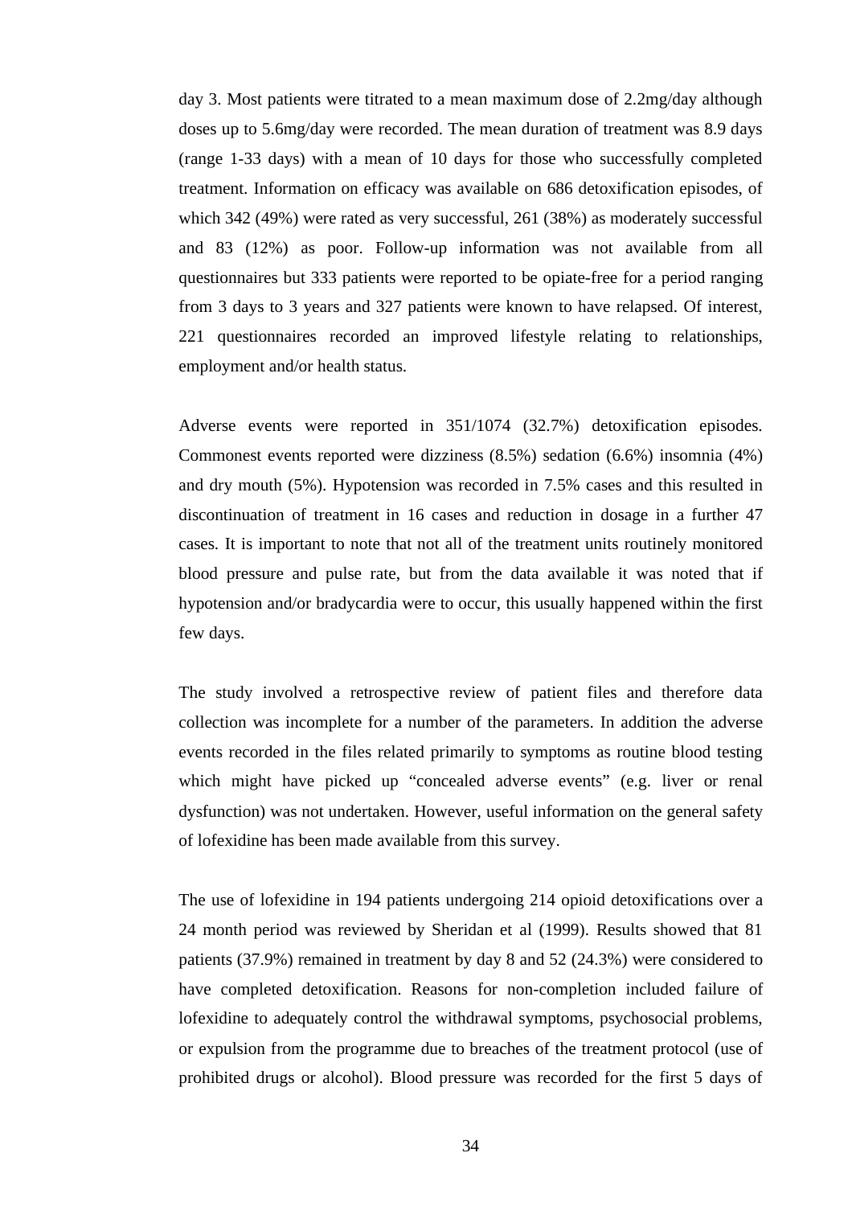day 3. Most patients were titrated to a mean maximum dose of 2.2mg/day although doses up to 5.6mg/day were recorded. The mean duration of treatment was 8.9 days (range 1-33 days) with a mean of 10 days for those who successfully completed treatment. Information on efficacy was available on 686 detoxification episodes, of which 342 (49%) were rated as very successful, 261 (38%) as moderately successful and 83 (12%) as poor. Follow-up information was not available from all questionnaires but 333 patients were reported to be opiate-free for a period ranging from 3 days to 3 years and 327 patients were known to have relapsed. Of interest, 221 questionnaires recorded an improved lifestyle relating to relationships, employment and/or health status.

Adverse events were reported in 351/1074 (32.7%) detoxification episodes. Commonest events reported were dizziness (8.5%) sedation (6.6%) insomnia (4%) and dry mouth (5%). Hypotension was recorded in 7.5% cases and this resulted in discontinuation of treatment in 16 cases and reduction in dosage in a further 47 cases. It is important to note that not all of the treatment units routinely monitored blood pressure and pulse rate, but from the data available it was noted that if hypotension and/or bradycardia were to occur, this usually happened within the first few days.

The study involved a retrospective review of patient files and therefore data collection was incomplete for a number of the parameters. In addition the adverse events recorded in the files related primarily to symptoms as routine blood testing which might have picked up "concealed adverse events" (e.g. liver or renal dysfunction) was not undertaken. However, useful information on the general safety of lofexidine has been made available from this survey.

The use of lofexidine in 194 patients undergoing 214 opioid detoxifications over a 24 month period was reviewed by Sheridan et al (1999). Results showed that 81 patients (37.9%) remained in treatment by day 8 and 52 (24.3%) were considered to have completed detoxification. Reasons for non-completion included failure of lofexidine to adequately control the withdrawal symptoms, psychosocial problems, or expulsion from the programme due to breaches of the treatment protocol (use of prohibited drugs or alcohol). Blood pressure was recorded for the first 5 days of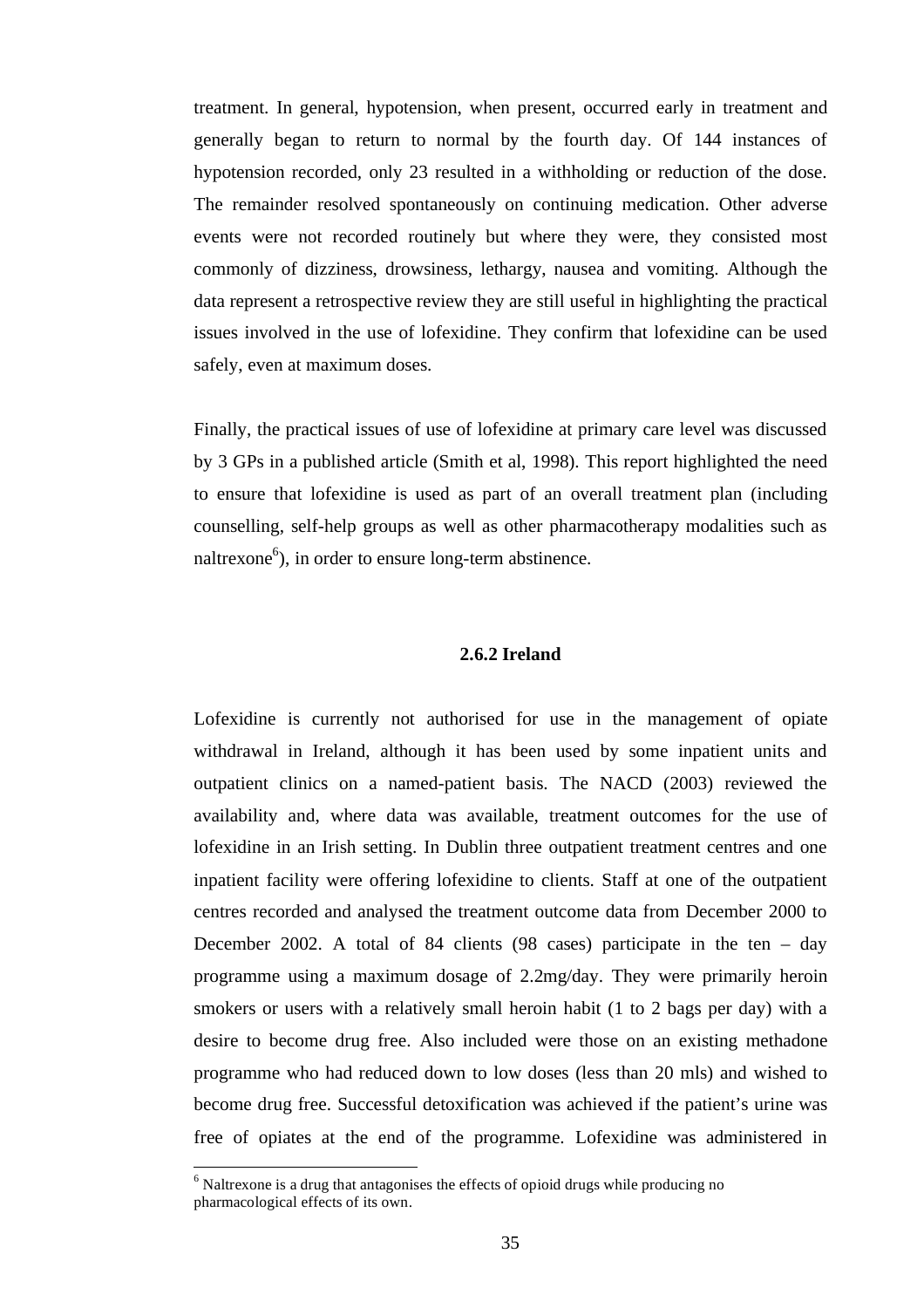treatment. In general, hypotension, when present, occurred early in treatment and generally began to return to normal by the fourth day. Of 144 instances of hypotension recorded, only 23 resulted in a withholding or reduction of the dose. The remainder resolved spontaneously on continuing medication. Other adverse events were not recorded routinely but where they were, they consisted most commonly of dizziness, drowsiness, lethargy, nausea and vomiting. Although the data represent a retrospective review they are still useful in highlighting the practical issues involved in the use of lofexidine. They confirm that lofexidine can be used safely, even at maximum doses.

Finally, the practical issues of use of lofexidine at primary care level was discussed by 3 GPs in a published article (Smith et al, 1998). This report highlighted the need to ensure that lofexidine is used as part of an overall treatment plan (including counselling, self-help groups as well as other pharmacotherapy modalities such as naltrexone[6]), in order to ensure long-term abstinence.

### 2.6.2 Ireland

Lofexidine is currently not authorised for use in the management of opiate withdrawal in Ireland, although it has been used by some inpatient units and outpatient clinics on a named-patient basis. The NACD (2003) reviewed the availability and, where data was available, treatment outcomes for the use of lofexidine in an Irish setting. In Dublin three outpatient treatment centres and one inpatient facility were offering lofexidine to clients. Staff at one of the outpatient centres recorded and analysed the treatment outcome data from December 2000 to December 2002. A total of 84 clients (98 cases) participate in the ten – day programme using a maximum dosage of 2.2mg/day. They were primarily heroin smokers or users with a relatively small heroin habit (1 to 2 bags per day) with a desire to become drug free. Also included were those on an existing methadone programme who had reduced down to low doses (less than 20 mls) and wished to become drug free. Successful detoxification was achieved if the patient's urine was free of opiates at the end of the programme. Lofexidine was administered in

[6] Naltrexone is a drug that antagonises the effects of opioid drugs while producing no pharmacological effects of its own.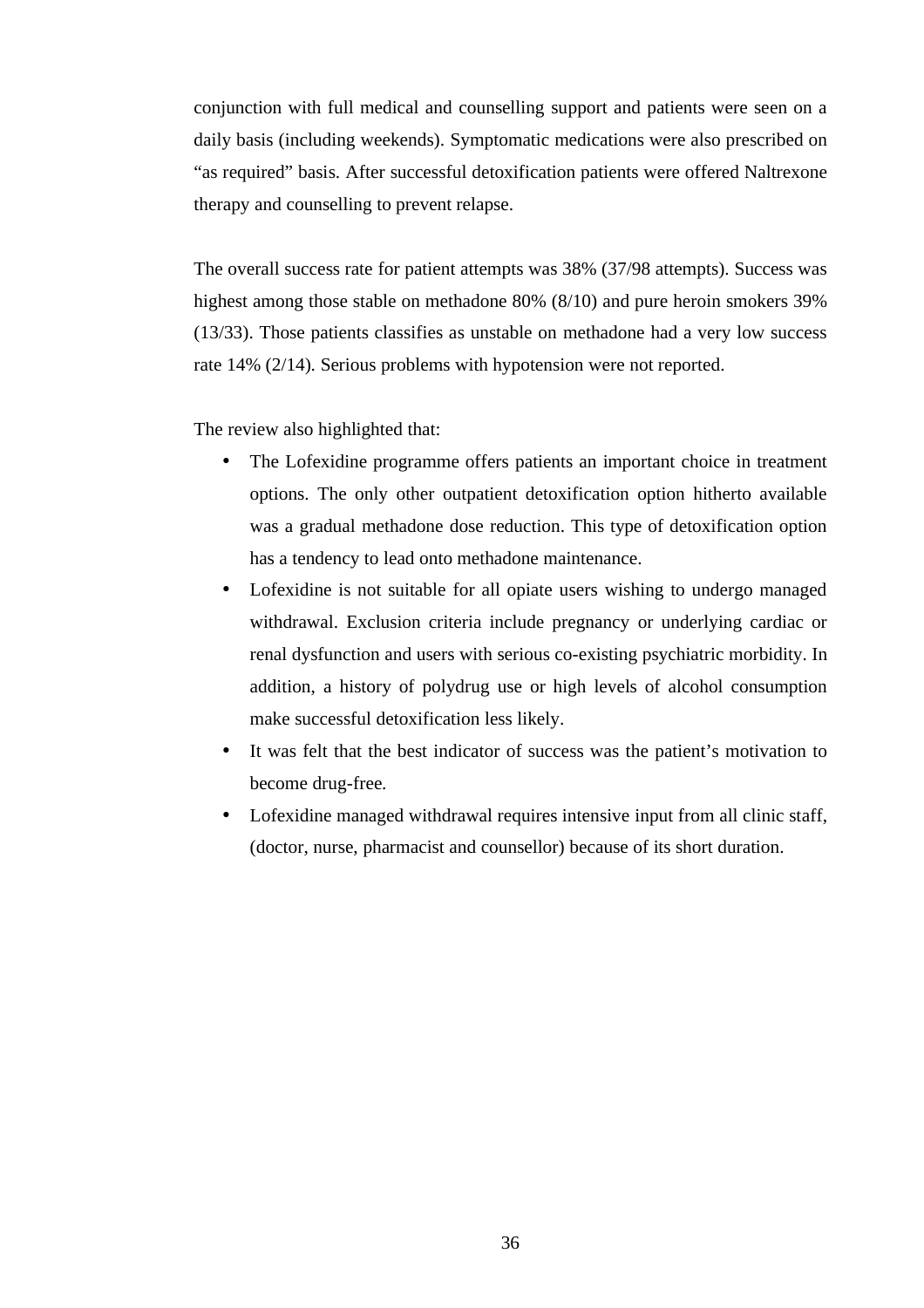conjunction with full medical and counselling support and patients were seen on a daily basis (including weekends). Symptomatic medications were also prescribed on “as required” basis. After successful detoxification patients were offered Naltrexone therapy and counselling to prevent relapse.

The overall success rate for patient attempts was 38% (37/98 attempts). Success was highest among those stable on methadone 80% (8/10) and pure heroin smokers 39% (13/33). Those patients classifies as unstable on methadone had a very low success rate 14% (2/14). Serious problems with hypotension were not reported.

The review also highlighted that:

- The Lofexidine programme offers patients an important choice in treatment options. The only other outpatient detoxification option hitherto available was a gradual methadone dose reduction. This type of detoxification option has a tendency to lead onto methadone maintenance.
- Lofexidine is not suitable for all opiate users wishing to undergo managed withdrawal. Exclusion criteria include pregnancy or underlying cardiac or renal dysfunction and users with serious co-existing psychiatric morbidity. In addition, a history of polydrug use or high levels of alcohol consumption make successful detoxification less likely.
- It was felt that the best indicator of success was the patient’s motivation to become drug-free.
- Lofexidine managed withdrawal requires intensive input from all clinic staff, (doctor, nurse, pharmacist and counsellor) because of its short duration.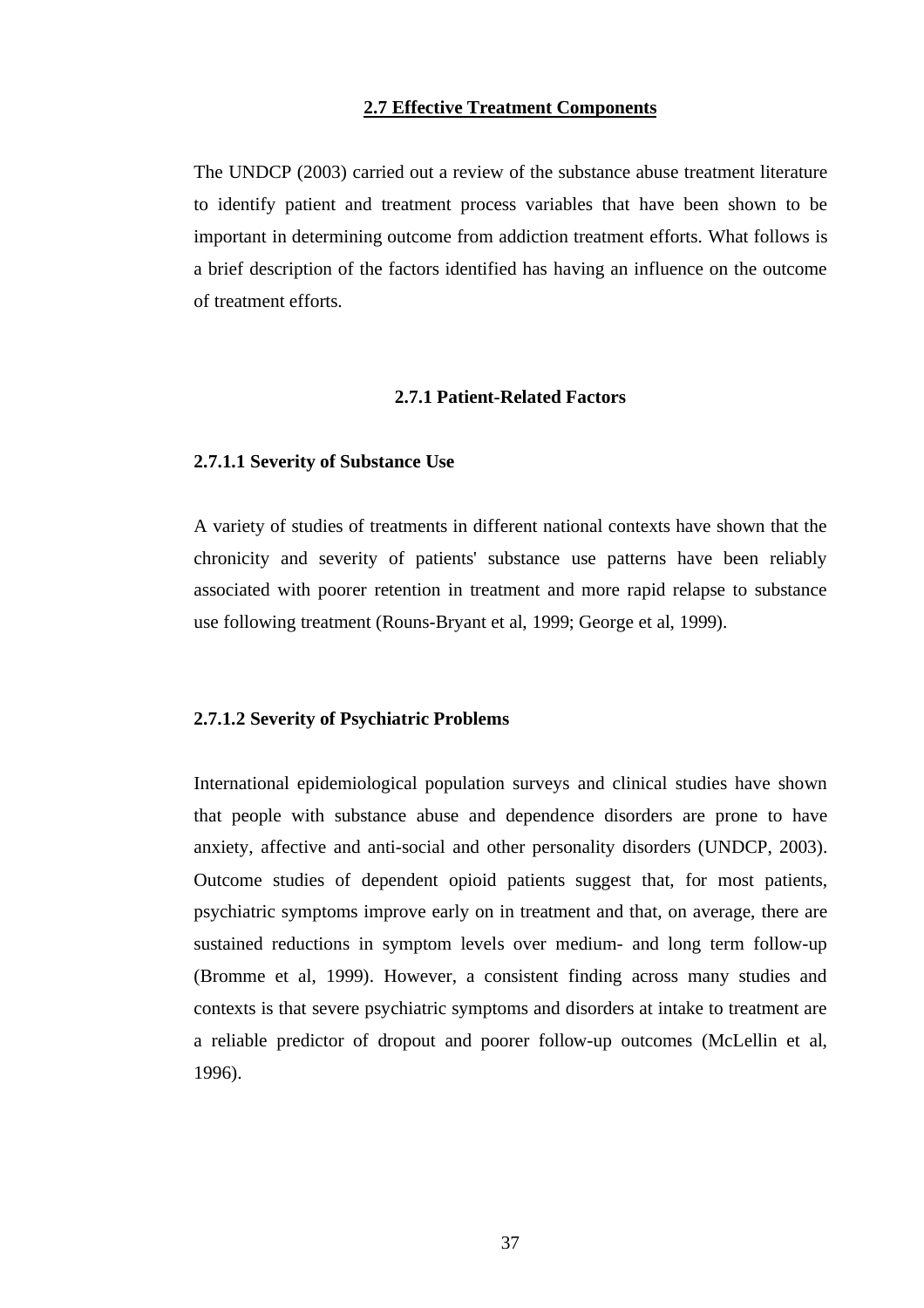## 2.7 Effective Treatment Components

The UNDCP (2003) carried out a review of the substance abuse treatment literature to identify patient and treatment process variables that have been shown to be important in determining outcome from addiction treatment efforts. What follows is a brief description of the factors identified has having an influence on the outcome of treatment efforts.

### 2.7.1 Patient-Related Factors

#### 2.7.1.1 Severity of Substance Use

A variety of studies of treatments in different national contexts have shown that the chronicity and severity of patients' substance use patterns have been reliably associated with poorer retention in treatment and more rapid relapse to substance use following treatment (Rouns-Bryant et al, 1999; George et al, 1999).

#### 2.7.1.2 Severity of Psychiatric Problems

International epidemiological population surveys and clinical studies have shown that people with substance abuse and dependence disorders are prone to have anxiety, affective and anti-social and other personality disorders (UNDCP, 2003). Outcome studies of dependent opioid patients suggest that, for most patients, psychiatric symptoms improve early on in treatment and that, on average, there are sustained reductions in symptom levels over medium- and long term follow-up (Bromme et al, 1999). However, a consistent finding across many studies and contexts is that severe psychiatric symptoms and disorders at intake to treatment are a reliable predictor of dropout and poorer follow-up outcomes (McLellin et al, 1996).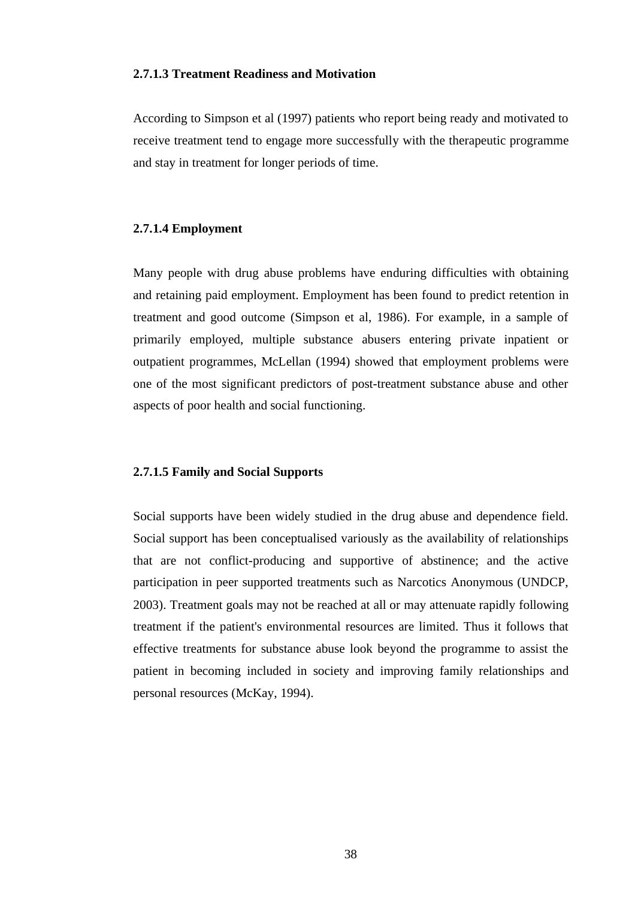#### 2.7.1.3 Treatment Readiness and Motivation

According to Simpson et al (1997) patients who report being ready and motivated to receive treatment tend to engage more successfully with the therapeutic programme and stay in treatment for longer periods of time.

#### 2.7.1.4 Employment

Many people with drug abuse problems have enduring difficulties with obtaining and retaining paid employment. Employment has been found to predict retention in treatment and good outcome (Simpson et al, 1986). For example, in a sample of primarily employed, multiple substance abusers entering private inpatient or outpatient programmes, McLellan (1994) showed that employment problems were one of the most significant predictors of post-treatment substance abuse and other aspects of poor health and social functioning.

#### 2.7.1.5 Family and Social Supports

Social supports have been widely studied in the drug abuse and dependence field. Social support has been conceptualised variously as the availability of relationships that are not conflict-producing and supportive of abstinence; and the active participation in peer supported treatments such as Narcotics Anonymous (UNDCP, 2003). Treatment goals may not be reached at all or may attenuate rapidly following treatment if the patient's environmental resources are limited. Thus it follows that effective treatments for substance abuse look beyond the programme to assist the patient in becoming included in society and improving family relationships and personal resources (McKay, 1994).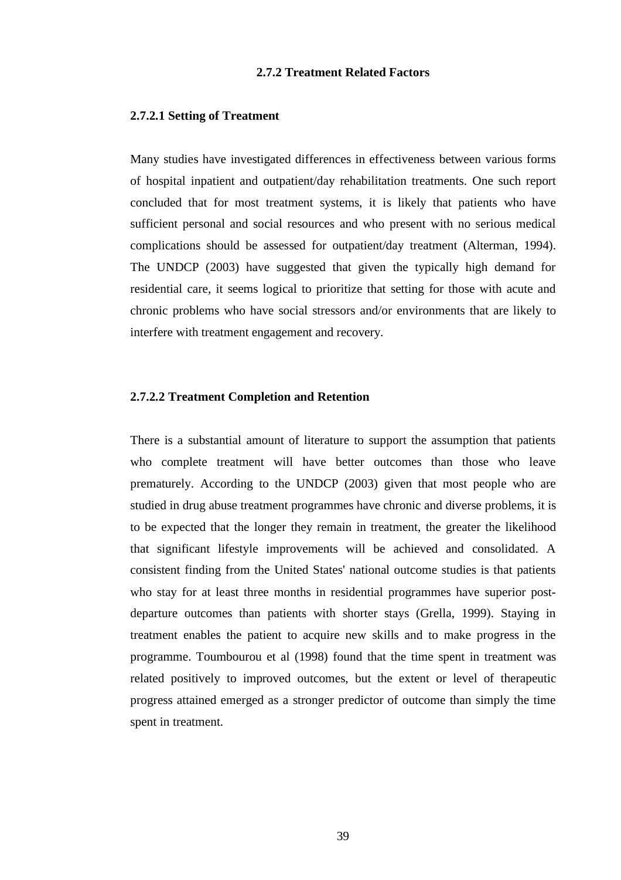### 2.7.2 Treatment Related Factors

#### 2.7.2.1 Setting of Treatment

Many studies have investigated differences in effectiveness between various forms of hospital inpatient and outpatient/day rehabilitation treatments. One such report concluded that for most treatment systems, it is likely that patients who have sufficient personal and social resources and who present with no serious medical complications should be assessed for outpatient/day treatment (Alterman, 1994). The UNDCP (2003) have suggested that given the typically high demand for residential care, it seems logical to prioritize that setting for those with acute and chronic problems who have social stressors and/or environments that are likely to interfere with treatment engagement and recovery.

#### 2.7.2.2 Treatment Completion and Retention

There is a substantial amount of literature to support the assumption that patients who complete treatment will have better outcomes than those who leave prematurely. According to the UNDCP (2003) given that most people who are studied in drug abuse treatment programmes have chronic and diverse problems, it is to be expected that the longer they remain in treatment, the greater the likelihood that significant lifestyle improvements will be achieved and consolidated. A consistent finding from the United States' national outcome studies is that patients who stay for at least three months in residential programmes have superior post-departure outcomes than patients with shorter stays (Grella, 1999). Staying in treatment enables the patient to acquire new skills and to make progress in the programme. Toumbourou et al (1998) found that the time spent in treatment was related positively to improved outcomes, but the extent or level of therapeutic progress attained emerged as a stronger predictor of outcome than simply the time spent in treatment.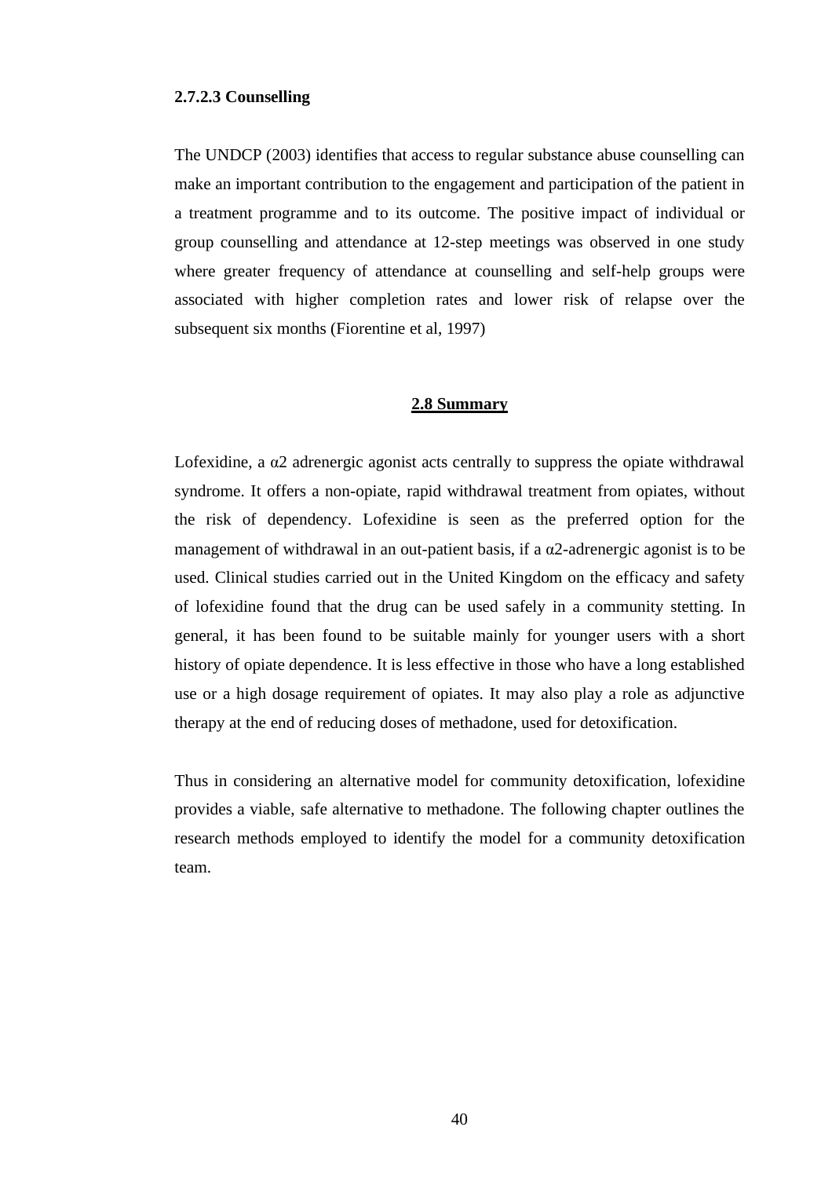#### 2.7.2.3 Counselling

The UNDCP (2003) identifies that access to regular substance abuse counselling can make an important contribution to the engagement and participation of the patient in a treatment programme and to its outcome. The positive impact of individual or group counselling and attendance at 12-step meetings was observed in one study where greater frequency of attendance at counselling and self-help groups were associated with higher completion rates and lower risk of relapse over the subsequent six months (Fiorentine et al, 1997)

## 2.8 Summary

Lofexidine, a α2 adrenergic agonist acts centrally to suppress the opiate withdrawal syndrome. It offers a non-opiate, rapid withdrawal treatment from opiates, without the risk of dependency. Lofexidine is seen as the preferred option for the management of withdrawal in an out-patient basis, if a α2-adrenergic agonist is to be used. Clinical studies carried out in the United Kingdom on the efficacy and safety of lofexidine found that the drug can be used safely in a community stetting. In general, it has been found to be suitable mainly for younger users with a short history of opiate dependence. It is less effective in those who have a long established use or a high dosage requirement of opiates. It may also play a role as adjunctive therapy at the end of reducing doses of methadone, used for detoxification.

Thus in considering an alternative model for community detoxification, lofexidine provides a viable, safe alternative to methadone. The following chapter outlines the research methods employed to identify the model for a community detoxification team.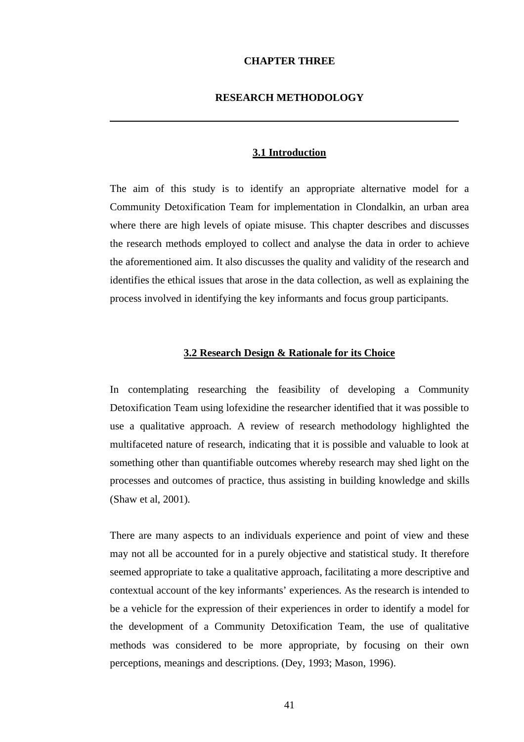# CHAPTER THREE

# RESEARCH METHODOLOGY

---

## 3.1 Introduction

The aim of this study is to identify an appropriate alternative model for a Community Detoxification Team for implementation in Clondalkin, an urban area where there are high levels of opiate misuse. This chapter describes and discusses the research methods employed to collect and analyse the data in order to achieve the aforementioned aim. It also discusses the quality and validity of the research and identifies the ethical issues that arose in the data collection, as well as explaining the process involved in identifying the key informants and focus group participants.

## 3.2 Research Design & Rationale for its Choice

In contemplating researching the feasibility of developing a Community Detoxification Team using lofexidine the researcher identified that it was possible to use a qualitative approach. A review of research methodology highlighted the multifaceted nature of research, indicating that it is possible and valuable to look at something other than quantifiable outcomes whereby research may shed light on the processes and outcomes of practice, thus assisting in building knowledge and skills (Shaw et al, 2001).

There are many aspects to an individuals experience and point of view and these may not all be accounted for in a purely objective and statistical study. It therefore seemed appropriate to take a qualitative approach, facilitating a more descriptive and contextual account of the key informants' experiences. As the research is intended to be a vehicle for the expression of their experiences in order to identify a model for the development of a Community Detoxification Team, the use of qualitative methods was considered to be more appropriate, by focusing on their own perceptions, meanings and descriptions. (Dey, 1993; Mason, 1996).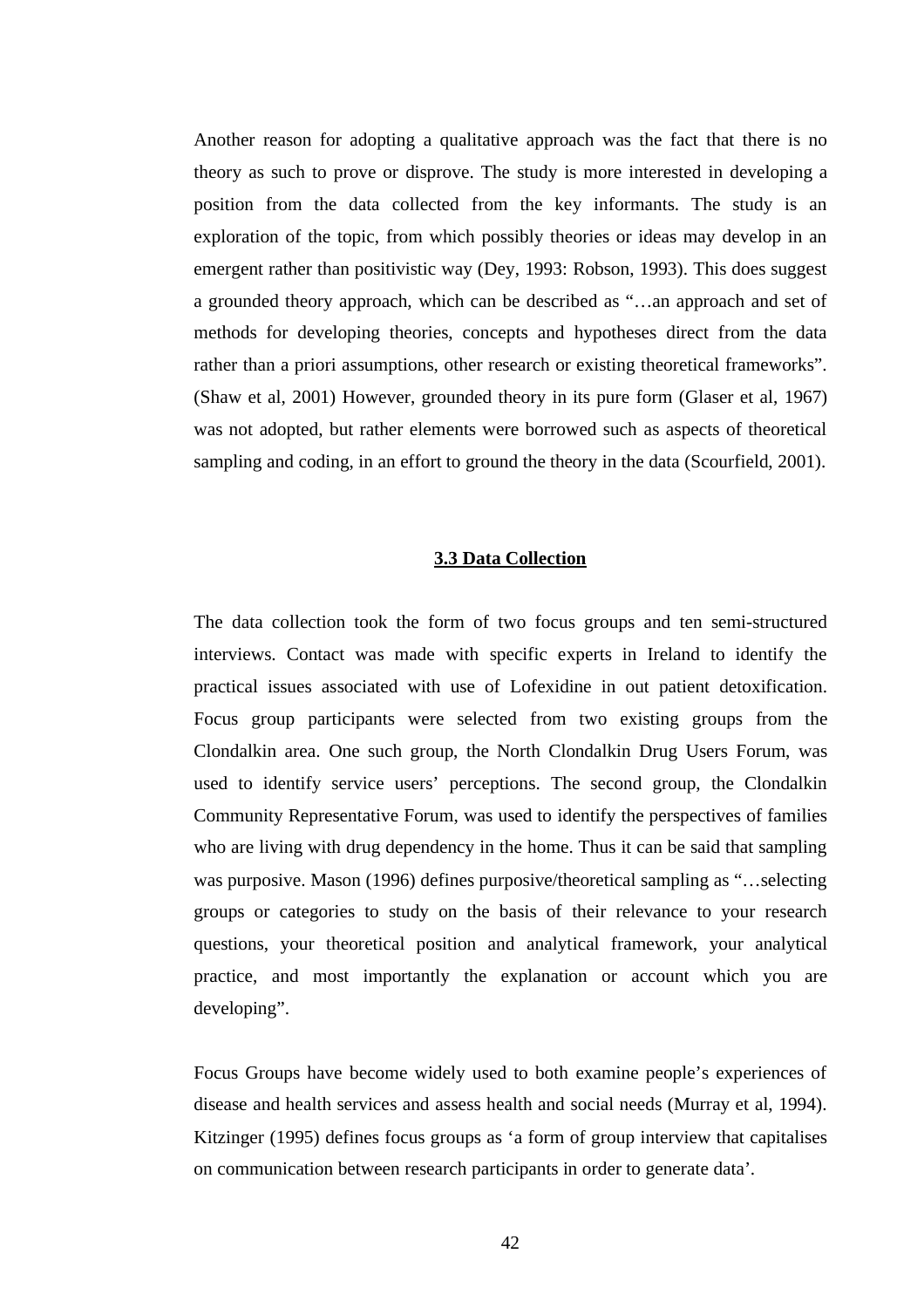Another reason for adopting a qualitative approach was the fact that there is no theory as such to prove or disprove. The study is more interested in developing a position from the data collected from the key informants. The study is an exploration of the topic, from which possibly theories or ideas may develop in an emergent rather than positivistic way (Dey, 1993: Robson, 1993). This does suggest a grounded theory approach, which can be described as "…an approach and set of methods for developing theories, concepts and hypotheses direct from the data rather than a priori assumptions, other research or existing theoretical frameworks". (Shaw et al, 2001) However, grounded theory in its pure form (Glaser et al, 1967) was not adopted, but rather elements were borrowed such as aspects of theoretical sampling and coding, in an effort to ground the theory in the data (Scourfield, 2001).

## 3.3 Data Collection

The data collection took the form of two focus groups and ten semi-structured interviews. Contact was made with specific experts in Ireland to identify the practical issues associated with use of Lofexidine in out patient detoxification. Focus group participants were selected from two existing groups from the Clondalkin area. One such group, the North Clondalkin Drug Users Forum, was used to identify service users' perceptions. The second group, the Clondalkin Community Representative Forum, was used to identify the perspectives of families who are living with drug dependency in the home. Thus it can be said that sampling was purposive. Mason (1996) defines purposive/theoretical sampling as "…selecting groups or categories to study on the basis of their relevance to your research questions, your theoretical position and analytical framework, your analytical practice, and most importantly the explanation or account which you are developing".

Focus Groups have become widely used to both examine people's experiences of disease and health services and assess health and social needs (Murray et al, 1994). Kitzinger (1995) defines focus groups as 'a form of group interview that capitalises on communication between research participants in order to generate data'.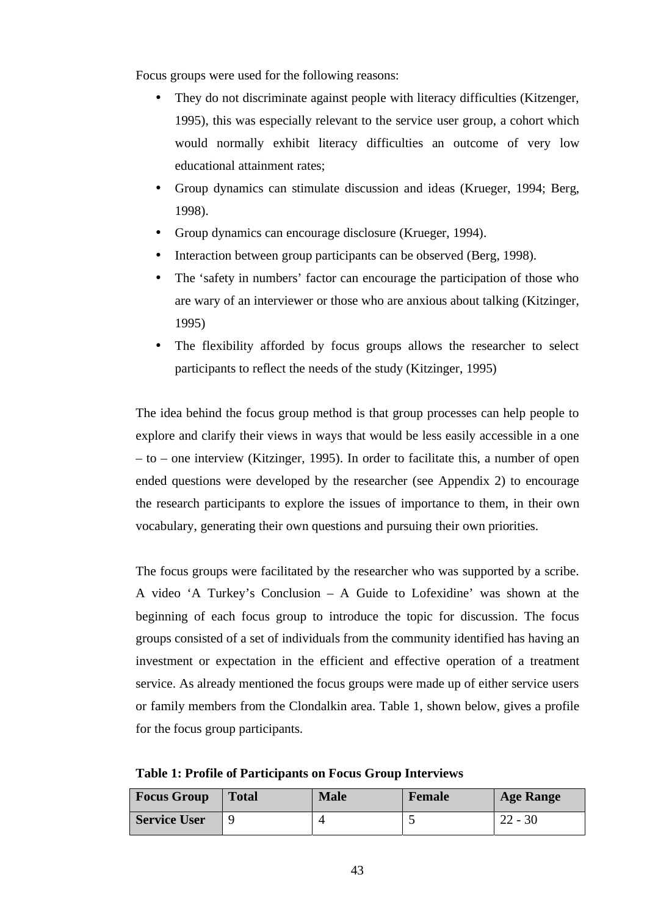Focus groups were used for the following reasons:

- They do not discriminate against people with literacy difficulties (Kitzenger, 1995), this was especially relevant to the service user group, a cohort which would normally exhibit literacy difficulties an outcome of very low educational attainment rates;
- Group dynamics can stimulate discussion and ideas (Krueger, 1994; Berg, 1998).
- Group dynamics can encourage disclosure (Krueger, 1994).
- Interaction between group participants can be observed (Berg, 1998).
- The 'safety in numbers' factor can encourage the participation of those who are wary of an interviewer or those who are anxious about talking (Kitzinger, 1995)
- The flexibility afforded by focus groups allows the researcher to select participants to reflect the needs of the study (Kitzinger, 1995)

The idea behind the focus group method is that group processes can help people to explore and clarify their views in ways that would be less easily accessible in a one – to – one interview (Kitzinger, 1995). In order to facilitate this, a number of open ended questions were developed by the researcher (see Appendix 2) to encourage the research participants to explore the issues of importance to them, in their own vocabulary, generating their own questions and pursuing their own priorities.

The focus groups were facilitated by the researcher who was supported by a scribe. A video 'A Turkey's Conclusion – A Guide to Lofexidine' was shown at the beginning of each focus group to introduce the topic for discussion. The focus groups consisted of a set of individuals from the community identified has having an investment or expectation in the efficient and effective operation of a treatment service. As already mentioned the focus groups were made up of either service users or family members from the Clondalkin area. Table 1, shown below, gives a profile for the focus group participants.

**Table 1: Profile of Participants on Focus Group Interviews**

| Focus Group | Total | Male | Female | Age Range |
|---|---|---|---|---|
| **Service User** | 9 | 4 | 5 | 22 - 30 |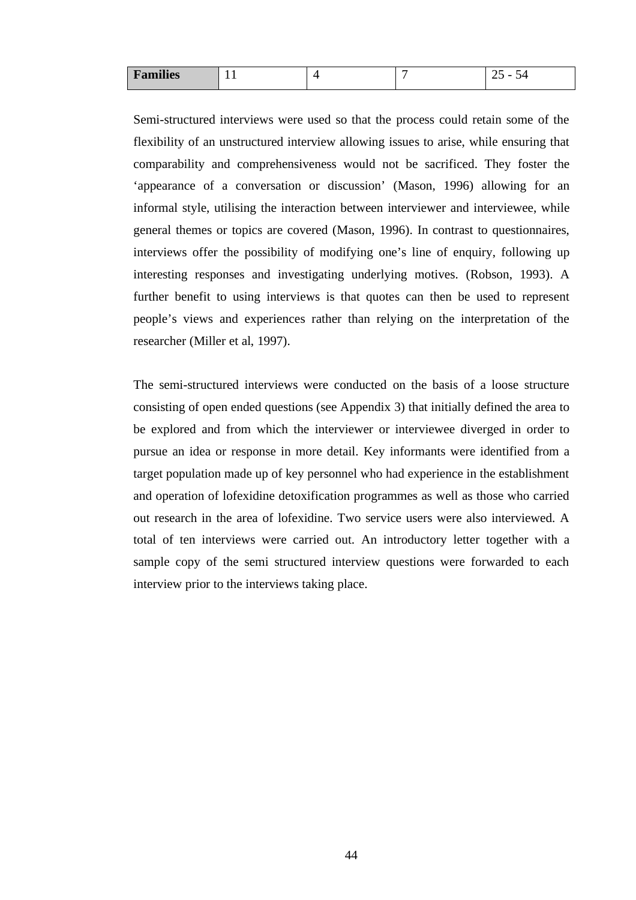| | | | | |
|---|---|---|---|---|
| **Families** | 11 | 4 | 7 | 25 - 54 |

Semi-structured interviews were used so that the process could retain some of the flexibility of an unstructured interview allowing issues to arise, while ensuring that comparability and comprehensiveness would not be sacrificed. They foster the 'appearance of a conversation or discussion' (Mason, 1996) allowing for an informal style, utilising the interaction between interviewer and interviewee, while general themes or topics are covered (Mason, 1996). In contrast to questionnaires, interviews offer the possibility of modifying one's line of enquiry, following up interesting responses and investigating underlying motives. (Robson, 1993). A further benefit to using interviews is that quotes can then be used to represent people's views and experiences rather than relying on the interpretation of the researcher (Miller et al, 1997).

The semi-structured interviews were conducted on the basis of a loose structure consisting of open ended questions (see Appendix 3) that initially defined the area to be explored and from which the interviewer or interviewee diverged in order to pursue an idea or response in more detail. Key informants were identified from a target population made up of key personnel who had experience in the establishment and operation of lofexidine detoxification programmes as well as those who carried out research in the area of lofexidine. Two service users were also interviewed. A total of ten interviews were carried out. An introductory letter together with a sample copy of the semi structured interview questions were forwarded to each interview prior to the interviews taking place.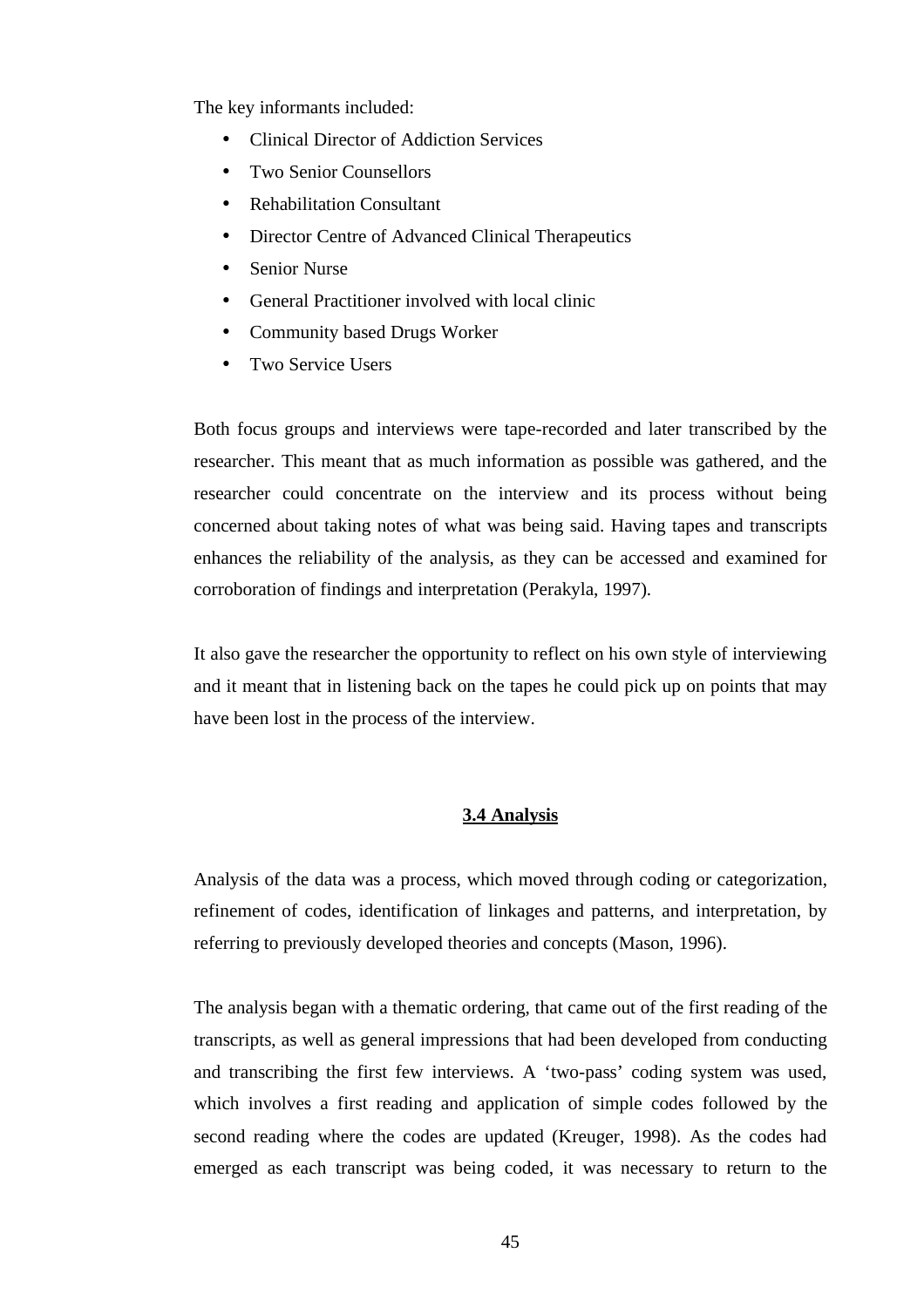The key informants included:

- Clinical Director of Addiction Services
- Two Senior Counsellors
- Rehabilitation Consultant
- Director Centre of Advanced Clinical Therapeutics
- Senior Nurse
- General Practitioner involved with local clinic
- Community based Drugs Worker
- Two Service Users

Both focus groups and interviews were tape-recorded and later transcribed by the researcher. This meant that as much information as possible was gathered, and the researcher could concentrate on the interview and its process without being concerned about taking notes of what was being said. Having tapes and transcripts enhances the reliability of the analysis, as they can be accessed and examined for corroboration of findings and interpretation (Perakyla, 1997).

It also gave the researcher the opportunity to reflect on his own style of interviewing and it meant that in listening back on the tapes he could pick up on points that may have been lost in the process of the interview.

## 3.4 Analysis

Analysis of the data was a process, which moved through coding or categorization, refinement of codes, identification of linkages and patterns, and interpretation, by referring to previously developed theories and concepts (Mason, 1996).

The analysis began with a thematic ordering, that came out of the first reading of the transcripts, as well as general impressions that had been developed from conducting and transcribing the first few interviews. A 'two-pass' coding system was used, which involves a first reading and application of simple codes followed by the second reading where the codes are updated (Kreuger, 1998). As the codes had emerged as each transcript was being coded, it was necessary to return to the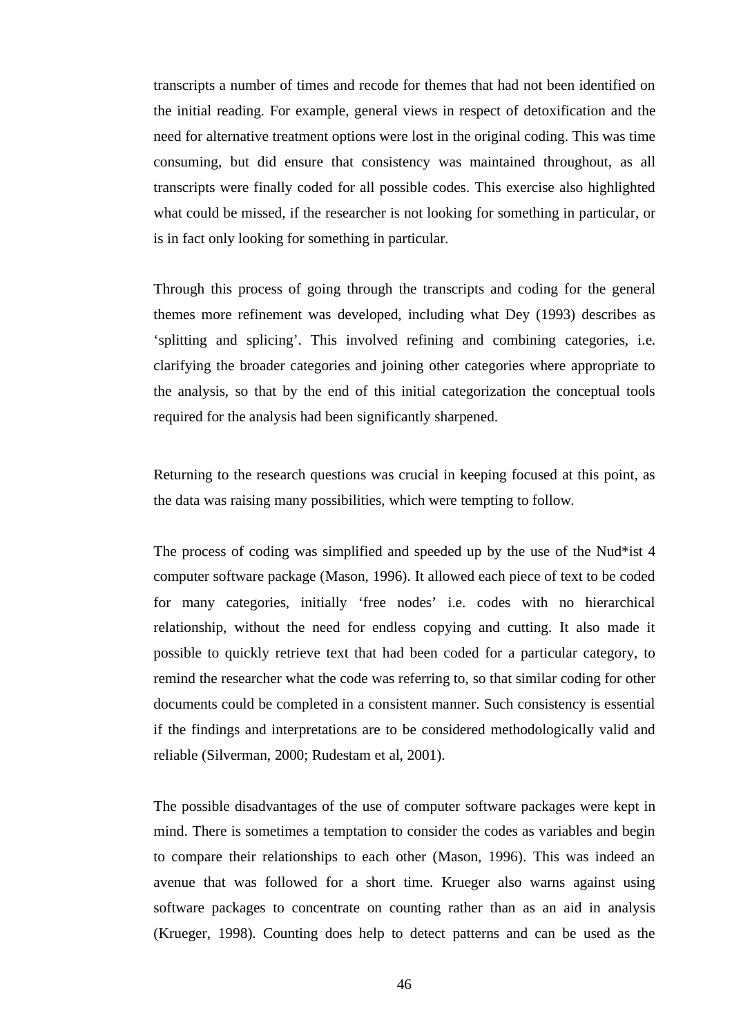transcripts a number of times and recode for themes that had not been identified on the initial reading. For example, general views in respect of detoxification and the need for alternative treatment options were lost in the original coding. This was time consuming, but did ensure that consistency was maintained throughout, as all transcripts were finally coded for all possible codes. This exercise also highlighted what could be missed, if the researcher is not looking for something in particular, or is in fact only looking for something in particular.

Through this process of going through the transcripts and coding for the general themes more refinement was developed, including what Dey (1993) describes as 'splitting and splicing'. This involved refining and combining categories, i.e. clarifying the broader categories and joining other categories where appropriate to the analysis, so that by the end of this initial categorization the conceptual tools required for the analysis had been significantly sharpened.

Returning to the research questions was crucial in keeping focused at this point, as the data was raising many possibilities, which were tempting to follow.

The process of coding was simplified and speeded up by the use of the Nud*ist 4 computer software package (Mason, 1996). It allowed each piece of text to be coded for many categories, initially 'free nodes' i.e. codes with no hierarchical relationship, without the need for endless copying and cutting. It also made it possible to quickly retrieve text that had been coded for a particular category, to remind the researcher what the code was referring to, so that similar coding for other documents could be completed in a consistent manner. Such consistency is essential if the findings and interpretations are to be considered methodologically valid and reliable (Silverman, 2000; Rudestam et al, 2001).

The possible disadvantages of the use of computer software packages were kept in mind. There is sometimes a temptation to consider the codes as variables and begin to compare their relationships to each other (Mason, 1996). This was indeed an avenue that was followed for a short time. Krueger also warns against using software packages to concentrate on counting rather than as an aid in analysis (Krueger, 1998). Counting does help to detect patterns and can be used as the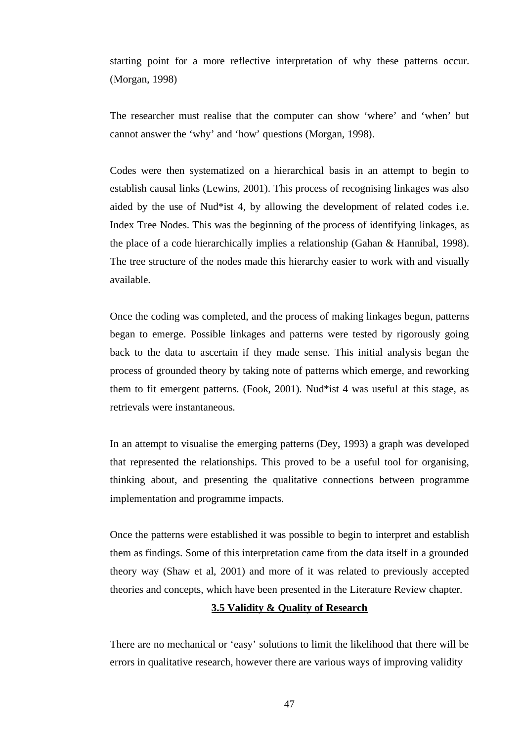starting point for a more reflective interpretation of why these patterns occur. (Morgan, 1998)

The researcher must realise that the computer can show 'where' and 'when' but cannot answer the 'why' and 'how' questions (Morgan, 1998).

Codes were then systematized on a hierarchical basis in an attempt to begin to establish causal links (Lewins, 2001). This process of recognising linkages was also aided by the use of Nud*ist 4, by allowing the development of related codes i.e. Index Tree Nodes. This was the beginning of the process of identifying linkages, as the place of a code hierarchically implies a relationship (Gahan & Hannibal, 1998). The tree structure of the nodes made this hierarchy easier to work with and visually available.

Once the coding was completed, and the process of making linkages begun, patterns began to emerge. Possible linkages and patterns were tested by rigorously going back to the data to ascertain if they made sense. This initial analysis began the process of grounded theory by taking note of patterns which emerge, and reworking them to fit emergent patterns. (Fook, 2001). Nud*ist 4 was useful at this stage, as retrievals were instantaneous.

In an attempt to visualise the emerging patterns (Dey, 1993) a graph was developed that represented the relationships. This proved to be a useful tool for organising, thinking about, and presenting the qualitative connections between programme implementation and programme impacts.

Once the patterns were established it was possible to begin to interpret and establish them as findings. Some of this interpretation came from the data itself in a grounded theory way (Shaw et al, 2001) and more of it was related to previously accepted theories and concepts, which have been presented in the Literature Review chapter.

### 3.5 Validity & Quality of Research

There are no mechanical or 'easy' solutions to limit the likelihood that there will be errors in qualitative research, however there are various ways of improving validity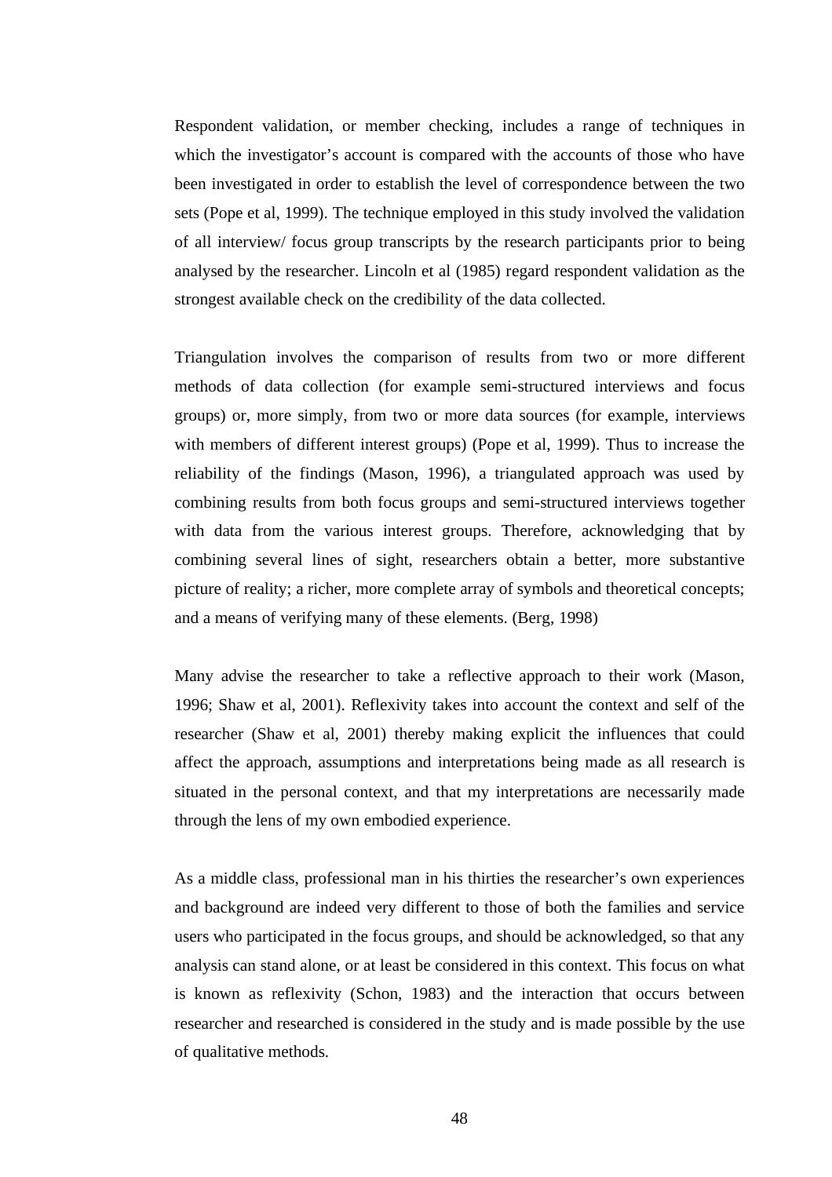Respondent validation, or member checking, includes a range of techniques in which the investigator's account is compared with the accounts of those who have been investigated in order to establish the level of correspondence between the two sets (Pope et al, 1999). The technique employed in this study involved the validation of all interview/ focus group transcripts by the research participants prior to being analysed by the researcher. Lincoln et al (1985) regard respondent validation as the strongest available check on the credibility of the data collected.

Triangulation involves the comparison of results from two or more different methods of data collection (for example semi-structured interviews and focus groups) or, more simply, from two or more data sources (for example, interviews with members of different interest groups) (Pope et al, 1999). Thus to increase the reliability of the findings (Mason, 1996), a triangulated approach was used by combining results from both focus groups and semi-structured interviews together with data from the various interest groups. Therefore, acknowledging that by combining several lines of sight, researchers obtain a better, more substantive picture of reality; a richer, more complete array of symbols and theoretical concepts; and a means of verifying many of these elements. (Berg, 1998)

Many advise the researcher to take a reflective approach to their work (Mason, 1996; Shaw et al, 2001). Reflexivity takes into account the context and self of the researcher (Shaw et al, 2001) thereby making explicit the influences that could affect the approach, assumptions and interpretations being made as all research is situated in the personal context, and that my interpretations are necessarily made through the lens of my own embodied experience.

As a middle class, professional man in his thirties the researcher's own experiences and background are indeed very different to those of both the families and service users who participated in the focus groups, and should be acknowledged, so that any analysis can stand alone, or at least be considered in this context. This focus on what is known as reflexivity (Schon, 1983) and the interaction that occurs between researcher and researched is considered in the study and is made possible by the use of qualitative methods.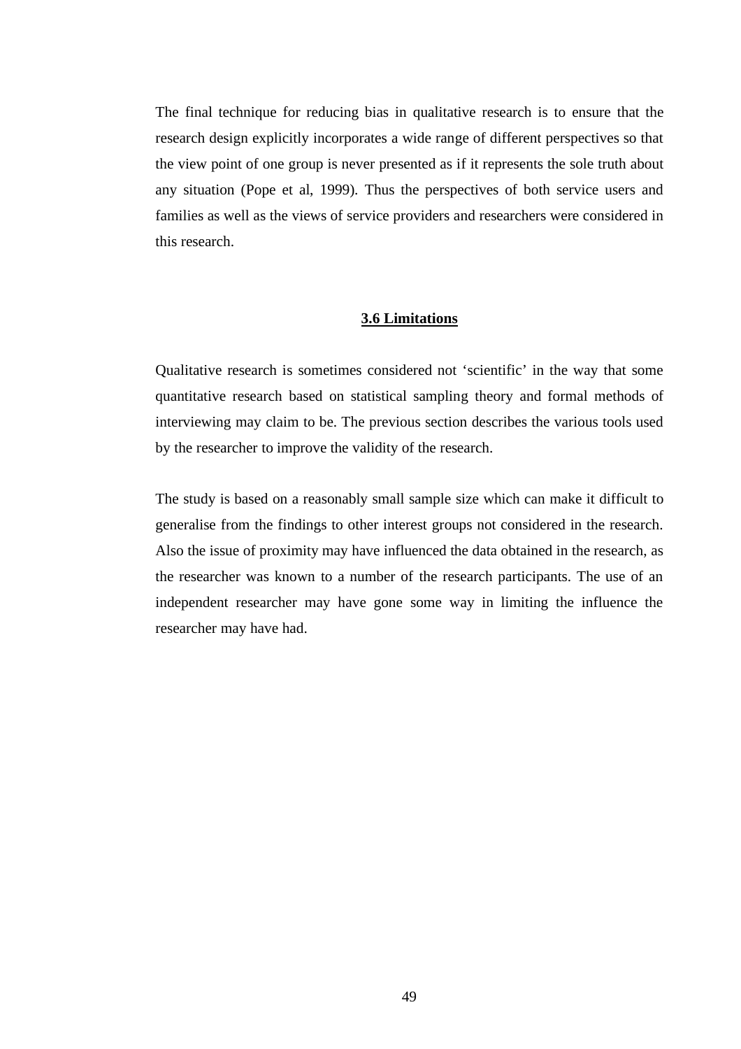The final technique for reducing bias in qualitative research is to ensure that the research design explicitly incorporates a wide range of different perspectives so that the view point of one group is never presented as if it represents the sole truth about any situation (Pope et al, 1999). Thus the perspectives of both service users and families as well as the views of service providers and researchers were considered in this research.

## 3.6 Limitations

Qualitative research is sometimes considered not 'scientific' in the way that some quantitative research based on statistical sampling theory and formal methods of interviewing may claim to be. The previous section describes the various tools used by the researcher to improve the validity of the research.

The study is based on a reasonably small sample size which can make it difficult to generalise from the findings to other interest groups not considered in the research. Also the issue of proximity may have influenced the data obtained in the research, as the researcher was known to a number of the research participants. The use of an independent researcher may have gone some way in limiting the influence the researcher may have had.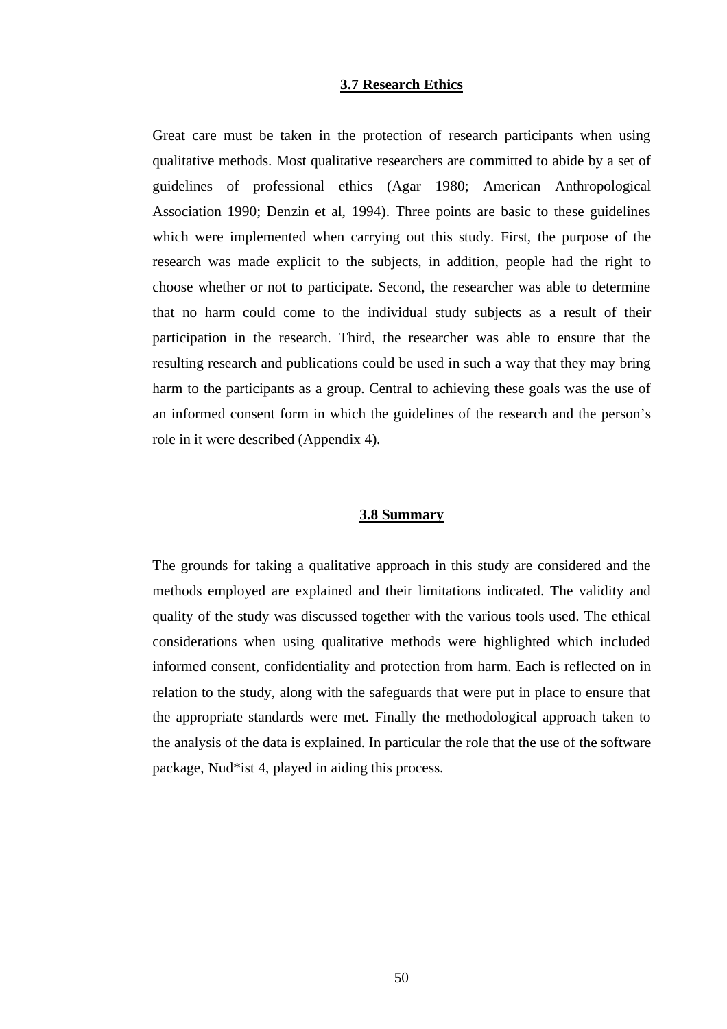### 3.7 Research Ethics

Great care must be taken in the protection of research participants when using qualitative methods. Most qualitative researchers are committed to abide by a set of guidelines of professional ethics (Agar 1980; American Anthropological Association 1990; Denzin et al, 1994). Three points are basic to these guidelines which were implemented when carrying out this study. First, the purpose of the research was made explicit to the subjects, in addition, people had the right to choose whether or not to participate. Second, the researcher was able to determine that no harm could come to the individual study subjects as a result of their participation in the research. Third, the researcher was able to ensure that the resulting research and publications could be used in such a way that they may bring harm to the participants as a group. Central to achieving these goals was the use of an informed consent form in which the guidelines of the research and the person's role in it were described (Appendix 4).

### 3.8 Summary

The grounds for taking a qualitative approach in this study are considered and the methods employed are explained and their limitations indicated. The validity and quality of the study was discussed together with the various tools used. The ethical considerations when using qualitative methods were highlighted which included informed consent, confidentiality and protection from harm. Each is reflected on in relation to the study, along with the safeguards that were put in place to ensure that the appropriate standards were met. Finally the methodological approach taken to the analysis of the data is explained. In particular the role that the use of the software package, Nud*ist 4, played in aiding this process.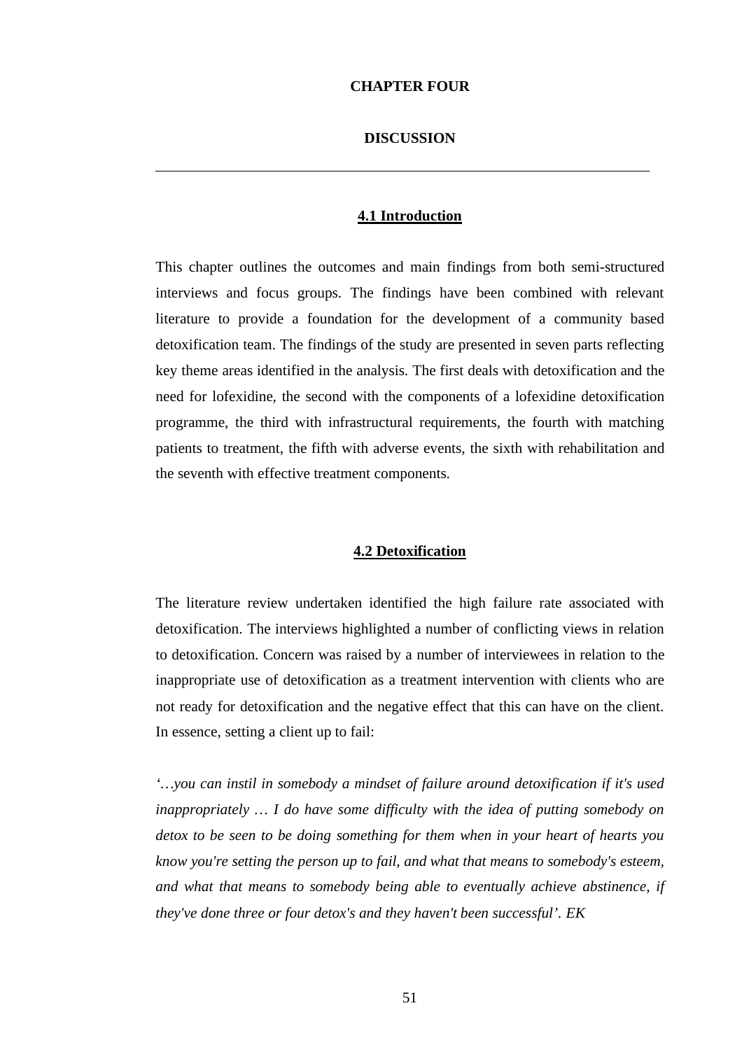# CHAPTER FOUR

# DISCUSSION

---

## 4.1 Introduction

This chapter outlines the outcomes and main findings from both semi-structured interviews and focus groups. The findings have been combined with relevant literature to provide a foundation for the development of a community based detoxification team. The findings of the study are presented in seven parts reflecting key theme areas identified in the analysis. The first deals with detoxification and the need for lofexidine, the second with the components of a lofexidine detoxification programme, the third with infrastructural requirements, the fourth with matching patients to treatment, the fifth with adverse events, the sixth with rehabilitation and the seventh with effective treatment components.

## 4.2 Detoxification

The literature review undertaken identified the high failure rate associated with detoxification. The interviews highlighted a number of conflicting views in relation to detoxification. Concern was raised by a number of interviewees in relation to the inappropriate use of detoxification as a treatment intervention with clients who are not ready for detoxification and the negative effect that this can have on the client. In essence, setting a client up to fail:

*'…you can instil in somebody a mindset of failure around detoxification if it's used inappropriately … I do have some difficulty with the idea of putting somebody on detox to be seen to be doing something for them when in your heart of hearts you know you're setting the person up to fail, and what that means to somebody's esteem, and what that means to somebody being able to eventually achieve abstinence, if they've done three or four detox's and they haven't been successful'. EK*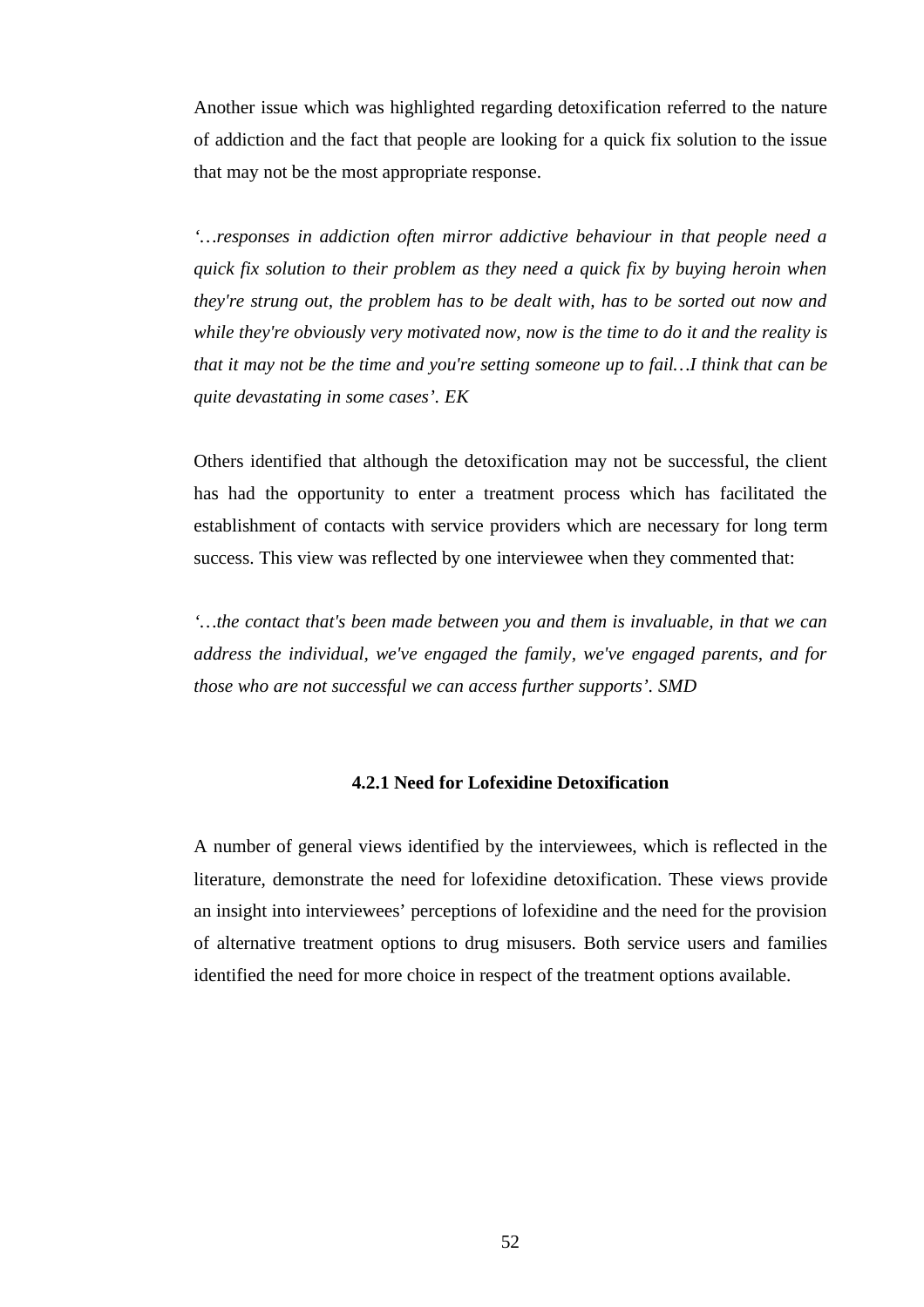Another issue which was highlighted regarding detoxification referred to the nature of addiction and the fact that people are looking for a quick fix solution to the issue that may not be the most appropriate response.

*'…responses in addiction often mirror addictive behaviour in that people need a quick fix solution to their problem as they need a quick fix by buying heroin when they're strung out, the problem has to be dealt with, has to be sorted out now and while they're obviously very motivated now, now is the time to do it and the reality is that it may not be the time and you're setting someone up to fail…I think that can be quite devastating in some cases'. EK*

Others identified that although the detoxification may not be successful, the client has had the opportunity to enter a treatment process which has facilitated the establishment of contacts with service providers which are necessary for long term success. This view was reflected by one interviewee when they commented that:

*'…the contact that's been made between you and them is invaluable, in that we can address the individual, we've engaged the family, we've engaged parents, and for those who are not successful we can access further supports'. SMD*

### 4.2.1 Need for Lofexidine Detoxification

A number of general views identified by the interviewees, which is reflected in the literature, demonstrate the need for lofexidine detoxification. These views provide an insight into interviewees' perceptions of lofexidine and the need for the provision of alternative treatment options to drug misusers. Both service users and families identified the need for more choice in respect of the treatment options available.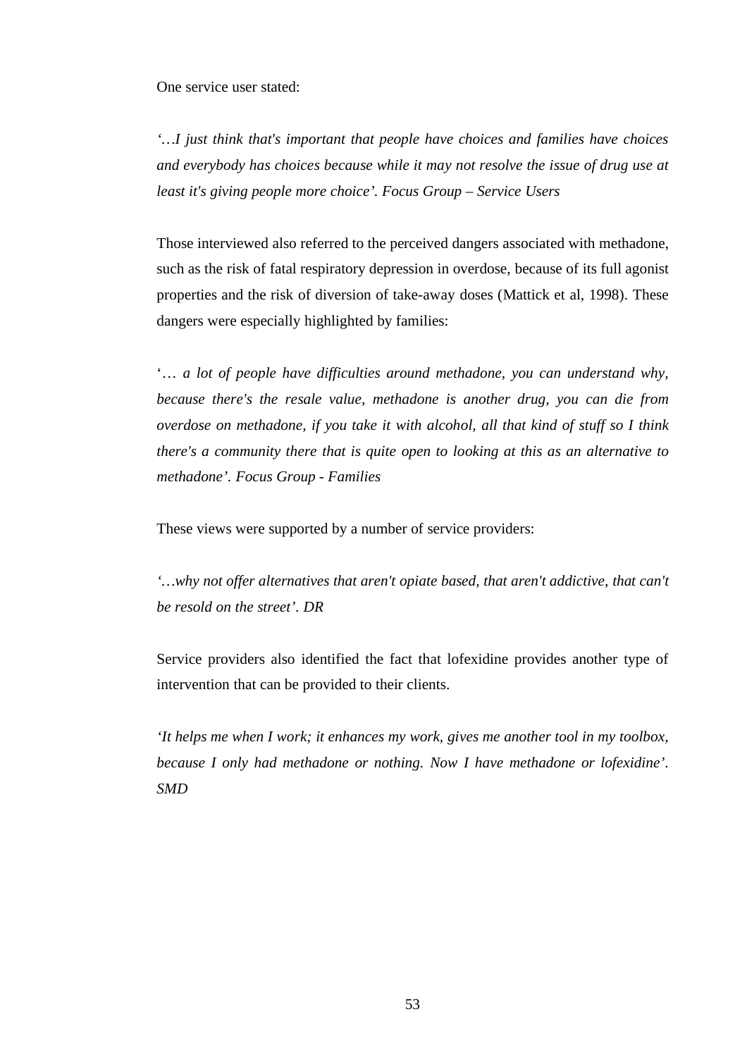One service user stated:

*'…I just think that's important that people have choices and families have choices and everybody has choices because while it may not resolve the issue of drug use at least it's giving people more choice'. Focus Group – Service Users*

Those interviewed also referred to the perceived dangers associated with methadone, such as the risk of fatal respiratory depression in overdose, because of its full agonist properties and the risk of diversion of take-away doses (Mattick et al, 1998). These dangers were especially highlighted by families:

*'… a lot of people have difficulties around methadone, you can understand why, because there's the resale value, methadone is another drug, you can die from overdose on methadone, if you take it with alcohol, all that kind of stuff so I think there's a community there that is quite open to looking at this as an alternative to methadone'. Focus Group - Families*

These views were supported by a number of service providers:

*'…why not offer alternatives that aren't opiate based, that aren't addictive, that can't be resold on the street'. DR*

Service providers also identified the fact that lofexidine provides another type of intervention that can be provided to their clients.

*'It helps me when I work; it enhances my work, gives me another tool in my toolbox, because I only had methadone or nothing. Now I have methadone or lofexidine'. SMD*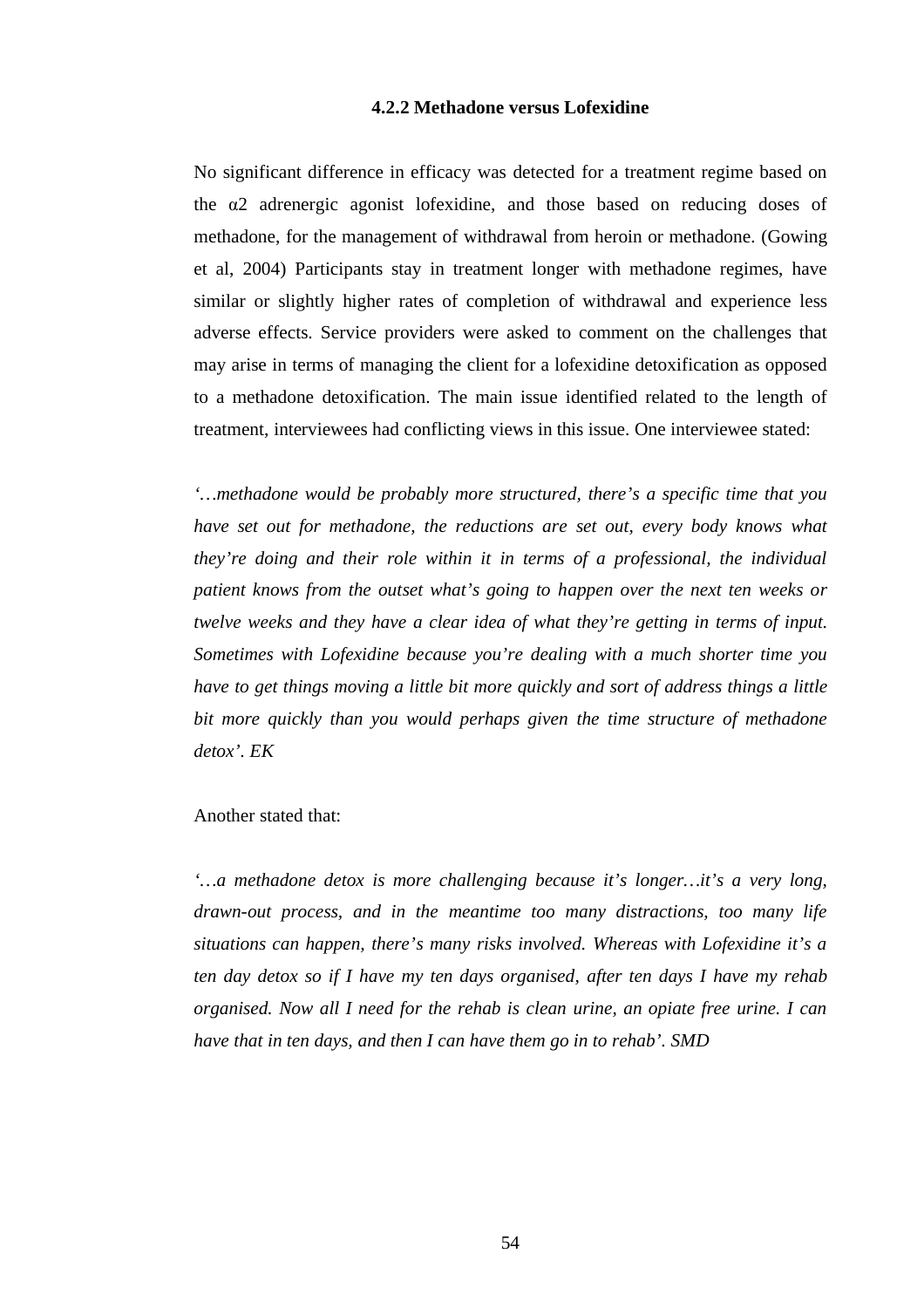### 4.2.2 Methadone versus Lofexidine

No significant difference in efficacy was detected for a treatment regime based on the α2 adrenergic agonist lofexidine, and those based on reducing doses of methadone, for the management of withdrawal from heroin or methadone. (Gowing et al, 2004) Participants stay in treatment longer with methadone regimes, have similar or slightly higher rates of completion of withdrawal and experience less adverse effects. Service providers were asked to comment on the challenges that may arise in terms of managing the client for a lofexidine detoxification as opposed to a methadone detoxification. The main issue identified related to the length of treatment, interviewees had conflicting views in this issue. One interviewee stated:

*'…methadone would be probably more structured, there's a specific time that you have set out for methadone, the reductions are set out, every body knows what they're doing and their role within it in terms of a professional, the individual patient knows from the outset what's going to happen over the next ten weeks or twelve weeks and they have a clear idea of what they're getting in terms of input. Sometimes with Lofexidine because you're dealing with a much shorter time you have to get things moving a little bit more quickly and sort of address things a little bit more quickly than you would perhaps given the time structure of methadone detox'. EK*

Another stated that:

*'…a methadone detox is more challenging because it's longer…it's a very long, drawn-out process, and in the meantime too many distractions, too many life situations can happen, there's many risks involved. Whereas with Lofexidine it's a ten day detox so if I have my ten days organised, after ten days I have my rehab organised. Now all I need for the rehab is clean urine, an opiate free urine. I can have that in ten days, and then I can have them go in to rehab'. SMD*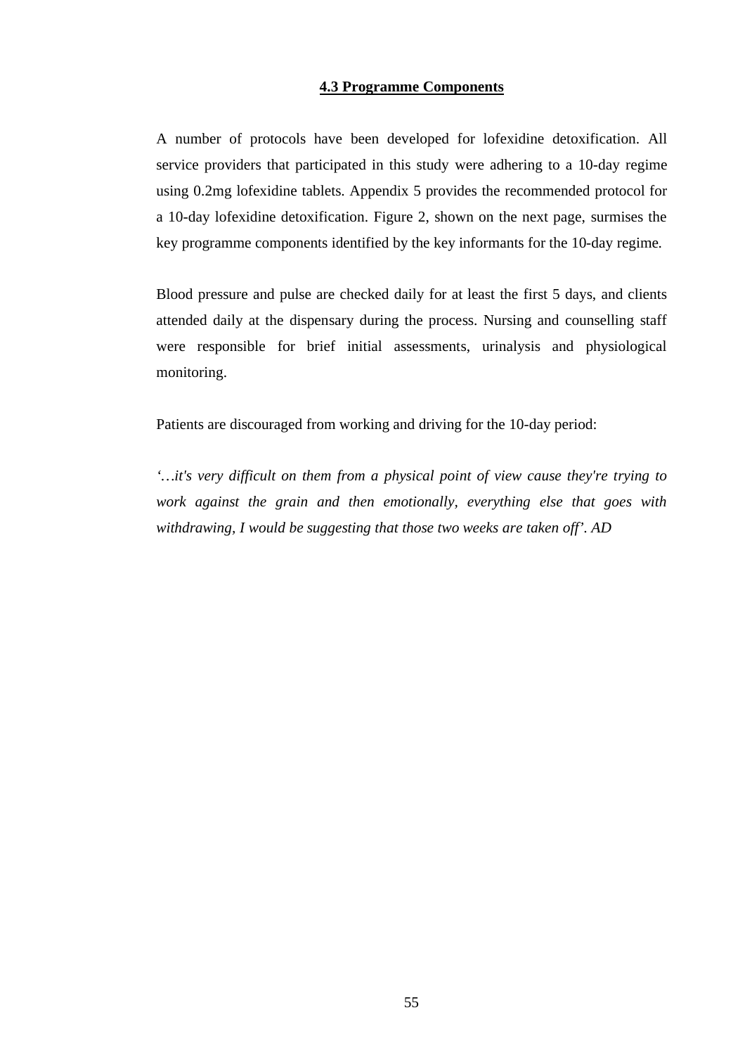### 4.3 Programme Components

A number of protocols have been developed for lofexidine detoxification. All service providers that participated in this study were adhering to a 10-day regime using 0.2mg lofexidine tablets. Appendix 5 provides the recommended protocol for a 10-day lofexidine detoxification. Figure 2, shown on the next page, surmises the key programme components identified by the key informants for the 10-day regime.

Blood pressure and pulse are checked daily for at least the first 5 days, and clients attended daily at the dispensary during the process. Nursing and counselling staff were responsible for brief initial assessments, urinalysis and physiological monitoring.

Patients are discouraged from working and driving for the 10-day period:

*'…it's very difficult on them from a physical point of view cause they're trying to work against the grain and then emotionally, everything else that goes with withdrawing, I would be suggesting that those two weeks are taken off'. AD*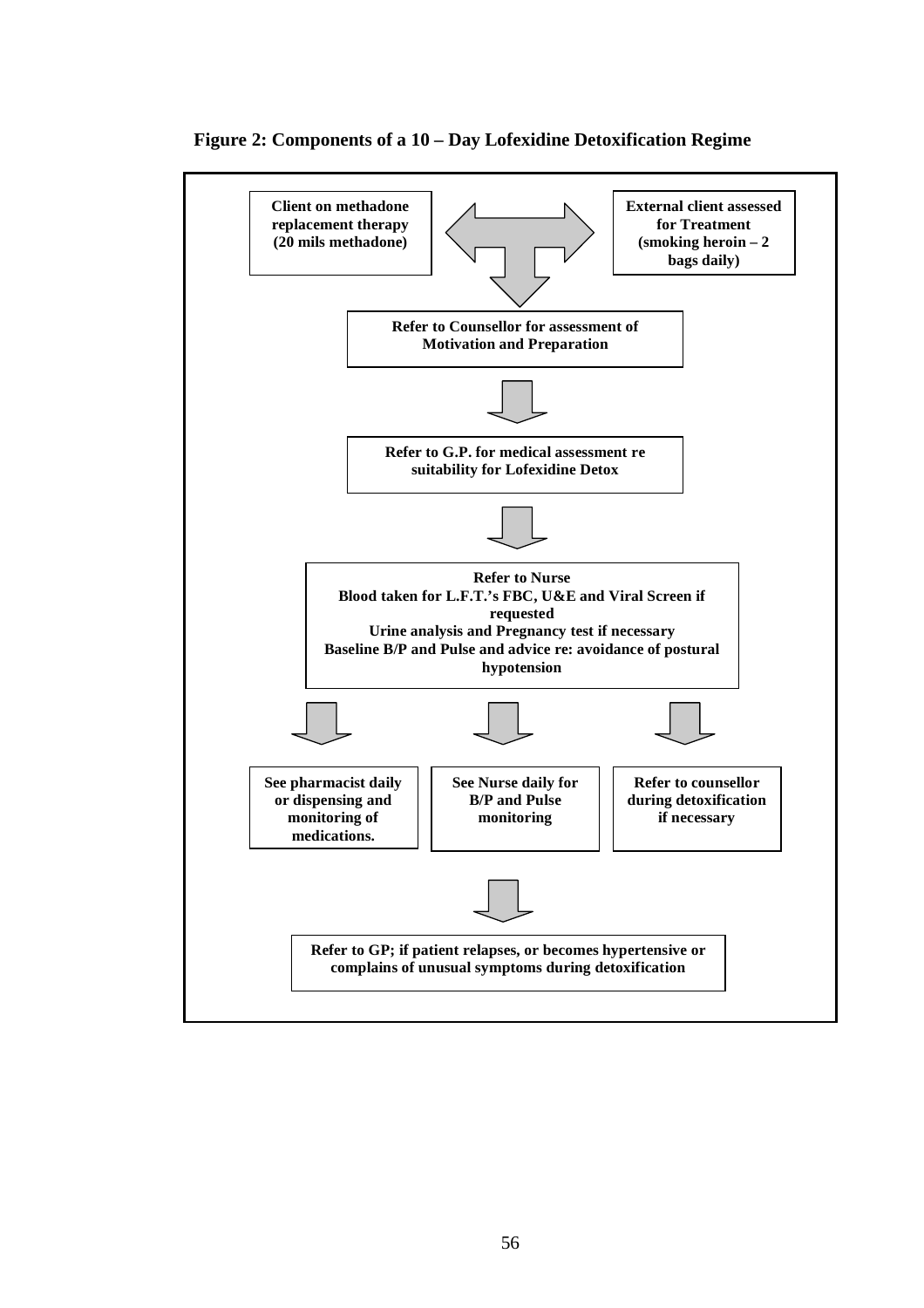**Figure 2: Components of a 10 – Day Lofexidine Detoxification Regime**

**Client on methadone replacement therapy (20 mils methadone)**

**External client assessed for Treatment (smoking heroin – 2 bags daily)**

**Refer to Counsellor for assessment of Motivation and Preparation**

**Refer to G.P. for medical assessment re suitability for Lofexidine Detox**

**Refer to Nurse**
**Blood taken for L.F.T.'s FBC, U&E and Viral Screen if requested**
**Urine analysis and Pregnancy test if necessary**
**Baseline B/P and Pulse and advice re: avoidance of postural hypotension**

**See pharmacist daily or dispensing and monitoring of medications.**

**See Nurse daily for B/P and Pulse monitoring**

**Refer to counsellor during detoxification if necessary**

**Refer to GP; if patient relapses, or becomes hypertensive or complains of unusual symptoms during detoxification**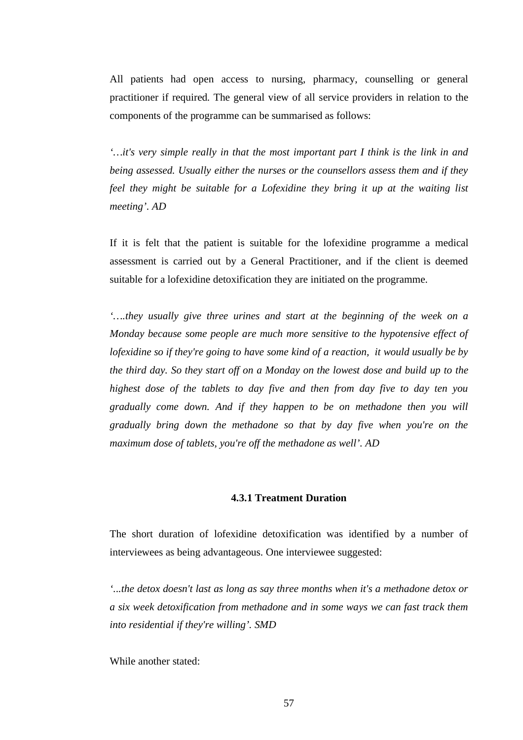All patients had open access to nursing, pharmacy, counselling or general practitioner if required. The general view of all service providers in relation to the components of the programme can be summarised as follows:

*'…it's very simple really in that the most important part I think is the link in and being assessed. Usually either the nurses or the counsellors assess them and if they feel they might be suitable for a Lofexidine they bring it up at the waiting list meeting'. AD*

If it is felt that the patient is suitable for the lofexidine programme a medical assessment is carried out by a General Practitioner, and if the client is deemed suitable for a lofexidine detoxification they are initiated on the programme.

*'….they usually give three urines and start at the beginning of the week on a Monday because some people are much more sensitive to the hypotensive effect of lofexidine so if they're going to have some kind of a reaction, it would usually be by the third day. So they start off on a Monday on the lowest dose and build up to the highest dose of the tablets to day five and then from day five to day ten you gradually come down. And if they happen to be on methadone then you will gradually bring down the methadone so that by day five when you're on the maximum dose of tablets, you're off the methadone as well'. AD*

### 4.3.1 Treatment Duration

The short duration of lofexidine detoxification was identified by a number of interviewees as being advantageous. One interviewee suggested:

*'...the detox doesn't last as long as say three months when it's a methadone detox or a six week detoxification from methadone and in some ways we can fast track them into residential if they're willing'. SMD*

While another stated: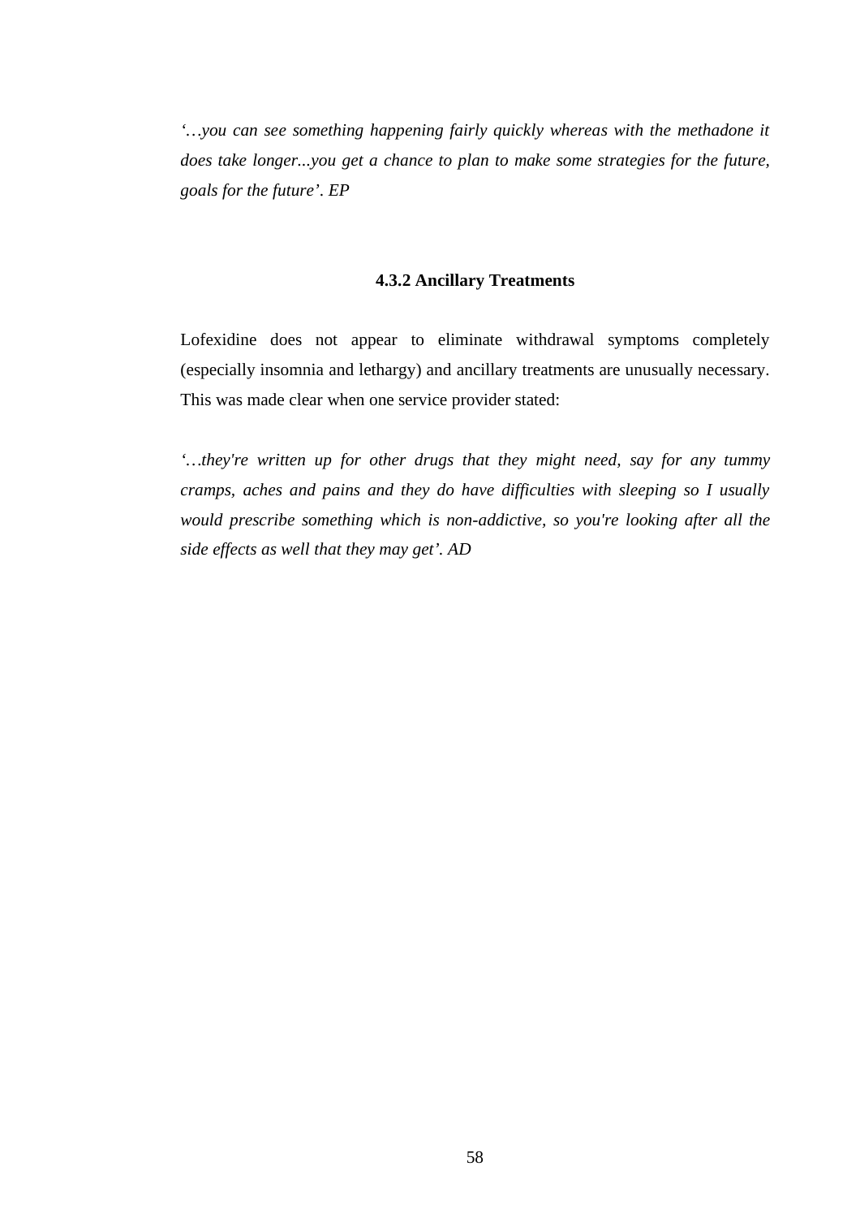*'…you can see something happening fairly quickly whereas with the methadone it does take longer...you get a chance to plan to make some strategies for the future, goals for the future'. EP*

### 4.3.2 Ancillary Treatments

Lofexidine does not appear to eliminate withdrawal symptoms completely (especially insomnia and lethargy) and ancillary treatments are unusually necessary. This was made clear when one service provider stated:

*'…they're written up for other drugs that they might need, say for any tummy cramps, aches and pains and they do have difficulties with sleeping so I usually would prescribe something which is non-addictive, so you're looking after all the side effects as well that they may get'. AD*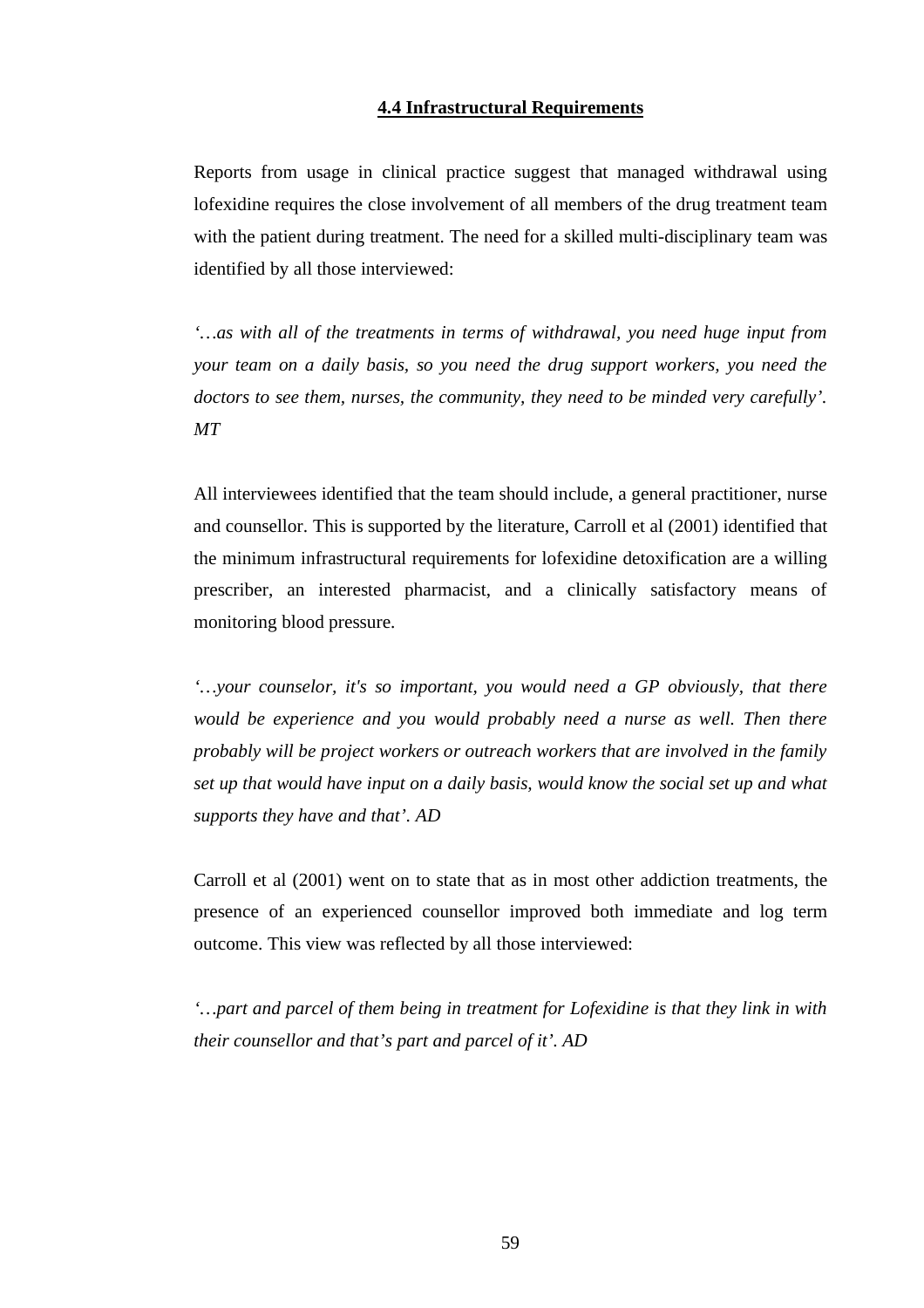## 4.4 Infrastructural Requirements

Reports from usage in clinical practice suggest that managed withdrawal using lofexidine requires the close involvement of all members of the drug treatment team with the patient during treatment. The need for a skilled multi-disciplinary team was identified by all those interviewed:

*'…as with all of the treatments in terms of withdrawal, you need huge input from your team on a daily basis, so you need the drug support workers, you need the doctors to see them, nurses, the community, they need to be minded very carefully'. MT*

All interviewees identified that the team should include, a general practitioner, nurse and counsellor. This is supported by the literature, Carroll et al (2001) identified that the minimum infrastructural requirements for lofexidine detoxification are a willing prescriber, an interested pharmacist, and a clinically satisfactory means of monitoring blood pressure.

*'…your counselor, it's so important, you would need a GP obviously, that there would be experience and you would probably need a nurse as well. Then there probably will be project workers or outreach workers that are involved in the family set up that would have input on a daily basis, would know the social set up and what supports they have and that'. AD*

Carroll et al (2001) went on to state that as in most other addiction treatments, the presence of an experienced counsellor improved both immediate and log term outcome. This view was reflected by all those interviewed:

*'…part and parcel of them being in treatment for Lofexidine is that they link in with their counsellor and that's part and parcel of it'. AD*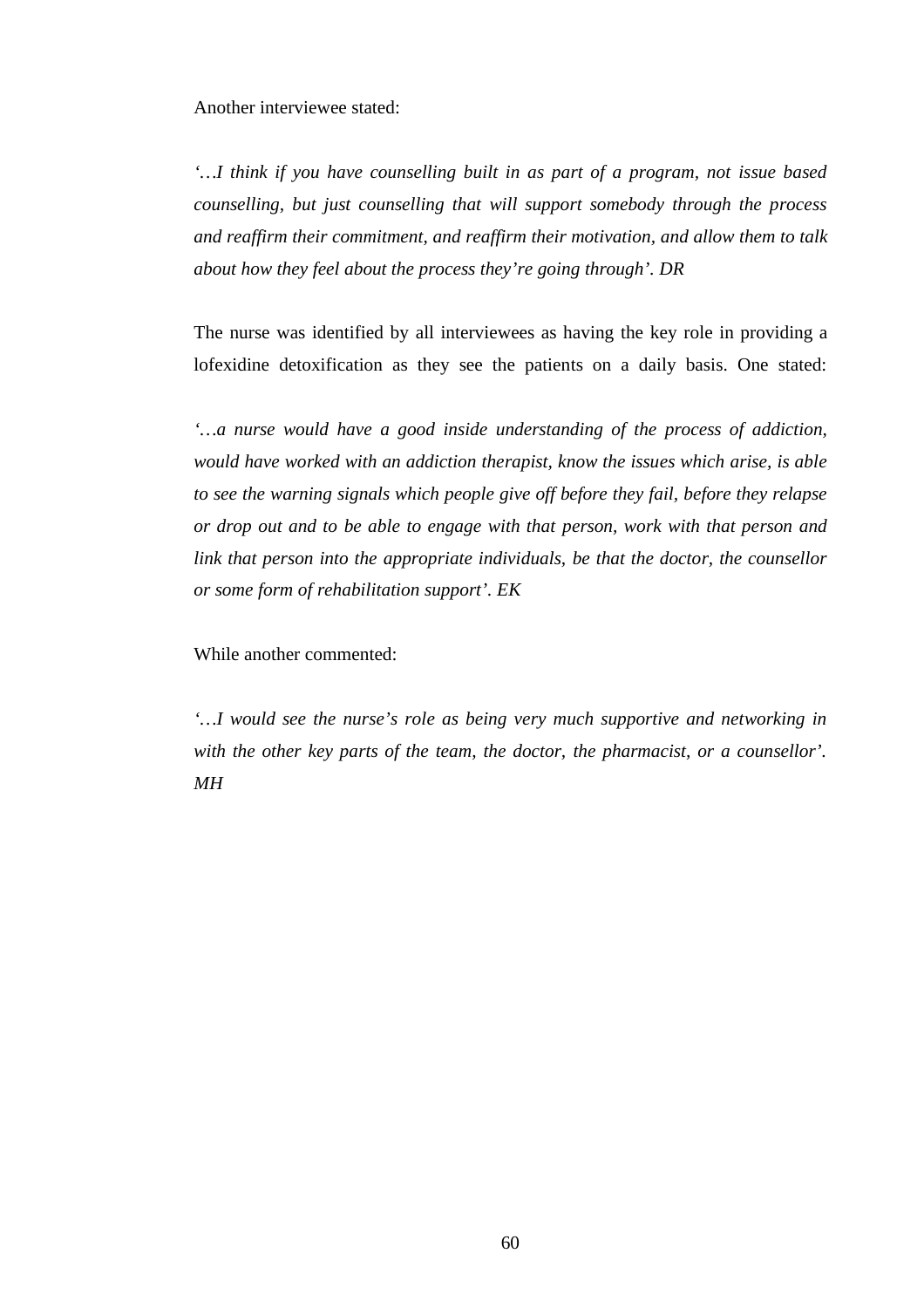Another interviewee stated:

*'…I think if you have counselling built in as part of a program, not issue based counselling, but just counselling that will support somebody through the process and reaffirm their commitment, and reaffirm their motivation, and allow them to talk about how they feel about the process they're going through'. DR*

The nurse was identified by all interviewees as having the key role in providing a lofexidine detoxification as they see the patients on a daily basis. One stated:

*'…a nurse would have a good inside understanding of the process of addiction, would have worked with an addiction therapist, know the issues which arise, is able to see the warning signals which people give off before they fail, before they relapse or drop out and to be able to engage with that person, work with that person and link that person into the appropriate individuals, be that the doctor, the counsellor or some form of rehabilitation support'. EK*

While another commented:

*'…I would see the nurse's role as being very much supportive and networking in with the other key parts of the team, the doctor, the pharmacist, or a counsellor'. MH*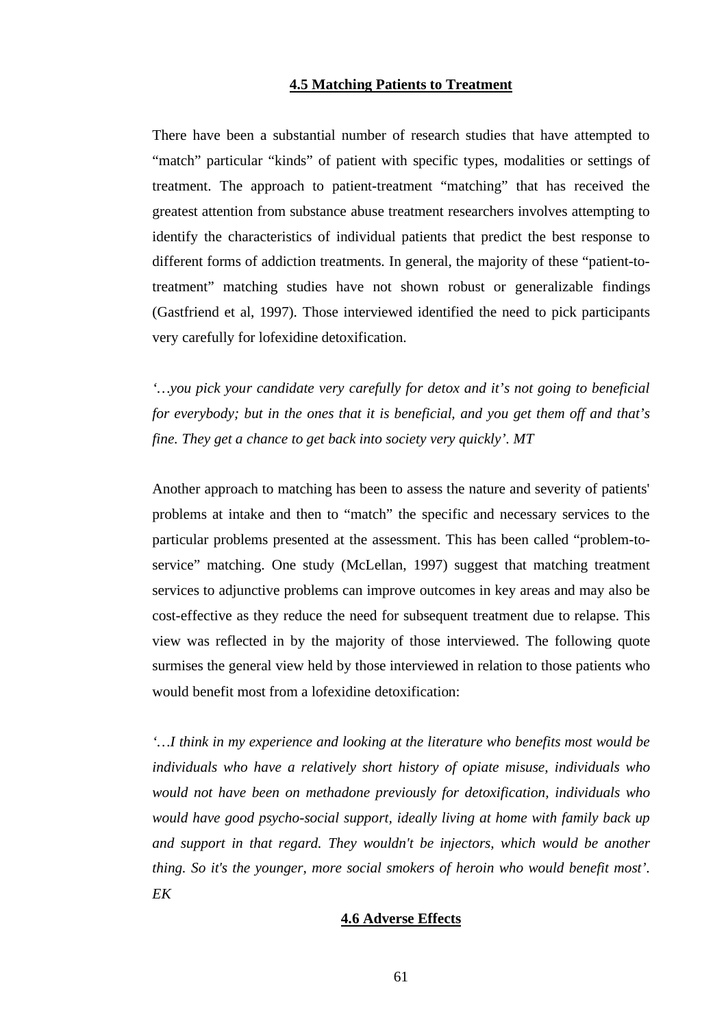## 4.5 Matching Patients to Treatment

There have been a substantial number of research studies that have attempted to "match" particular "kinds" of patient with specific types, modalities or settings of treatment. The approach to patient-treatment "matching" that has received the greatest attention from substance abuse treatment researchers involves attempting to identify the characteristics of individual patients that predict the best response to different forms of addiction treatments. In general, the majority of these "patient-to-treatment" matching studies have not shown robust or generalizable findings (Gastfriend et al, 1997). Those interviewed identified the need to pick participants very carefully for lofexidine detoxification.

*'…you pick your candidate very carefully for detox and it's not going to beneficial for everybody; but in the ones that it is beneficial, and you get them off and that's fine. They get a chance to get back into society very quickly'. MT*

Another approach to matching has been to assess the nature and severity of patients' problems at intake and then to "match" the specific and necessary services to the particular problems presented at the assessment. This has been called "problem-to-service" matching. One study (McLellan, 1997) suggest that matching treatment services to adjunctive problems can improve outcomes in key areas and may also be cost-effective as they reduce the need for subsequent treatment due to relapse. This view was reflected in by the majority of those interviewed. The following quote surmises the general view held by those interviewed in relation to those patients who would benefit most from a lofexidine detoxification:

*'…I think in my experience and looking at the literature who benefits most would be individuals who have a relatively short history of opiate misuse, individuals who would not have been on methadone previously for detoxification, individuals who would have good psycho-social support, ideally living at home with family back up and support in that regard. They wouldn't be injectors, which would be another thing. So it's the younger, more social smokers of heroin who would benefit most'. EK*

## 4.6 Adverse Effects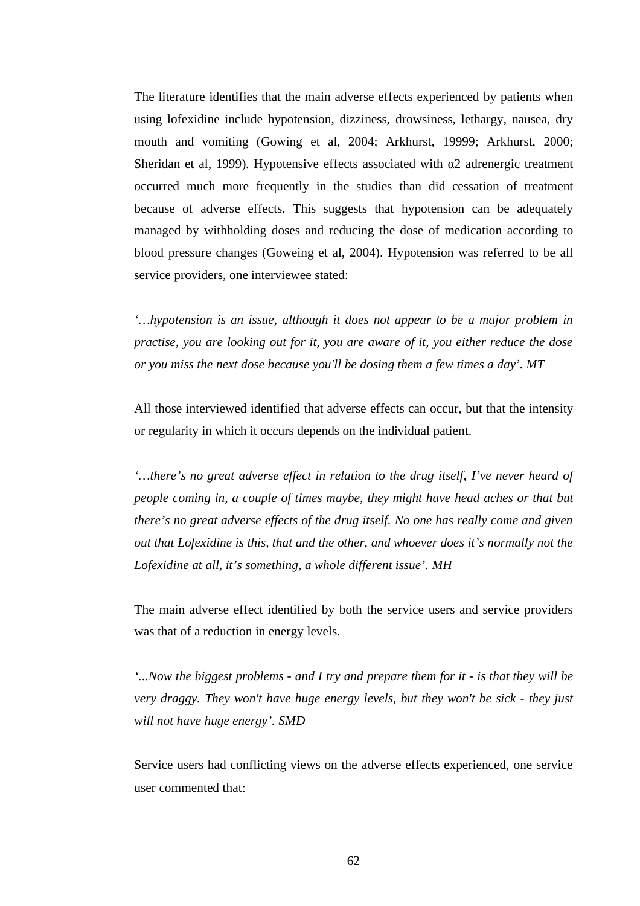The literature identifies that the main adverse effects experienced by patients when using lofexidine include hypotension, dizziness, drowsiness, lethargy, nausea, dry mouth and vomiting (Gowing et al, 2004; Arkhurst, 19999; Arkhurst, 2000; Sheridan et al, 1999). Hypotensive effects associated with α2 adrenergic treatment occurred much more frequently in the studies than did cessation of treatment because of adverse effects. This suggests that hypotension can be adequately managed by withholding doses and reducing the dose of medication according to blood pressure changes (Goweing et al, 2004). Hypotension was referred to be all service providers, one interviewee stated:

*'…hypotension is an issue, although it does not appear to be a major problem in practise, you are looking out for it, you are aware of it, you either reduce the dose or you miss the next dose because you'll be dosing them a few times a day'. MT*

All those interviewed identified that adverse effects can occur, but that the intensity or regularity in which it occurs depends on the individual patient.

*'…there's no great adverse effect in relation to the drug itself, I've never heard of people coming in, a couple of times maybe, they might have head aches or that but there's no great adverse effects of the drug itself. No one has really come and given out that Lofexidine is this, that and the other, and whoever does it's normally not the Lofexidine at all, it's something, a whole different issue'. MH*

The main adverse effect identified by both the service users and service providers was that of a reduction in energy levels.

*'...Now the biggest problems - and I try and prepare them for it - is that they will be very draggy. They won't have huge energy levels, but they won't be sick - they just will not have huge energy'. SMD*

Service users had conflicting views on the adverse effects experienced, one service user commented that: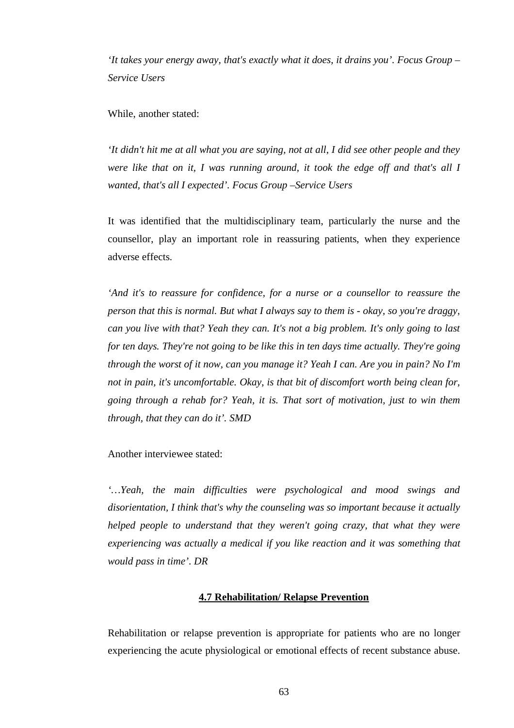*'It takes your energy away, that's exactly what it does, it drains you'. Focus Group – Service Users*

While, another stated:

*'It didn't hit me at all what you are saying, not at all, I did see other people and they were like that on it, I was running around, it took the edge off and that's all I wanted, that's all I expected'. Focus Group –Service Users*

It was identified that the multidisciplinary team, particularly the nurse and the counsellor, play an important role in reassuring patients, when they experience adverse effects.

*'And it's to reassure for confidence, for a nurse or a counsellor to reassure the person that this is normal. But what I always say to them is - okay, so you're draggy, can you live with that? Yeah they can. It's not a big problem. It's only going to last for ten days. They're not going to be like this in ten days time actually. They're going through the worst of it now, can you manage it? Yeah I can. Are you in pain? No I'm not in pain, it's uncomfortable. Okay, is that bit of discomfort worth being clean for, going through a rehab for? Yeah, it is. That sort of motivation, just to win them through, that they can do it'. SMD*

Another interviewee stated:

*'…Yeah, the main difficulties were psychological and mood swings and disorientation, I think that's why the counseling was so important because it actually helped people to understand that they weren't going crazy, that what they were experiencing was actually a medical if you like reaction and it was something that would pass in time'. DR*

## 4.7 Rehabilitation/ Relapse Prevention

Rehabilitation or relapse prevention is appropriate for patients who are no longer experiencing the acute physiological or emotional effects of recent substance abuse.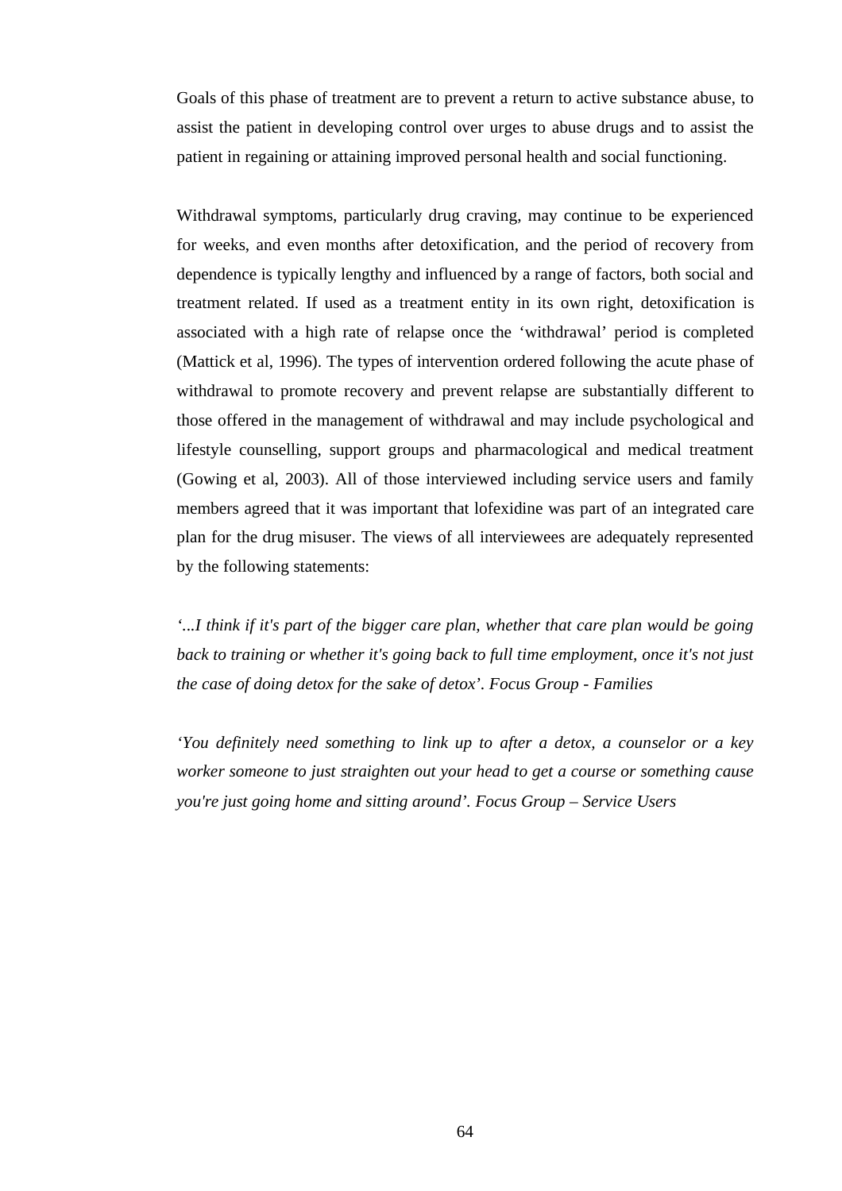Goals of this phase of treatment are to prevent a return to active substance abuse, to assist the patient in developing control over urges to abuse drugs and to assist the patient in regaining or attaining improved personal health and social functioning.

Withdrawal symptoms, particularly drug craving, may continue to be experienced for weeks, and even months after detoxification, and the period of recovery from dependence is typically lengthy and influenced by a range of factors, both social and treatment related. If used as a treatment entity in its own right, detoxification is associated with a high rate of relapse once the 'withdrawal' period is completed (Mattick et al, 1996). The types of intervention ordered following the acute phase of withdrawal to promote recovery and prevent relapse are substantially different to those offered in the management of withdrawal and may include psychological and lifestyle counselling, support groups and pharmacological and medical treatment (Gowing et al, 2003). All of those interviewed including service users and family members agreed that it was important that lofexidine was part of an integrated care plan for the drug misuser. The views of all interviewees are adequately represented by the following statements:

*'...I think if it's part of the bigger care plan, whether that care plan would be going back to training or whether it's going back to full time employment, once it's not just the case of doing detox for the sake of detox'. Focus Group - Families*

*'You definitely need something to link up to after a detox, a counselor or a key worker someone to just straighten out your head to get a course or something cause you're just going home and sitting around'. Focus Group – Service Users*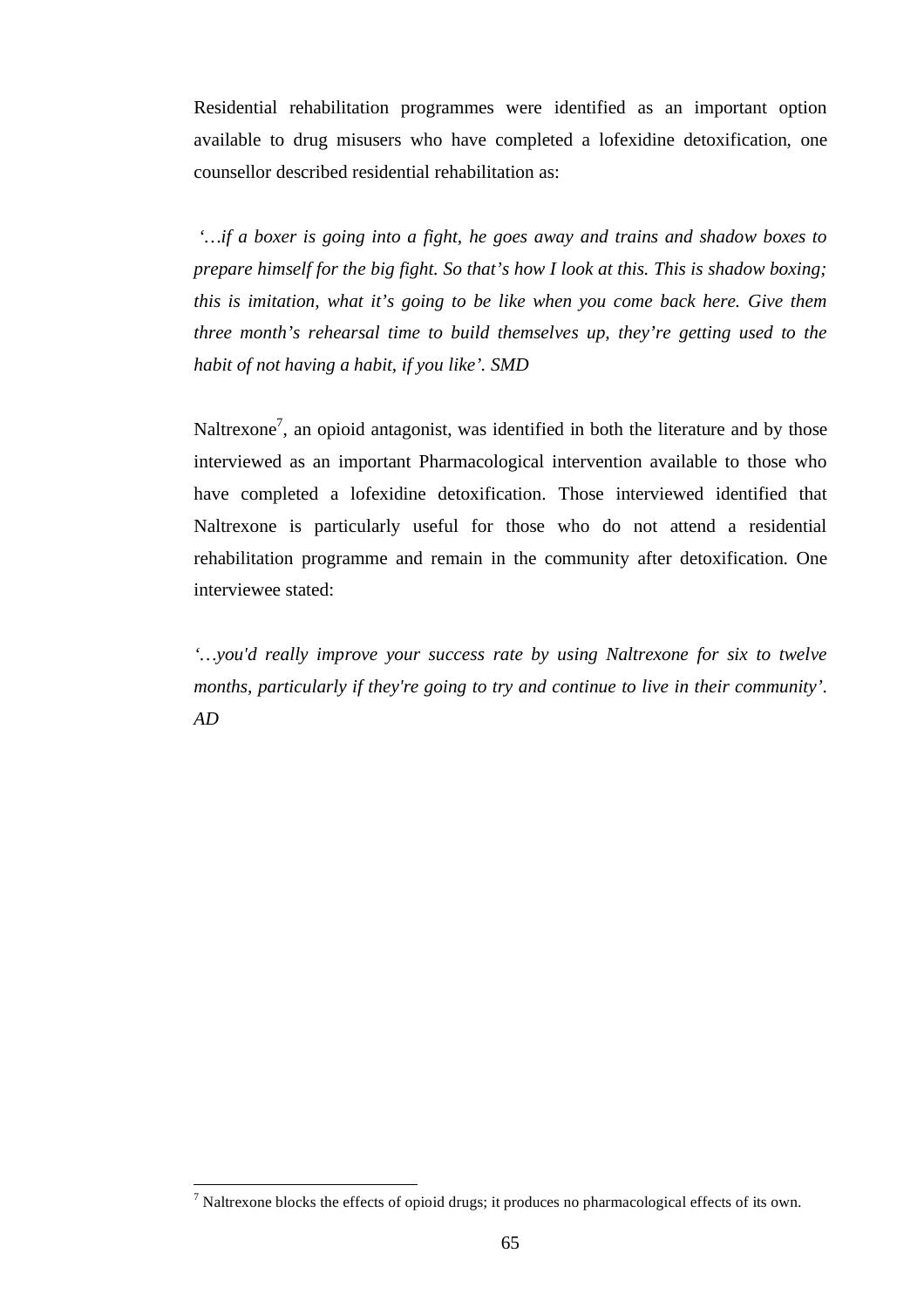Residential rehabilitation programmes were identified as an important option available to drug misusers who have completed a lofexidine detoxification, one counsellor described residential rehabilitation as:

*'…if a boxer is going into a fight, he goes away and trains and shadow boxes to prepare himself for the big fight. So that's how I look at this. This is shadow boxing; this is imitation, what it's going to be like when you come back here. Give them three month's rehearsal time to build themselves up, they're getting used to the habit of not having a habit, if you like'. SMD*

Naltrexone[7], an opioid antagonist, was identified in both the literature and by those interviewed as an important Pharmacological intervention available to those who have completed a lofexidine detoxification. Those interviewed identified that Naltrexone is particularly useful for those who do not attend a residential rehabilitation programme and remain in the community after detoxification. One interviewee stated:

*'…you'd really improve your success rate by using Naltrexone for six to twelve months, particularly if they're going to try and continue to live in their community'. AD*

---

[7] Naltrexone blocks the effects of opioid drugs; it produces no pharmacological effects of its own.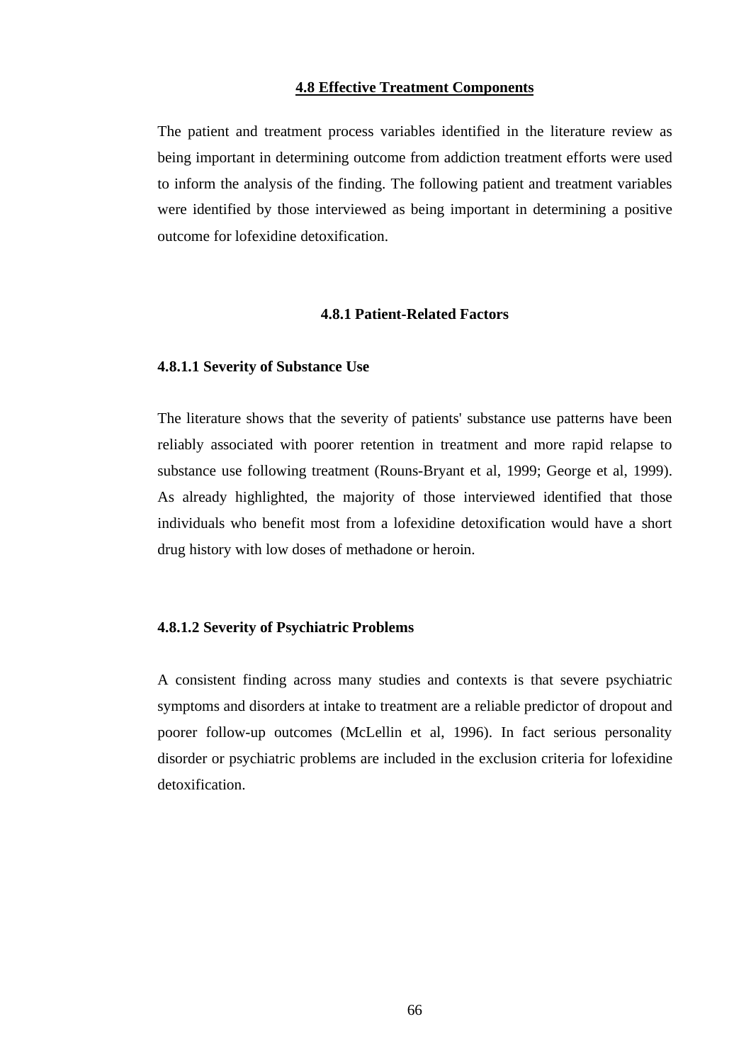## 4.8 Effective Treatment Components

The patient and treatment process variables identified in the literature review as being important in determining outcome from addiction treatment efforts were used to inform the analysis of the finding. The following patient and treatment variables were identified by those interviewed as being important in determining a positive outcome for lofexidine detoxification.

### 4.8.1 Patient-Related Factors

#### 4.8.1.1 Severity of Substance Use

The literature shows that the severity of patients' substance use patterns have been reliably associated with poorer retention in treatment and more rapid relapse to substance use following treatment (Rouns-Bryant et al, 1999; George et al, 1999). As already highlighted, the majority of those interviewed identified that those individuals who benefit most from a lofexidine detoxification would have a short drug history with low doses of methadone or heroin.

#### 4.8.1.2 Severity of Psychiatric Problems

A consistent finding across many studies and contexts is that severe psychiatric symptoms and disorders at intake to treatment are a reliable predictor of dropout and poorer follow-up outcomes (McLellin et al, 1996). In fact serious personality disorder or psychiatric problems are included in the exclusion criteria for lofexidine detoxification.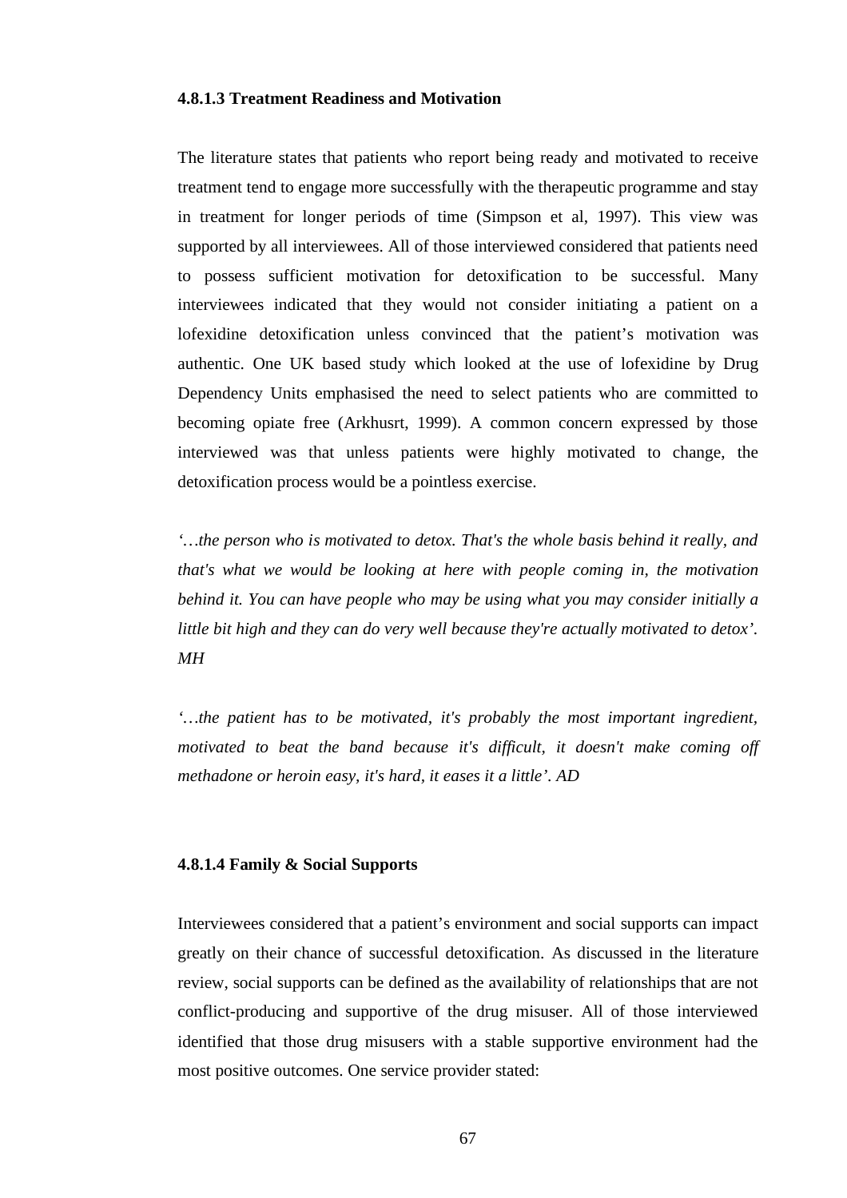#### 4.8.1.3 Treatment Readiness and Motivation

The literature states that patients who report being ready and motivated to receive treatment tend to engage more successfully with the therapeutic programme and stay in treatment for longer periods of time (Simpson et al, 1997). This view was supported by all interviewees. All of those interviewed considered that patients need to possess sufficient motivation for detoxification to be successful. Many interviewees indicated that they would not consider initiating a patient on a lofexidine detoxification unless convinced that the patient's motivation was authentic. One UK based study which looked at the use of lofexidine by Drug Dependency Units emphasised the need to select patients who are committed to becoming opiate free (Arkhusrt, 1999). A common concern expressed by those interviewed was that unless patients were highly motivated to change, the detoxification process would be a pointless exercise.

*'…the person who is motivated to detox. That's the whole basis behind it really, and that's what we would be looking at here with people coming in, the motivation behind it. You can have people who may be using what you may consider initially a little bit high and they can do very well because they're actually motivated to detox'. MH*

*'…the patient has to be motivated, it's probably the most important ingredient, motivated to beat the band because it's difficult, it doesn't make coming off methadone or heroin easy, it's hard, it eases it a little'. AD*

#### 4.8.1.4 Family & Social Supports

Interviewees considered that a patient's environment and social supports can impact greatly on their chance of successful detoxification. As discussed in the literature review, social supports can be defined as the availability of relationships that are not conflict-producing and supportive of the drug misuser. All of those interviewed identified that those drug misusers with a stable supportive environment had the most positive outcomes. One service provider stated: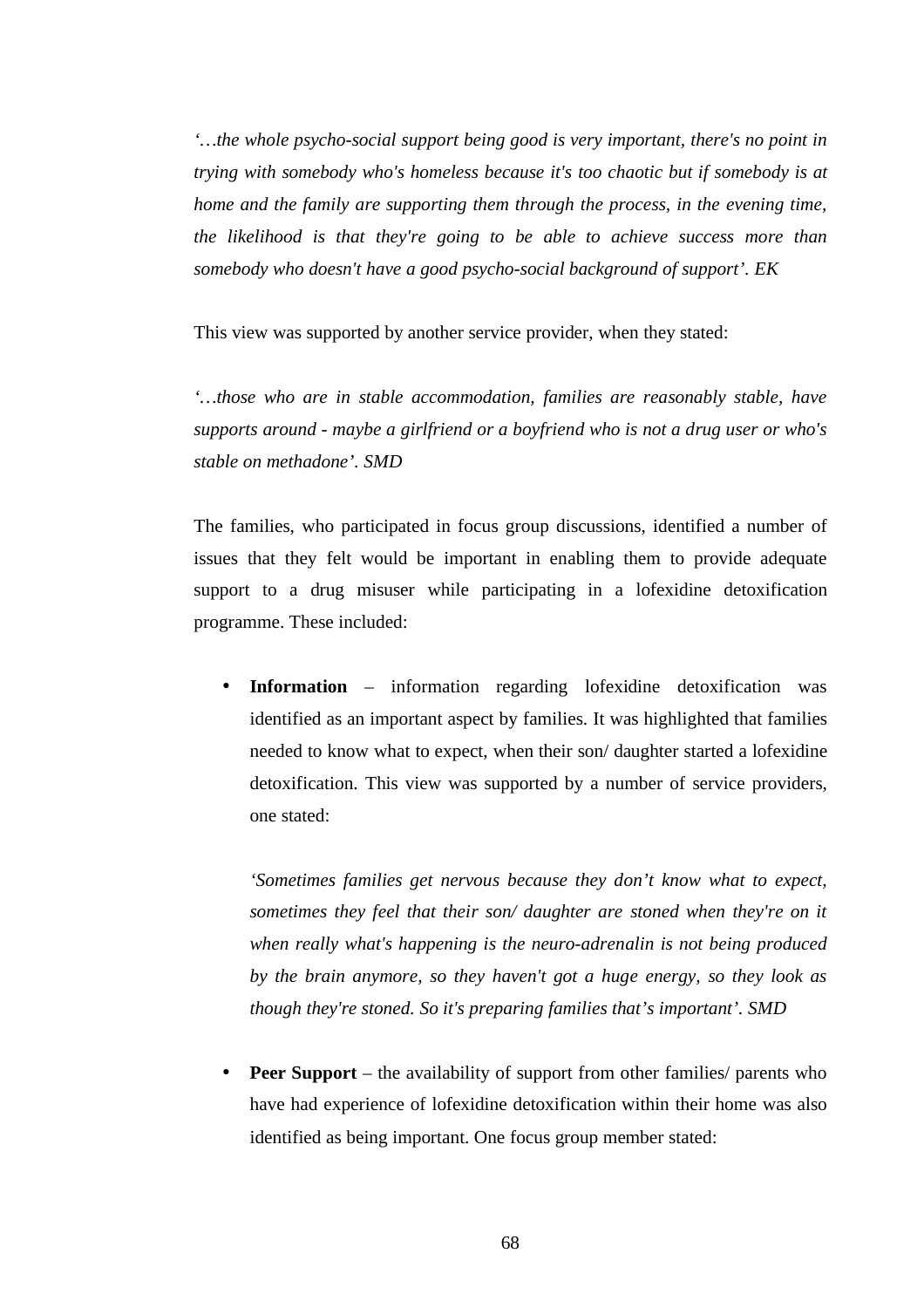*'…the whole psycho-social support being good is very important, there's no point in trying with somebody who's homeless because it's too chaotic but if somebody is at home and the family are supporting them through the process, in the evening time, the likelihood is that they're going to be able to achieve success more than somebody who doesn't have a good psycho-social background of support'. EK*

This view was supported by another service provider, when they stated:

*'…those who are in stable accommodation, families are reasonably stable, have supports around - maybe a girlfriend or a boyfriend who is not a drug user or who's stable on methadone'. SMD*

The families, who participated in focus group discussions, identified a number of issues that they felt would be important in enabling them to provide adequate support to a drug misuser while participating in a lofexidine detoxification programme. These included:

- **Information** – information regarding lofexidine detoxification was identified as an important aspect by families. It was highlighted that families needed to know what to expect, when their son/ daughter started a lofexidine detoxification. This view was supported by a number of service providers, one stated:

  *'Sometimes families get nervous because they don't know what to expect, sometimes they feel that their son/ daughter are stoned when they're on it when really what's happening is the neuro-adrenalin is not being produced by the brain anymore, so they haven't got a huge energy, so they look as though they're stoned. So it's preparing families that's important'. SMD*

- **Peer Support** – the availability of support from other families/ parents who have had experience of lofexidine detoxification within their home was also identified as being important. One focus group member stated: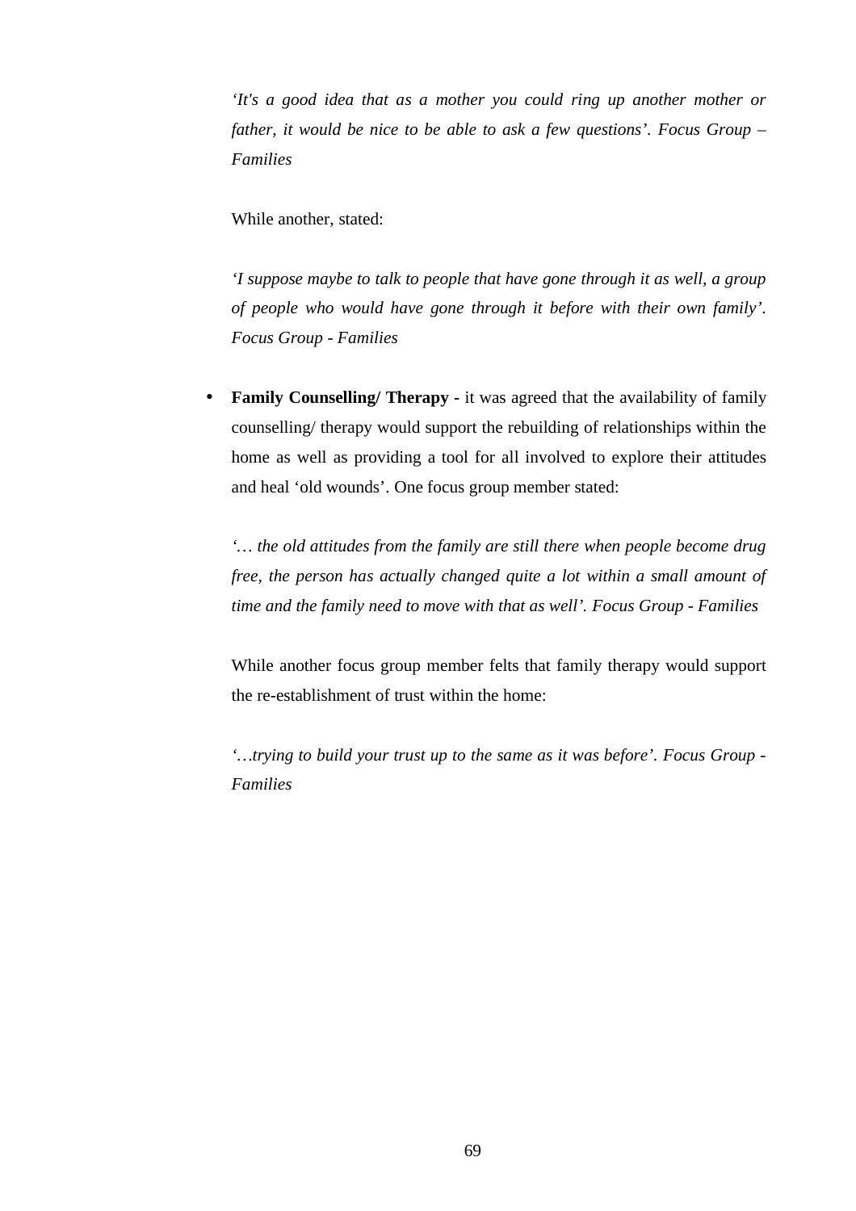*'It's a good idea that as a mother you could ring up another mother or father, it would be nice to be able to ask a few questions'. Focus Group – Families*

While another, stated:

*'I suppose maybe to talk to people that have gone through it as well, a group of people who would have gone through it before with their own family'. Focus Group - Families*

- **Family Counselling/ Therapy -** it was agreed that the availability of family counselling/ therapy would support the rebuilding of relationships within the home as well as providing a tool for all involved to explore their attitudes and heal 'old wounds'. One focus group member stated:

  *'… the old attitudes from the family are still there when people become drug free, the person has actually changed quite a lot within a small amount of time and the family need to move with that as well'. Focus Group - Families*

  While another focus group member felts that family therapy would support the re-establishment of trust within the home:

  *'…trying to build your trust up to the same as it was before'. Focus Group - Families*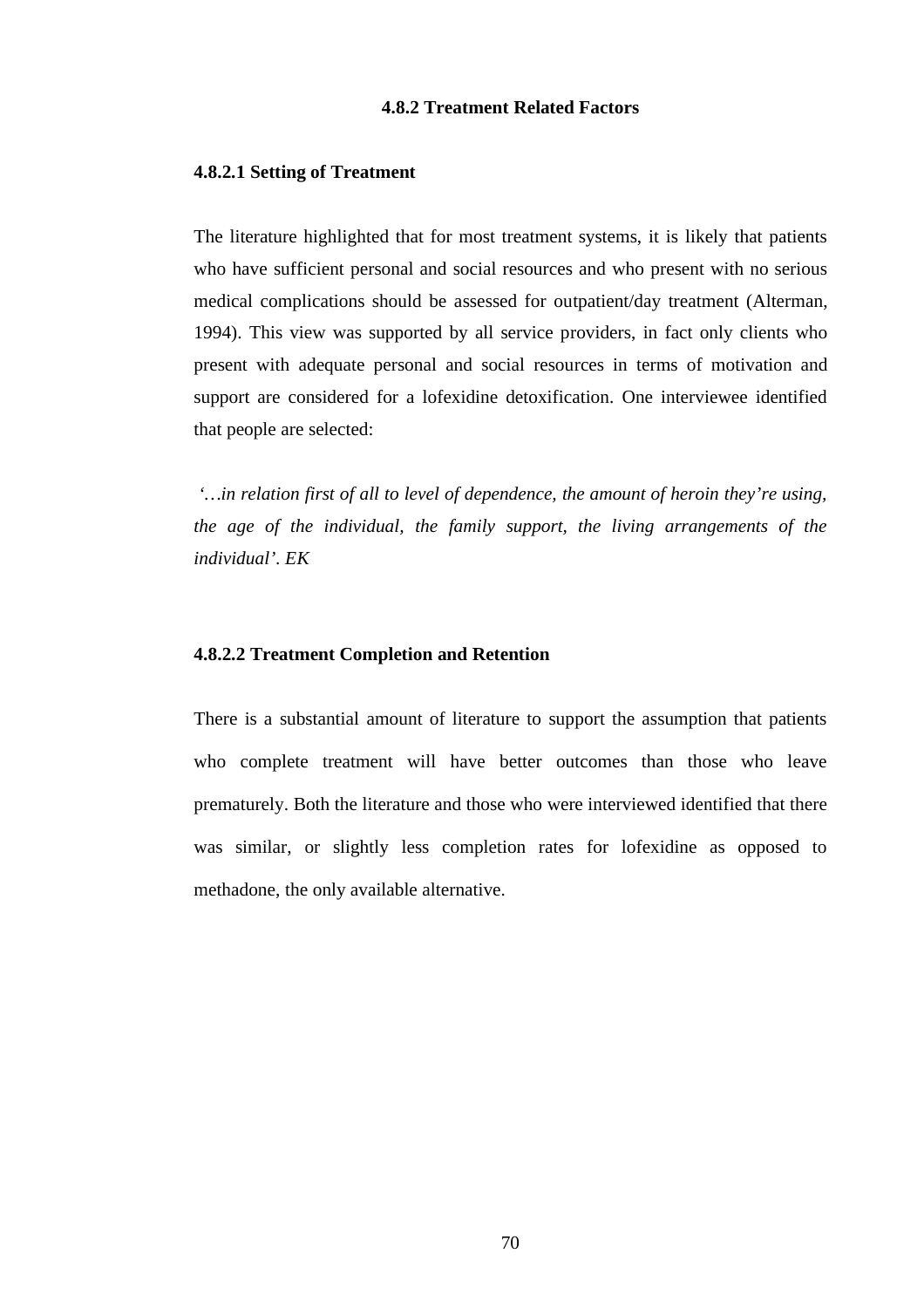### 4.8.2 Treatment Related Factors

#### 4.8.2.1 Setting of Treatment

The literature highlighted that for most treatment systems, it is likely that patients who have sufficient personal and social resources and who present with no serious medical complications should be assessed for outpatient/day treatment (Alterman, 1994). This view was supported by all service providers, in fact only clients who present with adequate personal and social resources in terms of motivation and support are considered for a lofexidine detoxification. One interviewee identified that people are selected:

*'…in relation first of all to level of dependence, the amount of heroin they're using, the age of the individual, the family support, the living arrangements of the individual'. EK*

#### 4.8.2.2 Treatment Completion and Retention

There is a substantial amount of literature to support the assumption that patients who complete treatment will have better outcomes than those who leave prematurely. Both the literature and those who were interviewed identified that there was similar, or slightly less completion rates for lofexidine as opposed to methadone, the only available alternative.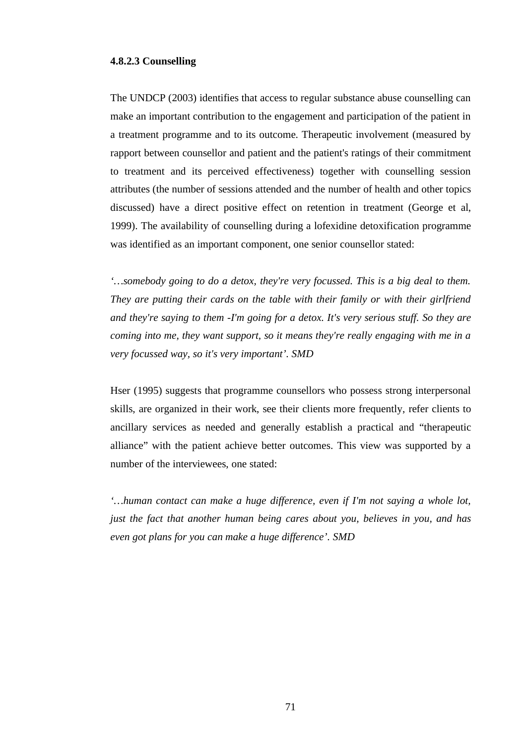#### 4.8.2.3 Counselling

The UNDCP (2003) identifies that access to regular substance abuse counselling can make an important contribution to the engagement and participation of the patient in a treatment programme and to its outcome. Therapeutic involvement (measured by rapport between counsellor and patient and the patient's ratings of their commitment to treatment and its perceived effectiveness) together with counselling session attributes (the number of sessions attended and the number of health and other topics discussed) have a direct positive effect on retention in treatment (George et al, 1999). The availability of counselling during a lofexidine detoxification programme was identified as an important component, one senior counsellor stated:

*'…somebody going to do a detox, they're very focussed. This is a big deal to them. They are putting their cards on the table with their family or with their girlfriend and they're saying to them -I'm going for a detox. It's very serious stuff. So they are coming into me, they want support, so it means they're really engaging with me in a very focussed way, so it's very important'. SMD*

Hser (1995) suggests that programme counsellors who possess strong interpersonal skills, are organized in their work, see their clients more frequently, refer clients to ancillary services as needed and generally establish a practical and "therapeutic alliance" with the patient achieve better outcomes. This view was supported by a number of the interviewees, one stated:

*'…human contact can make a huge difference, even if I'm not saying a whole lot, just the fact that another human being cares about you, believes in you, and has even got plans for you can make a huge difference'. SMD*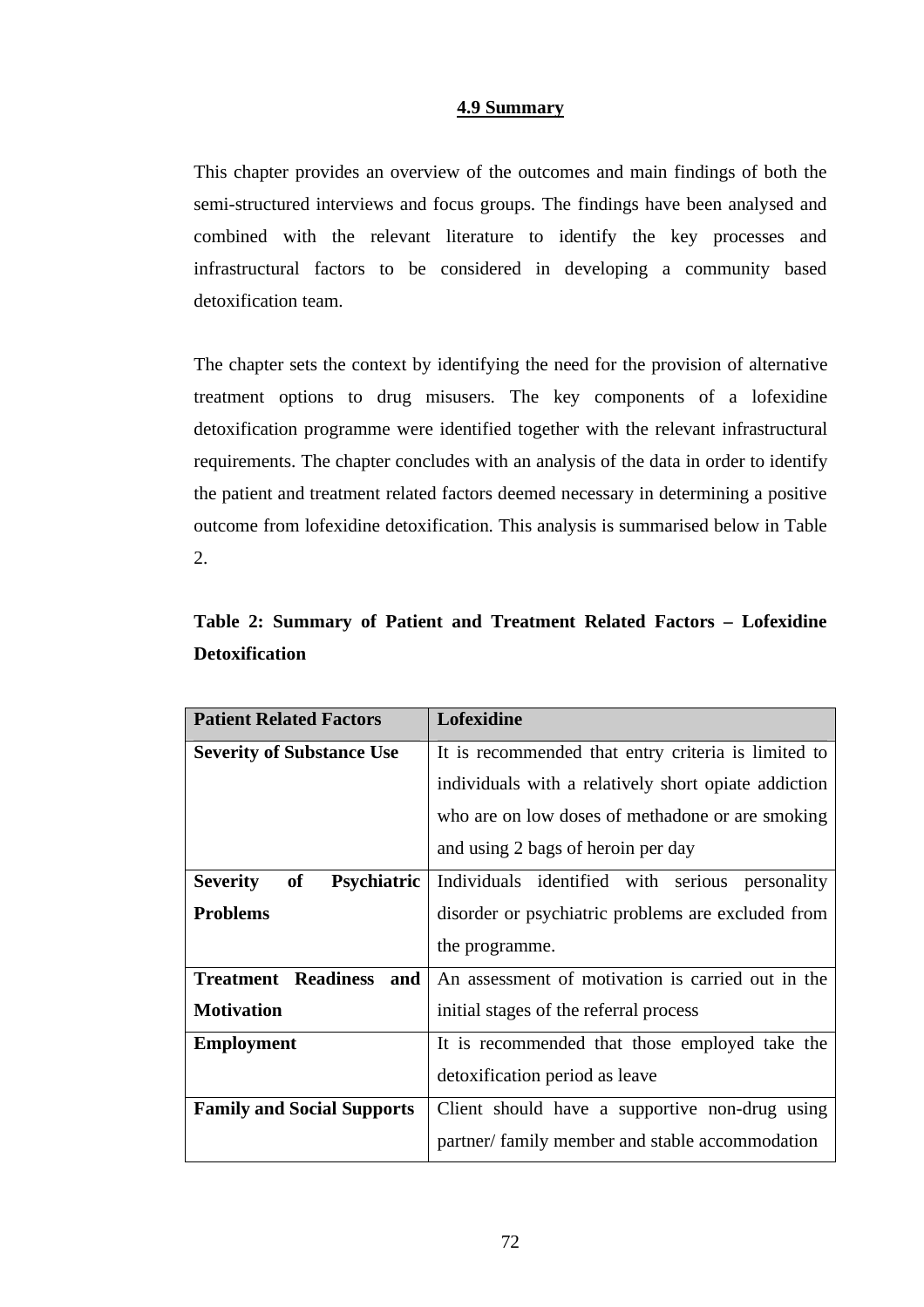## 4.9 Summary

This chapter provides an overview of the outcomes and main findings of both the semi-structured interviews and focus groups. The findings have been analysed and combined with the relevant literature to identify the key processes and infrastructural factors to be considered in developing a community based detoxification team.

The chapter sets the context by identifying the need for the provision of alternative treatment options to drug misusers. The key components of a lofexidine detoxification programme were identified together with the relevant infrastructural requirements. The chapter concludes with an analysis of the data in order to identify the patient and treatment related factors deemed necessary in determining a positive outcome from lofexidine detoxification. This analysis is summarised below in Table 2.

**Table 2: Summary of Patient and Treatment Related Factors – Lofexidine Detoxification**

| **Patient Related Factors** | **Lofexidine** |
|---|---|
| **Severity of Substance Use** | It is recommended that entry criteria is limited to individuals with a relatively short opiate addiction who are on low doses of methadone or are smoking and using 2 bags of heroin per day |
| **Severity of Psychiatric Problems** | Individuals identified with serious personality disorder or psychiatric problems are excluded from the programme. |
| **Treatment Readiness and Motivation** | An assessment of motivation is carried out in the initial stages of the referral process |
| **Employment** | It is recommended that those employed take the detoxification period as leave |
| **Family and Social Supports** | Client should have a supportive non-drug using partner/ family member and stable accommodation |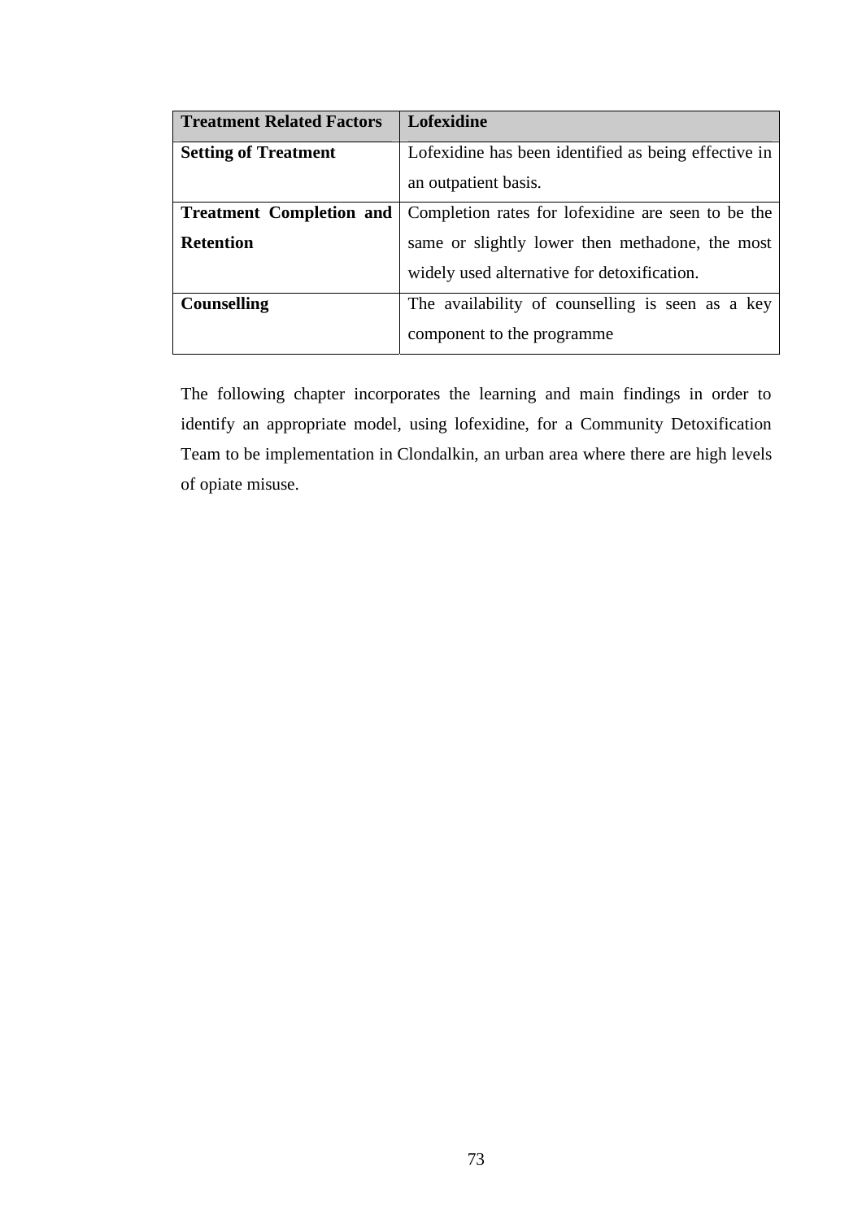| Treatment Related Factors | Lofexidine |
|---|---|
| **Setting of Treatment** | Lofexidine has been identified as being effective in an outpatient basis. |
| **Treatment Completion and Retention** | Completion rates for lofexidine are seen to be the same or slightly lower then methadone, the most widely used alternative for detoxification. |
| **Counselling** | The availability of counselling is seen as a key component to the programme |

The following chapter incorporates the learning and main findings in order to identify an appropriate model, using lofexidine, for a Community Detoxification Team to be implementation in Clondalkin, an urban area where there are high levels of opiate misuse.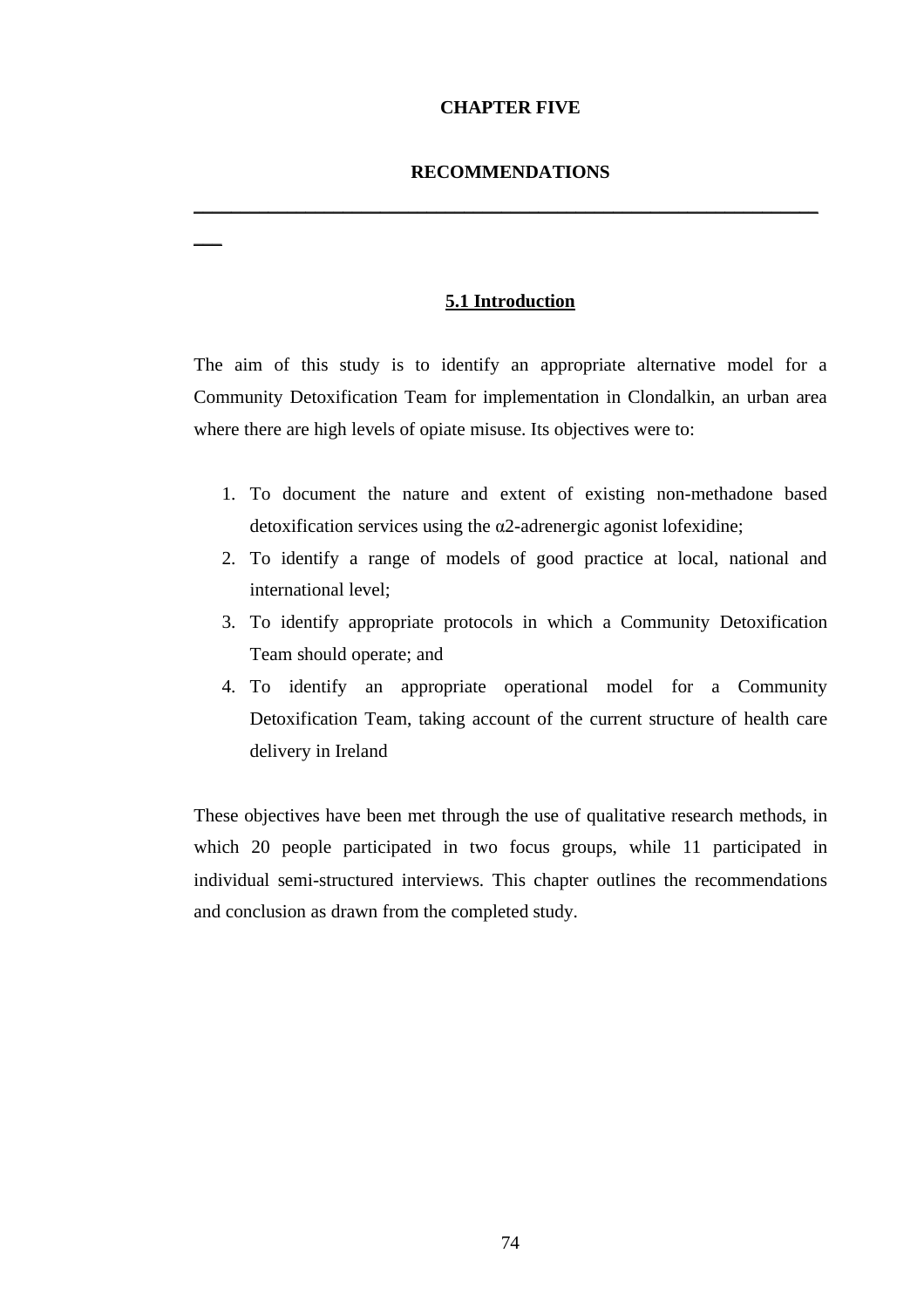# CHAPTER FIVE

# RECOMMENDATIONS

---

## 5.1 Introduction

The aim of this study is to identify an appropriate alternative model for a Community Detoxification Team for implementation in Clondalkin, an urban area where there are high levels of opiate misuse. Its objectives were to:

1. To document the nature and extent of existing non-methadone based detoxification services using the α2-adrenergic agonist lofexidine;
2. To identify a range of models of good practice at local, national and international level;
3. To identify appropriate protocols in which a Community Detoxification Team should operate; and
4. To identify an appropriate operational model for a Community Detoxification Team, taking account of the current structure of health care delivery in Ireland

These objectives have been met through the use of qualitative research methods, in which 20 people participated in two focus groups, while 11 participated in individual semi-structured interviews. This chapter outlines the recommendations and conclusion as drawn from the completed study.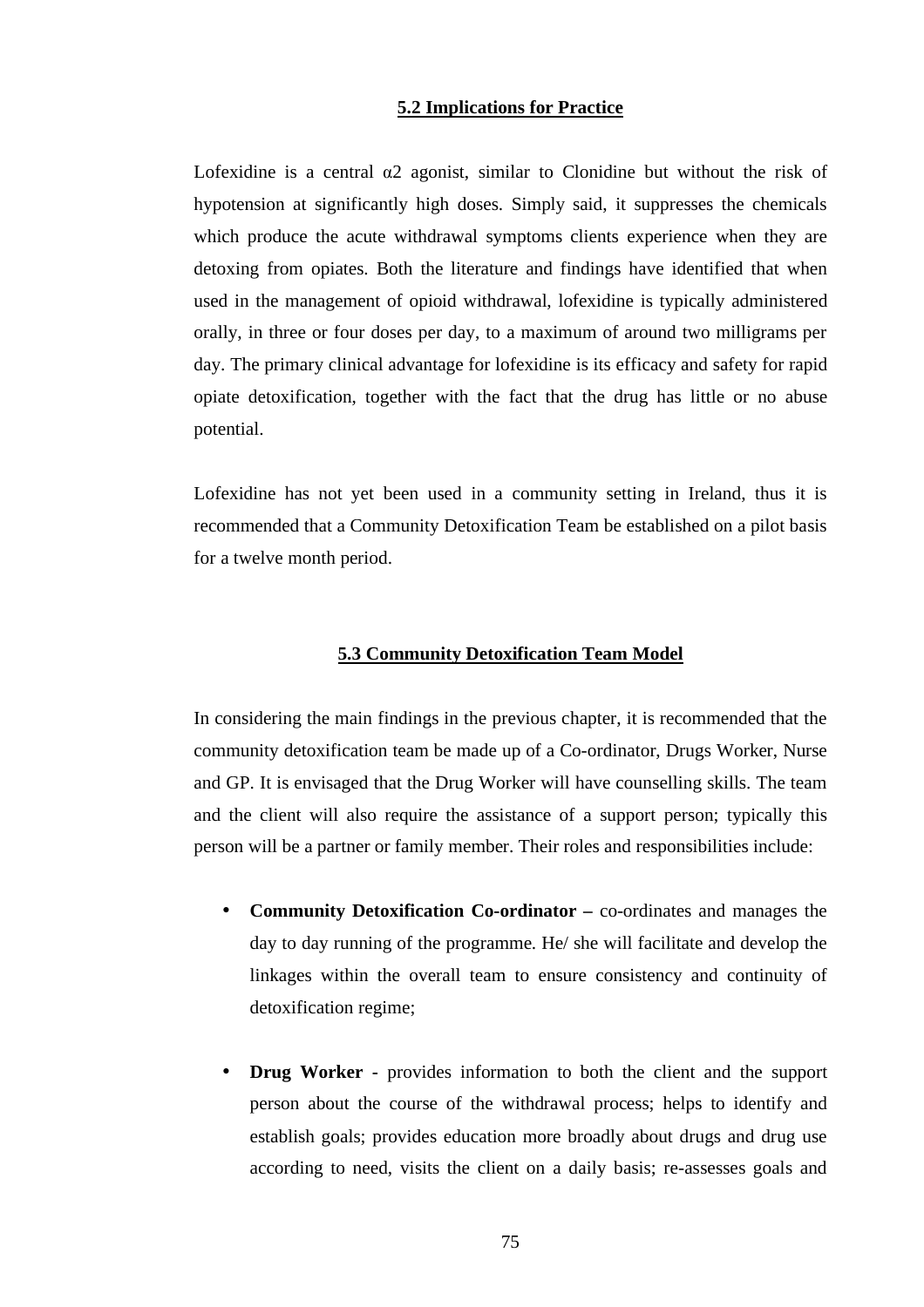## 5.2 Implications for Practice

Lofexidine is a central α2 agonist, similar to Clonidine but without the risk of hypotension at significantly high doses. Simply said, it suppresses the chemicals which produce the acute withdrawal symptoms clients experience when they are detoxing from opiates. Both the literature and findings have identified that when used in the management of opioid withdrawal, lofexidine is typically administered orally, in three or four doses per day, to a maximum of around two milligrams per day. The primary clinical advantage for lofexidine is its efficacy and safety for rapid opiate detoxification, together with the fact that the drug has little or no abuse potential.

Lofexidine has not yet been used in a community setting in Ireland, thus it is recommended that a Community Detoxification Team be established on a pilot basis for a twelve month period.

## 5.3 Community Detoxification Team Model

In considering the main findings in the previous chapter, it is recommended that the community detoxification team be made up of a Co-ordinator, Drugs Worker, Nurse and GP. It is envisaged that the Drug Worker will have counselling skills. The team and the client will also require the assistance of a support person; typically this person will be a partner or family member. Their roles and responsibilities include:

- **Community Detoxification Co-ordinator –** co-ordinates and manages the day to day running of the programme. He/ she will facilitate and develop the linkages within the overall team to ensure consistency and continuity of detoxification regime;

- **Drug Worker -** provides information to both the client and the support person about the course of the withdrawal process; helps to identify and establish goals; provides education more broadly about drugs and drug use according to need, visits the client on a daily basis; re-assesses goals and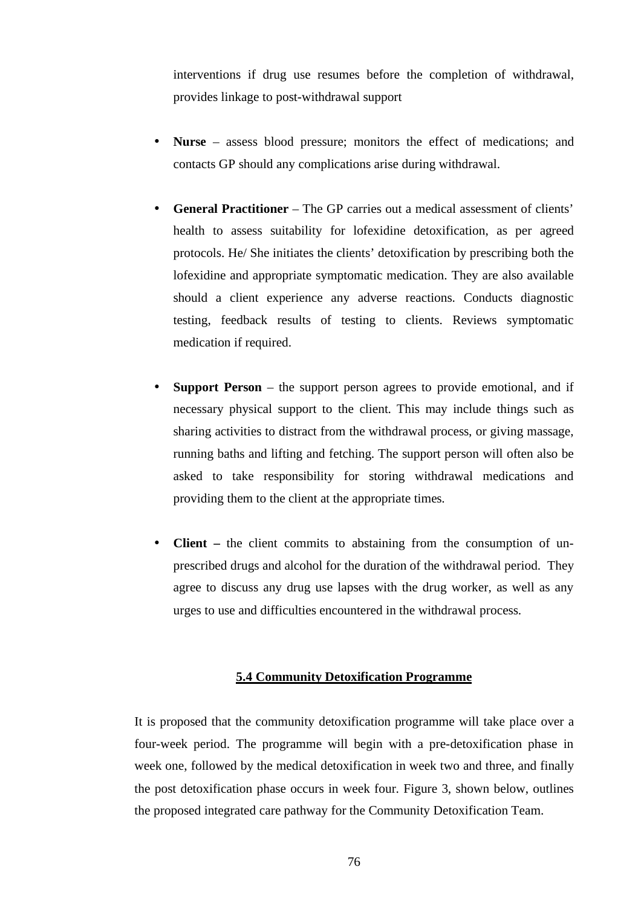interventions if drug use resumes before the completion of withdrawal, provides linkage to post-withdrawal support

- **Nurse** – assess blood pressure; monitors the effect of medications; and contacts GP should any complications arise during withdrawal.

- **General Practitioner** – The GP carries out a medical assessment of clients' health to assess suitability for lofexidine detoxification, as per agreed protocols. He/ She initiates the clients' detoxification by prescribing both the lofexidine and appropriate symptomatic medication. They are also available should a client experience any adverse reactions. Conducts diagnostic testing, feedback results of testing to clients. Reviews symptomatic medication if required.

- **Support Person** – the support person agrees to provide emotional, and if necessary physical support to the client. This may include things such as sharing activities to distract from the withdrawal process, or giving massage, running baths and lifting and fetching. The support person will often also be asked to take responsibility for storing withdrawal medications and providing them to the client at the appropriate times.

- **Client –** the client commits to abstaining from the consumption of un-prescribed drugs and alcohol for the duration of the withdrawal period. They agree to discuss any drug use lapses with the drug worker, as well as any urges to use and difficulties encountered in the withdrawal process.

## 5.4 Community Detoxification Programme

It is proposed that the community detoxification programme will take place over a four-week period. The programme will begin with a pre-detoxification phase in week one, followed by the medical detoxification in week two and three, and finally the post detoxification phase occurs in week four. Figure 3, shown below, outlines the proposed integrated care pathway for the Community Detoxification Team.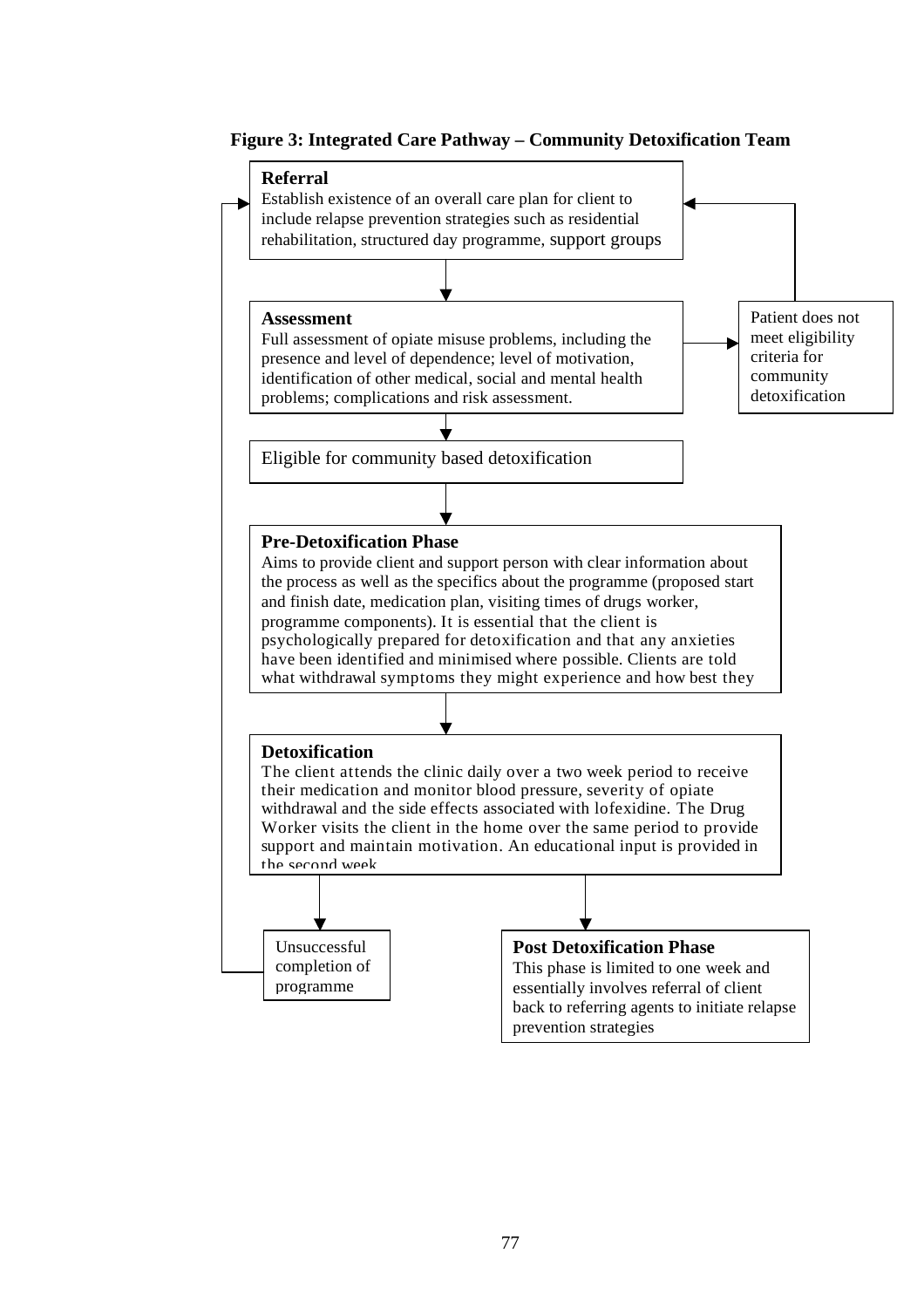**Figure 3: Integrated Care Pathway – Community Detoxification Team**

**Referral**
Establish existence of an overall care plan for client to include relapse prevention strategies such as residential rehabilitation, structured day programme, support groups

**Assessment**
Full assessment of opiate misuse problems, including the presence and level of dependence; level of motivation, identification of other medical, social and mental health problems; complications and risk assessment.

Patient does not meet eligibility criteria for community detoxification

Eligible for community based detoxification

**Pre-Detoxification Phase**
Aims to provide client and support person with clear information about the process as well as the specifics about the programme (proposed start and finish date, medication plan, visiting times of drugs worker, programme components). It is essential that the client is psychologically prepared for detoxification and that any anxieties have been identified and minimised where possible. Clients are told what withdrawal symptoms they might experience and how best they

**Detoxification**
The client attends the clinic daily over a two week period to receive their medication and monitor blood pressure, severity of opiate withdrawal and the side effects associated with lofexidine. The Drug Worker visits the client in the home over the same period to provide support and maintain motivation. An educational input is provided in the second week

Unsuccessful completion of programme

**Post Detoxification Phase**
This phase is limited to one week and essentially involves referral of client back to referring agents to initiate relapse prevention strategies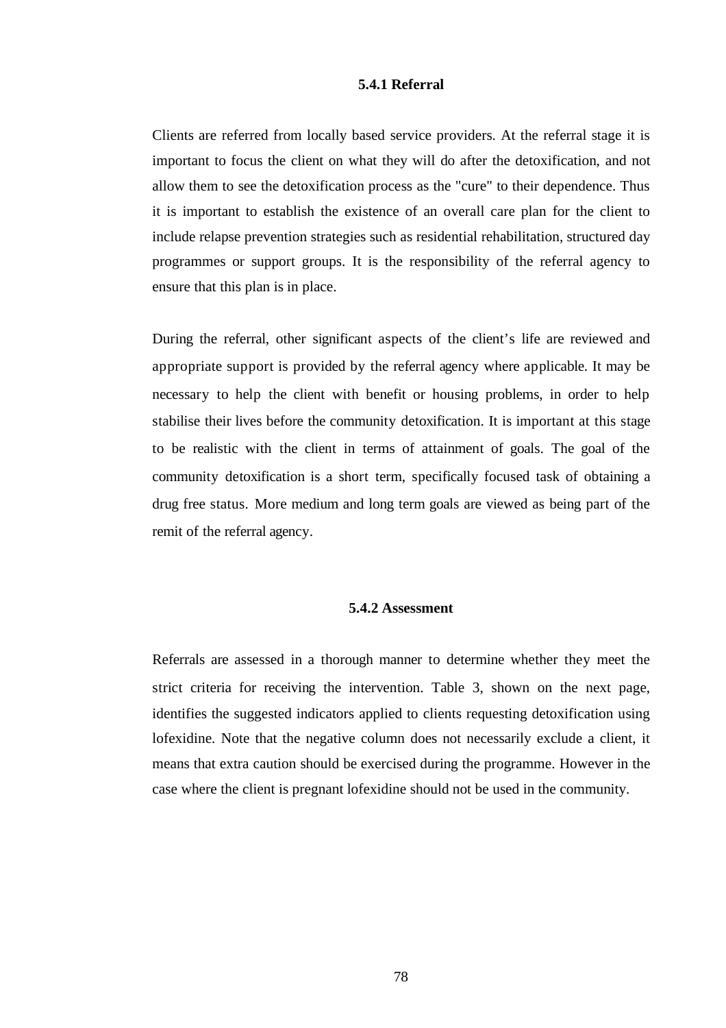### 5.4.1 Referral

Clients are referred from locally based service providers. At the referral stage it is important to focus the client on what they will do after the detoxification, and not allow them to see the detoxification process as the "cure" to their dependence. Thus it is important to establish the existence of an overall care plan for the client to include relapse prevention strategies such as residential rehabilitation, structured day programmes or support groups. It is the responsibility of the referral agency to ensure that this plan is in place.

During the referral, other significant aspects of the client's life are reviewed and appropriate support is provided by the referral agency where applicable. It may be necessary to help the client with benefit or housing problems, in order to help stabilise their lives before the community detoxification. It is important at this stage to be realistic with the client in terms of attainment of goals. The goal of the community detoxification is a short term, specifically focused task of obtaining a drug free status. More medium and long term goals are viewed as being part of the remit of the referral agency.

### 5.4.2 Assessment

Referrals are assessed in a thorough manner to determine whether they meet the strict criteria for receiving the intervention. Table 3, shown on the next page, identifies the suggested indicators applied to clients requesting detoxification using lofexidine. Note that the negative column does not necessarily exclude a client, it means that extra caution should be exercised during the programme. However in the case where the client is pregnant lofexidine should not be used in the community.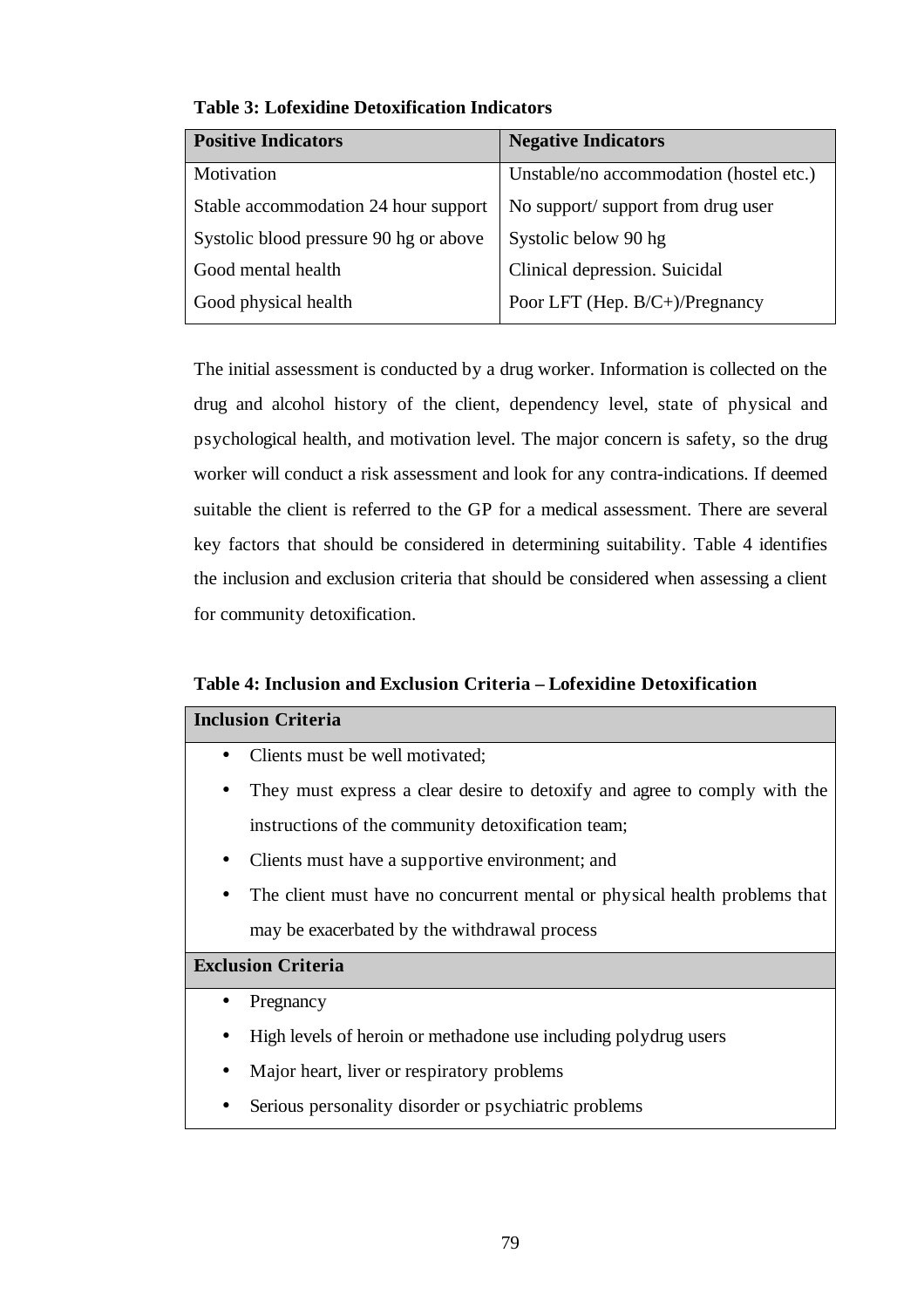**Table 3: Lofexidine Detoxification Indicators**

| Positive Indicators | Negative Indicators |
| --- | --- |
| Motivation | Unstable/no accommodation (hostel etc.) |
| Stable accommodation 24 hour support | No support/ support from drug user |
| Systolic blood pressure 90 hg or above | Systolic below 90 hg |
| Good mental health | Clinical depression. Suicidal |
| Good physical health | Poor LFT (Hep. B/C+)/Pregnancy |

The initial assessment is conducted by a drug worker. Information is collected on the drug and alcohol history of the client, dependency level, state of physical and psychological health, and motivation level. The major concern is safety, so the drug worker will conduct a risk assessment and look for any contra-indications. If deemed suitable the client is referred to the GP for a medical assessment. There are several key factors that should be considered in determining suitability. Table 4 identifies the inclusion and exclusion criteria that should be considered when assessing a client for community detoxification.

**Table 4: Inclusion and Exclusion Criteria – Lofexidine Detoxification**

**Inclusion Criteria**

- Clients must be well motivated;
- They must express a clear desire to detoxify and agree to comply with the instructions of the community detoxification team;
- Clients must have a supportive environment; and
- The client must have no concurrent mental or physical health problems that may be exacerbated by the withdrawal process

**Exclusion Criteria**

- Pregnancy
- High levels of heroin or methadone use including polydrug users
- Major heart, liver or respiratory problems
- Serious personality disorder or psychiatric problems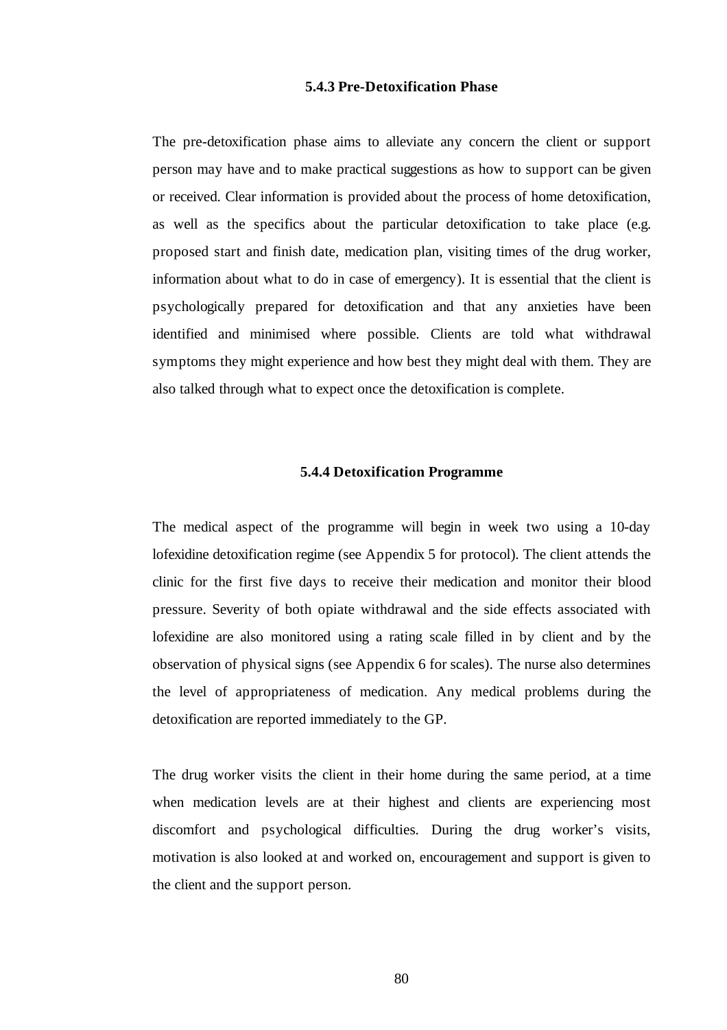### 5.4.3 Pre-Detoxification Phase

The pre-detoxification phase aims to alleviate any concern the client or support person may have and to make practical suggestions as how to support can be given or received. Clear information is provided about the process of home detoxification, as well as the specifics about the particular detoxification to take place (e.g. proposed start and finish date, medication plan, visiting times of the drug worker, information about what to do in case of emergency). It is essential that the client is psychologically prepared for detoxification and that any anxieties have been identified and minimised where possible. Clients are told what withdrawal symptoms they might experience and how best they might deal with them. They are also talked through what to expect once the detoxification is complete.

### 5.4.4 Detoxification Programme

The medical aspect of the programme will begin in week two using a 10-day lofexidine detoxification regime (see Appendix 5 for protocol). The client attends the clinic for the first five days to receive their medication and monitor their blood pressure. Severity of both opiate withdrawal and the side effects associated with lofexidine are also monitored using a rating scale filled in by client and by the observation of physical signs (see Appendix 6 for scales). The nurse also determines the level of appropriateness of medication. Any medical problems during the detoxification are reported immediately to the GP.

The drug worker visits the client in their home during the same period, at a time when medication levels are at their highest and clients are experiencing most discomfort and psychological difficulties. During the drug worker's visits, motivation is also looked at and worked on, encouragement and support is given to the client and the support person.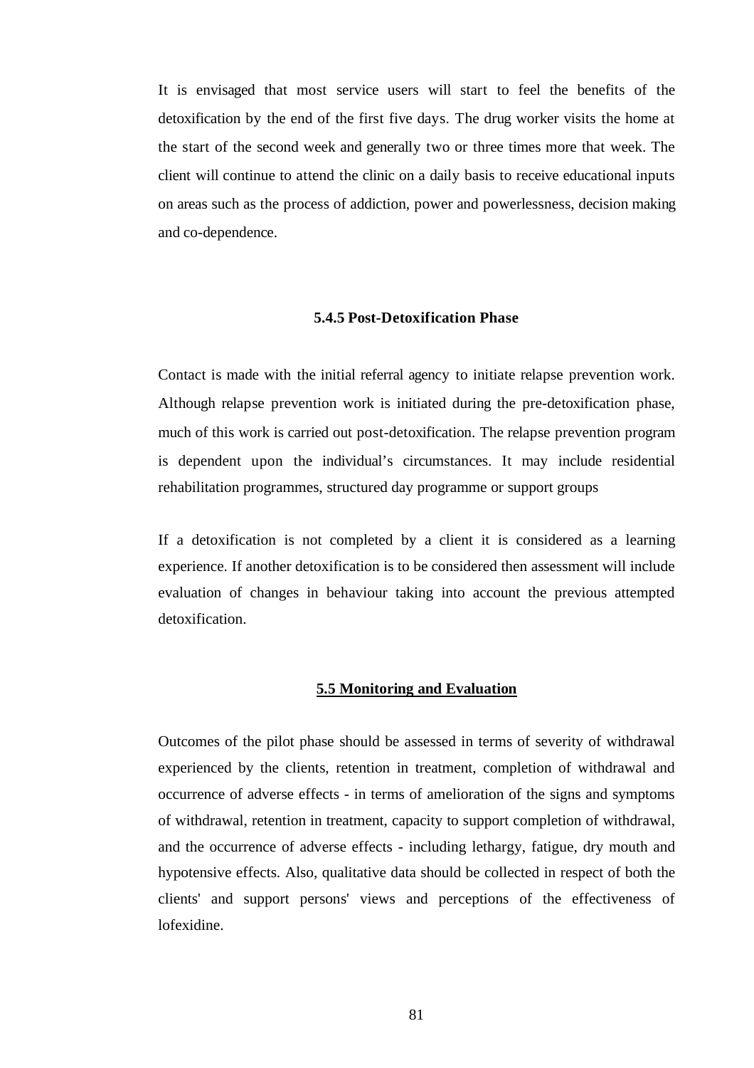It is envisaged that most service users will start to feel the benefits of the detoxification by the end of the first five days. The drug worker visits the home at the start of the second week and generally two or three times more that week. The client will continue to attend the clinic on a daily basis to receive educational inputs on areas such as the process of addiction, power and powerlessness, decision making and co-dependence.

### 5.4.5 Post-Detoxification Phase

Contact is made with the initial referral agency to initiate relapse prevention work. Although relapse prevention work is initiated during the pre-detoxification phase, much of this work is carried out post-detoxification. The relapse prevention program is dependent upon the individual's circumstances. It may include residential rehabilitation programmes, structured day programme or support groups

If a detoxification is not completed by a client it is considered as a learning experience. If another detoxification is to be considered then assessment will include evaluation of changes in behaviour taking into account the previous attempted detoxification.

## 5.5 Monitoring and Evaluation

Outcomes of the pilot phase should be assessed in terms of severity of withdrawal experienced by the clients, retention in treatment, completion of withdrawal and occurrence of adverse effects - in terms of amelioration of the signs and symptoms of withdrawal, retention in treatment, capacity to support completion of withdrawal, and the occurrence of adverse effects - including lethargy, fatigue, dry mouth and hypotensive effects. Also, qualitative data should be collected in respect of both the clients' and support persons' views and perceptions of the effectiveness of lofexidine.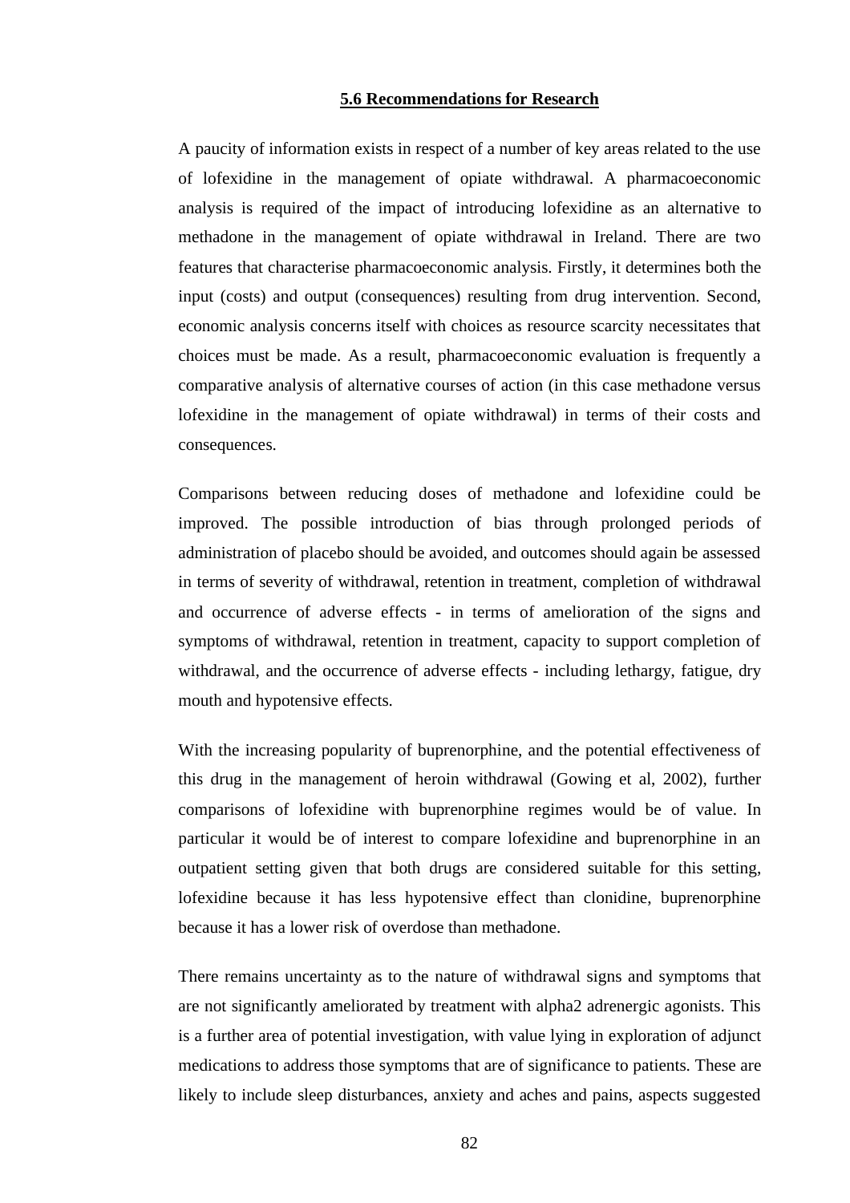## 5.6 Recommendations for Research

A paucity of information exists in respect of a number of key areas related to the use of lofexidine in the management of opiate withdrawal. A pharmacoeconomic analysis is required of the impact of introducing lofexidine as an alternative to methadone in the management of opiate withdrawal in Ireland. There are two features that characterise pharmacoeconomic analysis. Firstly, it determines both the input (costs) and output (consequences) resulting from drug intervention. Second, economic analysis concerns itself with choices as resource scarcity necessitates that choices must be made. As a result, pharmacoeconomic evaluation is frequently a comparative analysis of alternative courses of action (in this case methadone versus lofexidine in the management of opiate withdrawal) in terms of their costs and consequences.

Comparisons between reducing doses of methadone and lofexidine could be improved. The possible introduction of bias through prolonged periods of administration of placebo should be avoided, and outcomes should again be assessed in terms of severity of withdrawal, retention in treatment, completion of withdrawal and occurrence of adverse effects - in terms of amelioration of the signs and symptoms of withdrawal, retention in treatment, capacity to support completion of withdrawal, and the occurrence of adverse effects - including lethargy, fatigue, dry mouth and hypotensive effects.

With the increasing popularity of buprenorphine, and the potential effectiveness of this drug in the management of heroin withdrawal (Gowing et al, 2002), further comparisons of lofexidine with buprenorphine regimes would be of value. In particular it would be of interest to compare lofexidine and buprenorphine in an outpatient setting given that both drugs are considered suitable for this setting, lofexidine because it has less hypotensive effect than clonidine, buprenorphine because it has a lower risk of overdose than methadone.

There remains uncertainty as to the nature of withdrawal signs and symptoms that are not significantly ameliorated by treatment with alpha2 adrenergic agonists. This is a further area of potential investigation, with value lying in exploration of adjunct medications to address those symptoms that are of significance to patients. These are likely to include sleep disturbances, anxiety and aches and pains, aspects suggested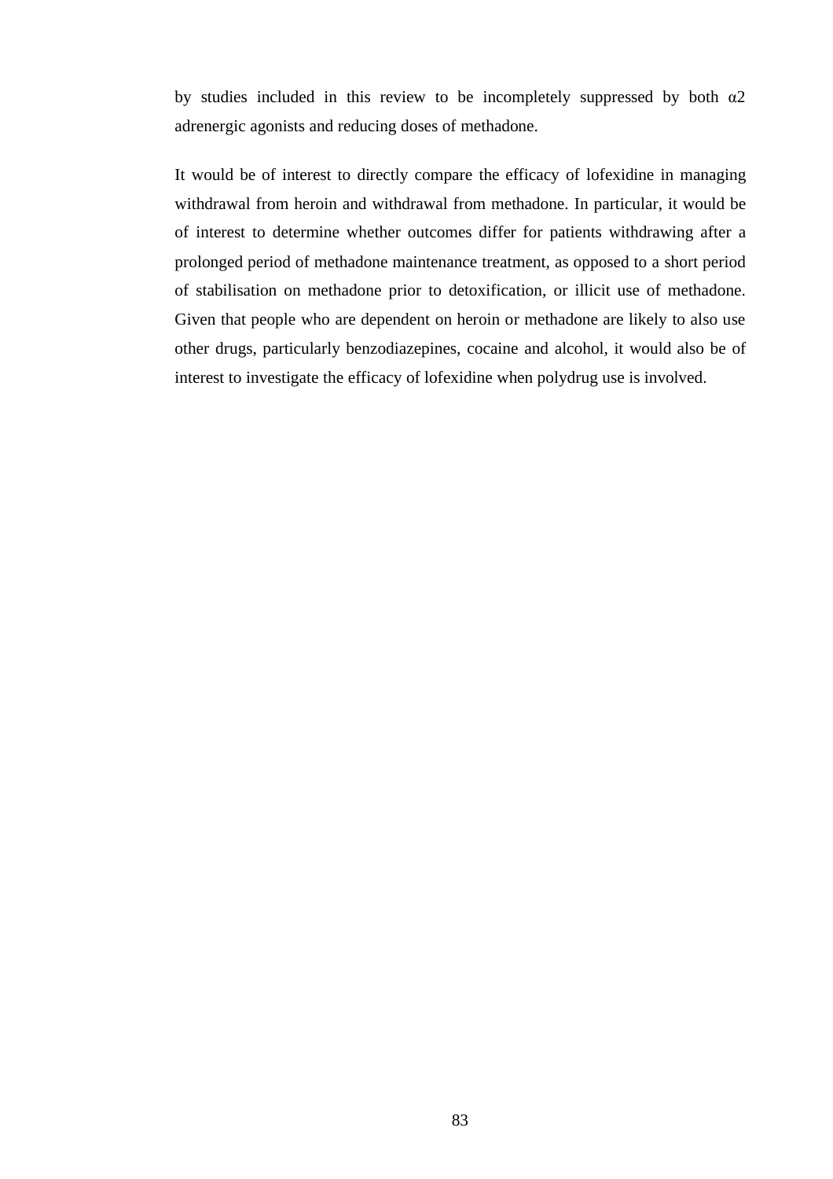by studies included in this review to be incompletely suppressed by both α2 adrenergic agonists and reducing doses of methadone.

It would be of interest to directly compare the efficacy of lofexidine in managing withdrawal from heroin and withdrawal from methadone. In particular, it would be of interest to determine whether outcomes differ for patients withdrawing after a prolonged period of methadone maintenance treatment, as opposed to a short period of stabilisation on methadone prior to detoxification, or illicit use of methadone. Given that people who are dependent on heroin or methadone are likely to also use other drugs, particularly benzodiazepines, cocaine and alcohol, it would also be of interest to investigate the efficacy of lofexidine when polydrug use is involved.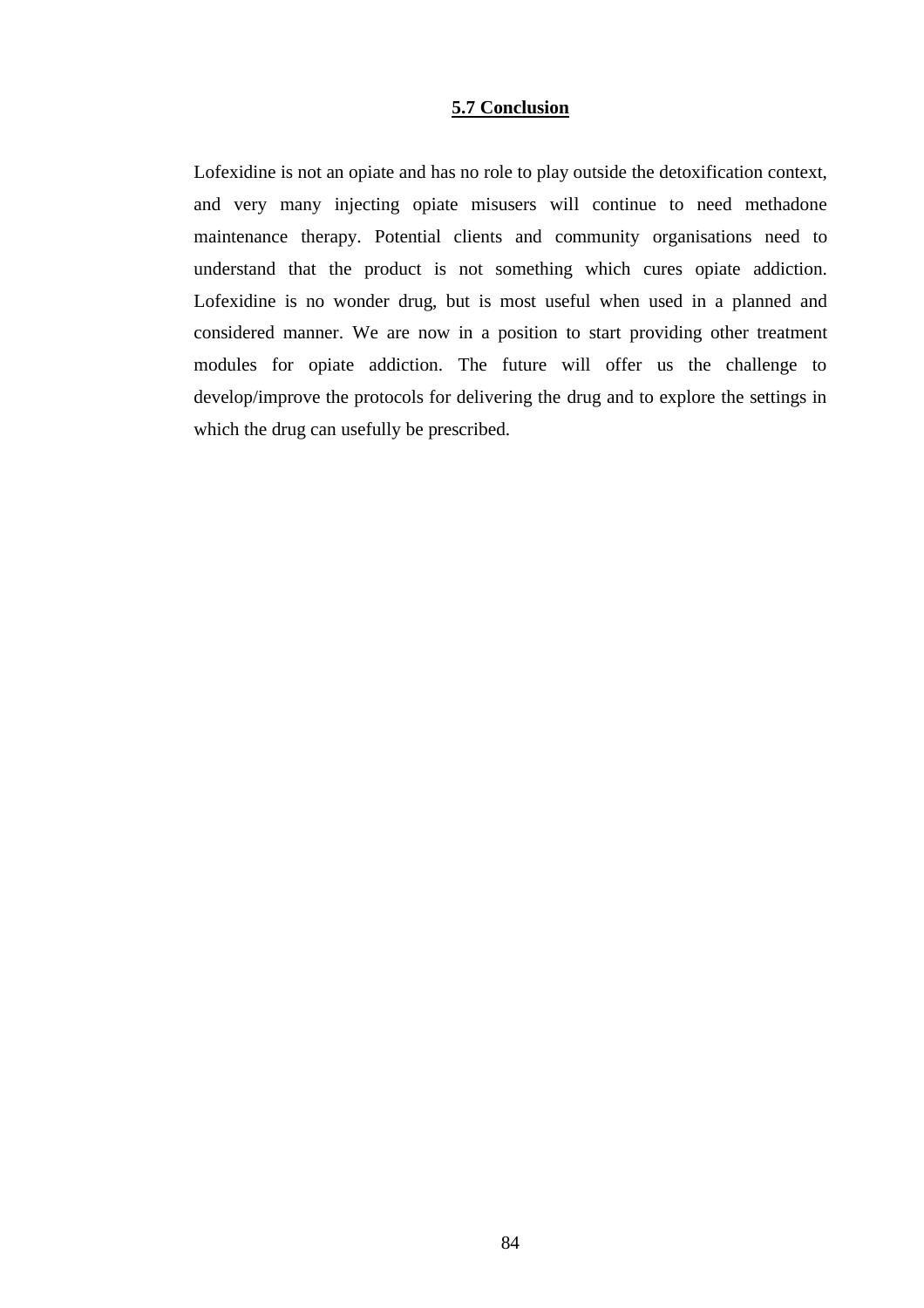## 5.7 Conclusion

Lofexidine is not an opiate and has no role to play outside the detoxification context, and very many injecting opiate misusers will continue to need methadone maintenance therapy. Potential clients and community organisations need to understand that the product is not something which cures opiate addiction. Lofexidine is no wonder drug, but is most useful when used in a planned and considered manner. We are now in a position to start providing other treatment modules for opiate addiction. The future will offer us the challenge to develop/improve the protocols for delivering the drug and to explore the settings in which the drug can usefully be prescribed.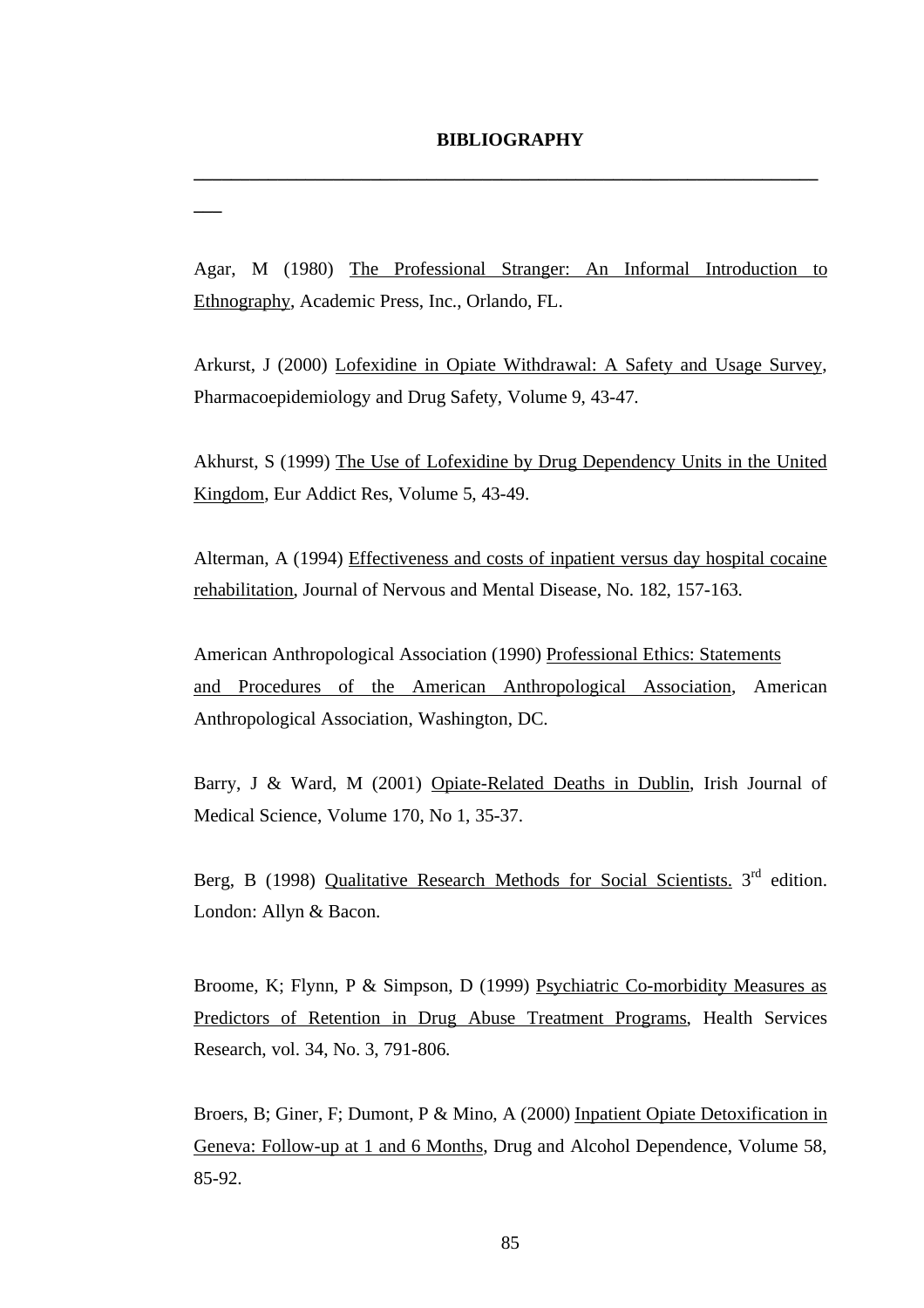# BIBLIOGRAPHY

Agar, M (1980) The Professional Stranger: An Informal Introduction to Ethnography, Academic Press, Inc., Orlando, FL.

Arkurst, J (2000) Lofexidine in Opiate Withdrawal: A Safety and Usage Survey, Pharmacoepidemiology and Drug Safety, Volume 9, 43-47.

Akhurst, S (1999) The Use of Lofexidine by Drug Dependency Units in the United Kingdom, Eur Addict Res, Volume 5, 43-49.

Alterman, A (1994) Effectiveness and costs of inpatient versus day hospital cocaine rehabilitation, Journal of Nervous and Mental Disease, No. 182, 157-163.

American Anthropological Association (1990) Professional Ethics: Statements and Procedures of the American Anthropological Association, American Anthropological Association, Washington, DC.

Barry, J & Ward, M (2001) Opiate-Related Deaths in Dublin, Irish Journal of Medical Science, Volume 170, No 1, 35-37.

Berg, B (1998) Qualitative Research Methods for Social Scientists. 3rd edition. London: Allyn & Bacon.

Broome, K; Flynn, P & Simpson, D (1999) Psychiatric Co-morbidity Measures as Predictors of Retention in Drug Abuse Treatment Programs, Health Services Research, vol. 34, No. 3, 791-806.

Broers, B; Giner, F; Dumont, P & Mino, A (2000) Inpatient Opiate Detoxification in Geneva: Follow-up at 1 and 6 Months, Drug and Alcohol Dependence, Volume 58, 85-92.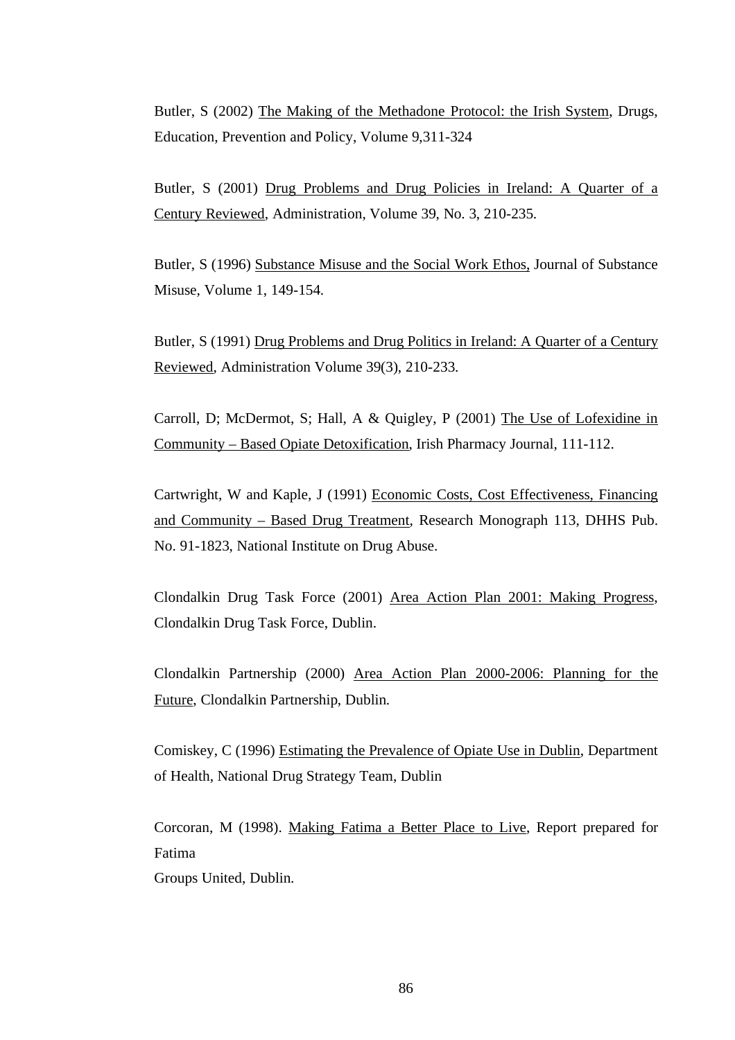Butler, S (2002) The Making of the Methadone Protocol: the Irish System, Drugs, Education, Prevention and Policy, Volume 9,311-324

Butler, S (2001) Drug Problems and Drug Policies in Ireland: A Quarter of a Century Reviewed, Administration, Volume 39, No. 3, 210-235.

Butler, S (1996) Substance Misuse and the Social Work Ethos, Journal of Substance Misuse, Volume 1, 149-154.

Butler, S (1991) Drug Problems and Drug Politics in Ireland: A Quarter of a Century Reviewed, Administration Volume 39(3), 210-233.

Carroll, D; McDermot, S; Hall, A & Quigley, P (2001) The Use of Lofexidine in Community – Based Opiate Detoxification, Irish Pharmacy Journal, 111-112.

Cartwright, W and Kaple, J (1991) Economic Costs, Cost Effectiveness, Financing and Community – Based Drug Treatment, Research Monograph 113, DHHS Pub. No. 91-1823, National Institute on Drug Abuse.

Clondalkin Drug Task Force (2001) Area Action Plan 2001: Making Progress, Clondalkin Drug Task Force, Dublin.

Clondalkin Partnership (2000) Area Action Plan 2000-2006: Planning for the Future, Clondalkin Partnership, Dublin.

Comiskey, C (1996) Estimating the Prevalence of Opiate Use in Dublin, Department of Health, National Drug Strategy Team, Dublin

Corcoran, M (1998). Making Fatima a Better Place to Live, Report prepared for Fatima
Groups United, Dublin.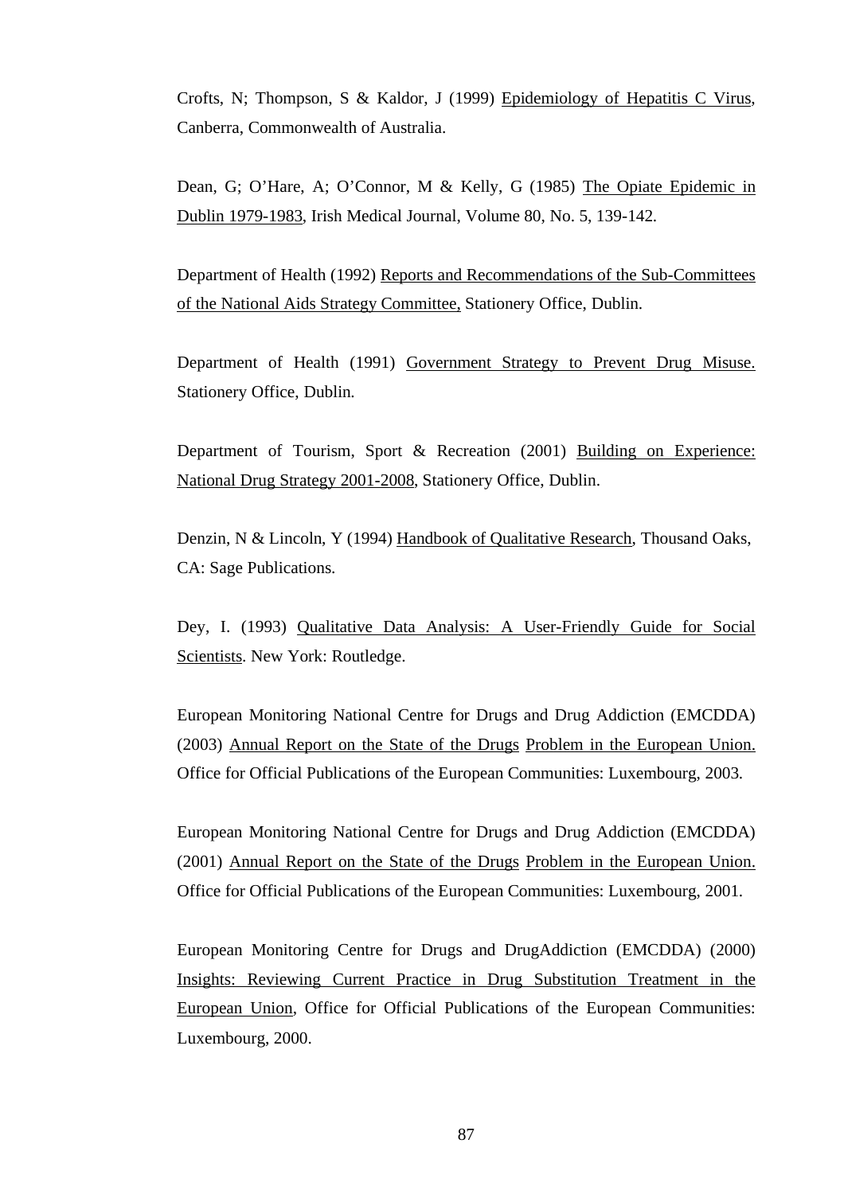Crofts, N; Thompson, S & Kaldor, J (1999) Epidemiology of Hepatitis C Virus, Canberra, Commonwealth of Australia.

Dean, G; O'Hare, A; O'Connor, M & Kelly, G (1985) The Opiate Epidemic in Dublin 1979-1983, Irish Medical Journal, Volume 80, No. 5, 139-142.

Department of Health (1992) Reports and Recommendations of the Sub-Committees of the National Aids Strategy Committee, Stationery Office, Dublin.

Department of Health (1991) Government Strategy to Prevent Drug Misuse. Stationery Office, Dublin.

Department of Tourism, Sport & Recreation (2001) Building on Experience: National Drug Strategy 2001-2008, Stationery Office, Dublin.

Denzin, N & Lincoln, Y (1994) Handbook of Qualitative Research, Thousand Oaks, CA: Sage Publications.

Dey, I. (1993) Qualitative Data Analysis: A User-Friendly Guide for Social Scientists. New York: Routledge.

European Monitoring National Centre for Drugs and Drug Addiction (EMCDDA) (2003) Annual Report on the State of the Drugs Problem in the European Union. Office for Official Publications of the European Communities: Luxembourg, 2003.

European Monitoring National Centre for Drugs and Drug Addiction (EMCDDA) (2001) Annual Report on the State of the Drugs Problem in the European Union. Office for Official Publications of the European Communities: Luxembourg, 2001.

European Monitoring Centre for Drugs and DrugAddiction (EMCDDA) (2000) Insights: Reviewing Current Practice in Drug Substitution Treatment in the European Union, Office for Official Publications of the European Communities: Luxembourg, 2000.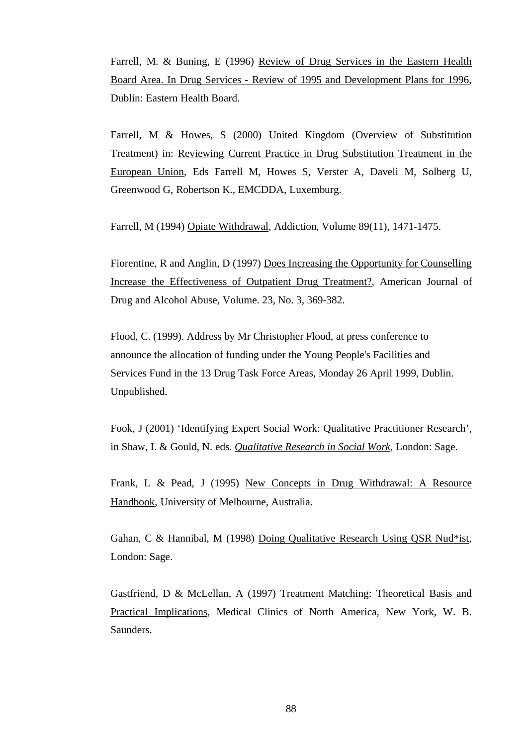Farrell, M. & Buning, E (1996) <u>Review of Drug Services in the Eastern Health Board Area. In Drug Services - Review of 1995 and Development Plans for 1996</u>, Dublin: Eastern Health Board.

Farrell, M & Howes, S (2000) United Kingdom (Overview of Substitution Treatment) in: <u>Reviewing Current Practice in Drug Substitution Treatment in the European Union</u>, Eds Farrell M, Howes S, Verster A, Daveli M, Solberg U, Greenwood G, Robertson K., EMCDDA, Luxemburg.

Farrell, M (1994) <u>Opiate Withdrawal</u>, Addiction, Volume 89(11), 1471-1475.

Fiorentine, R and Anglin, D (1997) <u>Does Increasing the Opportunity for Counselling Increase the Effectiveness of Outpatient Drug Treatment?</u>, American Journal of Drug and Alcohol Abuse, Volume. 23, No. 3, 369-382.

Flood, C. (1999). Address by Mr Christopher Flood, at press conference to announce the allocation of funding under the Young People's Facilities and Services Fund in the 13 Drug Task Force Areas, Monday 26 April 1999, Dublin. Unpublished.

Fook, J (2001) 'Identifying Expert Social Work: Qualitative Practitioner Research', in Shaw, I. & Gould, N. eds. <u>*Qualitative Research in Social Work*</u>, London: Sage.

Frank, L & Pead, J (1995) <u>New Concepts in Drug Withdrawal: A Resource Handbook</u>, University of Melbourne, Australia.

Gahan, C & Hannibal, M (1998) <u>Doing Qualitative Research Using QSR Nud*ist</u>, London: Sage.

Gastfriend, D & McLellan, A (1997) <u>Treatment Matching: Theoretical Basis and Practical Implications</u>, Medical Clinics of North America, New York, W. B. Saunders.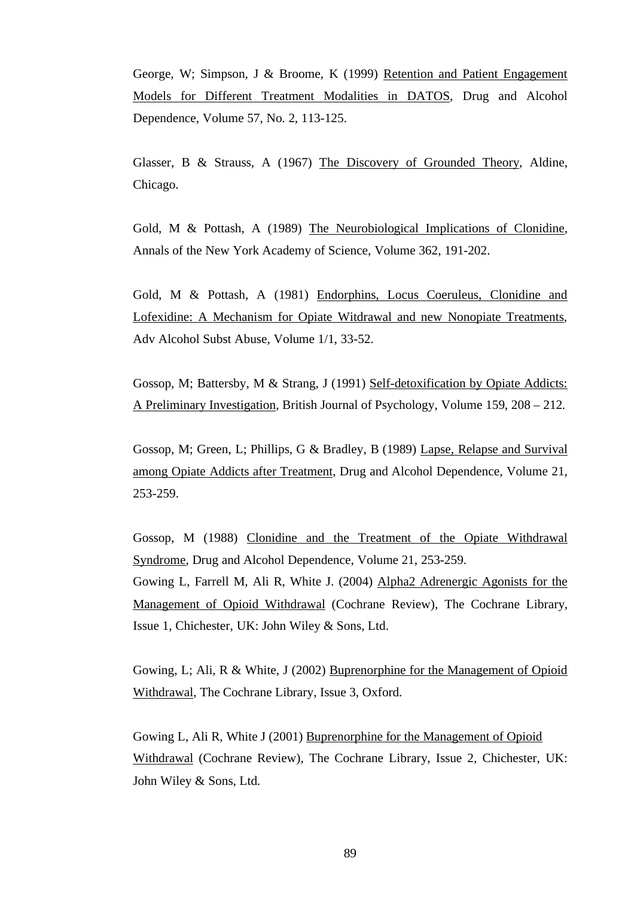George, W; Simpson, J & Broome, K (1999) Retention and Patient Engagement Models for Different Treatment Modalities in DATOS, Drug and Alcohol Dependence, Volume 57, No. 2, 113-125.

Glasser, B & Strauss, A (1967) The Discovery of Grounded Theory, Aldine, Chicago.

Gold, M & Pottash, A (1989) The Neurobiological Implications of Clonidine, Annals of the New York Academy of Science, Volume 362, 191-202.

Gold, M & Pottash, A (1981) Endorphins, Locus Coeruleus, Clonidine and Lofexidine: A Mechanism for Opiate Witdrawal and new Nonopiate Treatments, Adv Alcohol Subst Abuse, Volume 1/1, 33-52.

Gossop, M; Battersby, M & Strang, J (1991) Self-detoxification by Opiate Addicts: A Preliminary Investigation, British Journal of Psychology, Volume 159, 208 – 212.

Gossop, M; Green, L; Phillips, G & Bradley, B (1989) Lapse, Relapse and Survival among Opiate Addicts after Treatment, Drug and Alcohol Dependence, Volume 21, 253-259.

Gossop, M (1988) Clonidine and the Treatment of the Opiate Withdrawal Syndrome, Drug and Alcohol Dependence, Volume 21, 253-259.

Gowing L, Farrell M, Ali R, White J. (2004) Alpha2 Adrenergic Agonists for the Management of Opioid Withdrawal (Cochrane Review), The Cochrane Library, Issue 1, Chichester, UK: John Wiley & Sons, Ltd.

Gowing, L; Ali, R & White, J (2002) Buprenorphine for the Management of Opioid Withdrawal, The Cochrane Library, Issue 3, Oxford.

Gowing L, Ali R, White J (2001) Buprenorphine for the Management of Opioid Withdrawal (Cochrane Review), The Cochrane Library, Issue 2, Chichester, UK: John Wiley & Sons, Ltd.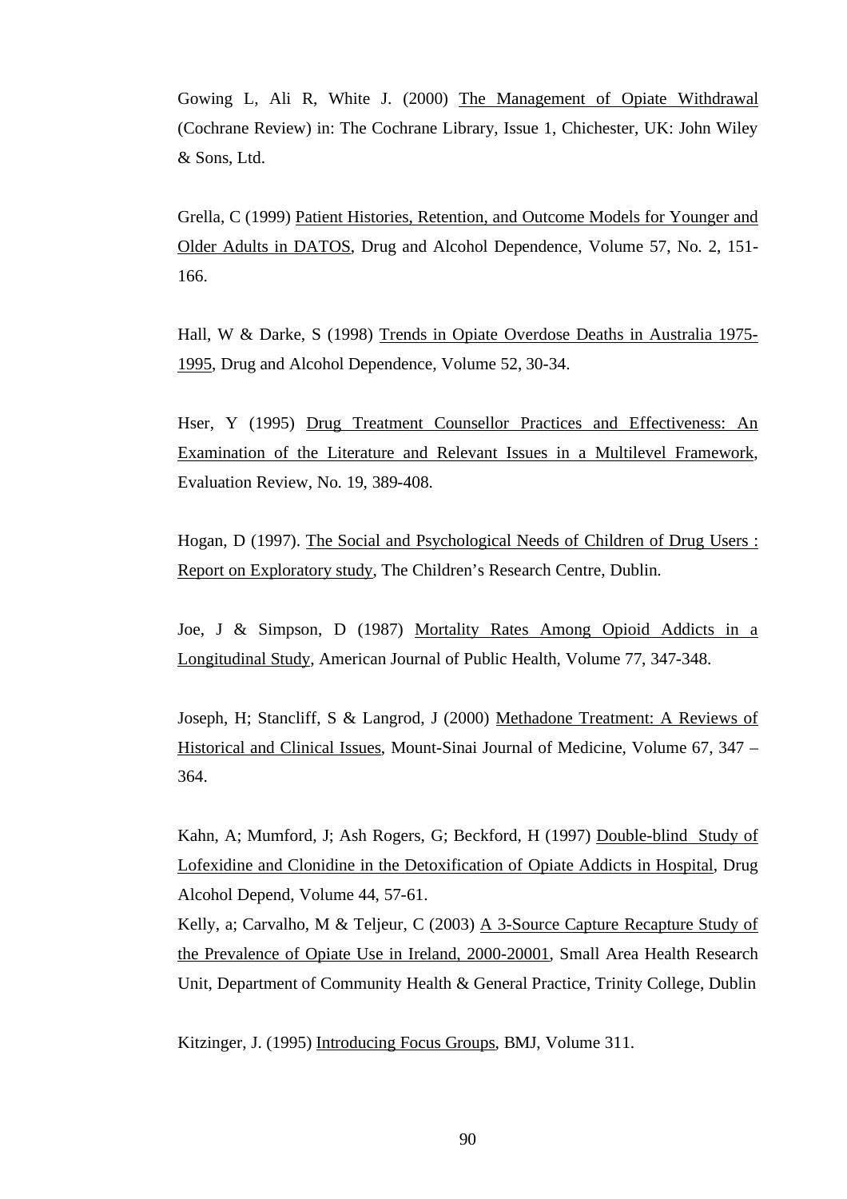Gowing L, Ali R, White J. (2000) <u>The Management of Opiate Withdrawal</u> (Cochrane Review) in: The Cochrane Library, Issue 1, Chichester, UK: John Wiley & Sons, Ltd.

Grella, C (1999) <u>Patient Histories, Retention, and Outcome Models for Younger and Older Adults in DATOS</u>, Drug and Alcohol Dependence, Volume 57, No. 2, 151-166.

Hall, W & Darke, S (1998) <u>Trends in Opiate Overdose Deaths in Australia 1975-1995</u>, Drug and Alcohol Dependence, Volume 52, 30-34.

Hser, Y (1995) <u>Drug Treatment Counsellor Practices and Effectiveness: An Examination of the Literature and Relevant Issues in a Multilevel Framework</u>, Evaluation Review, No. 19, 389-408.

Hogan, D (1997). <u>The Social and Psychological Needs of Children of Drug Users : Report on Exploratory study</u>, The Children's Research Centre, Dublin.

Joe, J & Simpson, D (1987) <u>Mortality Rates Among Opioid Addicts in a Longitudinal Study</u>, American Journal of Public Health, Volume 77, 347-348.

Joseph, H; Stancliff, S & Langrod, J (2000) <u>Methadone Treatment: A Reviews of Historical and Clinical Issues</u>, Mount-Sinai Journal of Medicine, Volume 67, 347 – 364.

Kahn, A; Mumford, J; Ash Rogers, G; Beckford, H (1997) <u>Double-blind Study of Lofexidine and Clonidine in the Detoxification of Opiate Addicts in Hospital</u>, Drug Alcohol Depend, Volume 44, 57-61.

Kelly, a; Carvalho, M & Teljeur, C (2003) <u>A 3-Source Capture Recapture Study of the Prevalence of Opiate Use in Ireland, 2000-20001</u>, Small Area Health Research Unit, Department of Community Health & General Practice, Trinity College, Dublin

Kitzinger, J. (1995) <u>Introducing Focus Groups</u>, BMJ, Volume 311.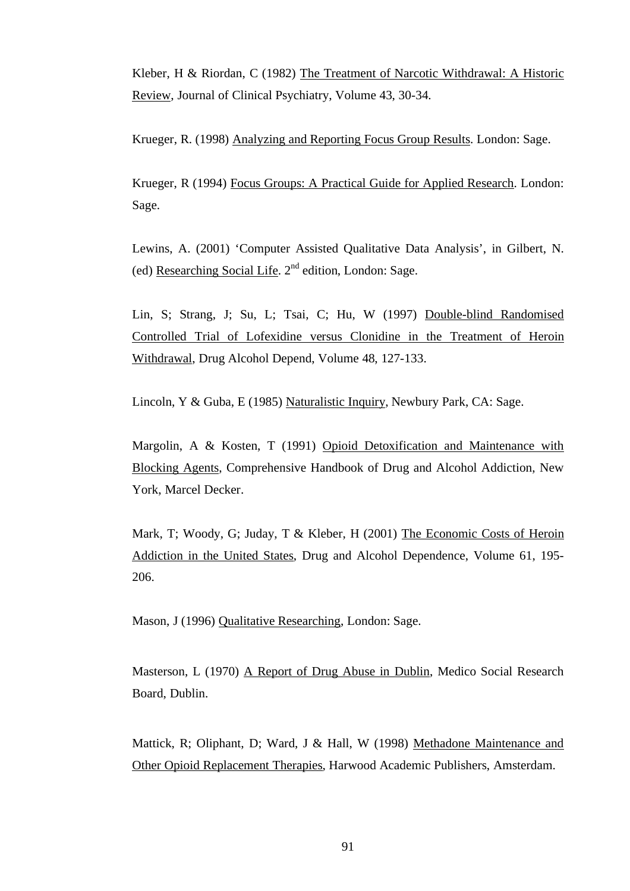Kleber, H & Riordan, C (1982) The Treatment of Narcotic Withdrawal: A Historic Review, Journal of Clinical Psychiatry, Volume 43, 30-34.

Krueger, R. (1998) Analyzing and Reporting Focus Group Results. London: Sage.

Krueger, R (1994) Focus Groups: A Practical Guide for Applied Research. London: Sage.

Lewins, A. (2001) 'Computer Assisted Qualitative Data Analysis', in Gilbert, N. (ed) Researching Social Life. 2nd edition, London: Sage.

Lin, S; Strang, J; Su, L; Tsai, C; Hu, W (1997) Double-blind Randomised Controlled Trial of Lofexidine versus Clonidine in the Treatment of Heroin Withdrawal, Drug Alcohol Depend, Volume 48, 127-133.

Lincoln, Y & Guba, E (1985) Naturalistic Inquiry, Newbury Park, CA: Sage.

Margolin, A & Kosten, T (1991) Opioid Detoxification and Maintenance with Blocking Agents, Comprehensive Handbook of Drug and Alcohol Addiction, New York, Marcel Decker.

Mark, T; Woody, G; Juday, T & Kleber, H (2001) The Economic Costs of Heroin Addiction in the United States, Drug and Alcohol Dependence, Volume 61, 195-206.

Mason, J (1996) Qualitative Researching, London: Sage.

Masterson, L (1970) A Report of Drug Abuse in Dublin, Medico Social Research Board, Dublin.

Mattick, R; Oliphant, D; Ward, J & Hall, W (1998) Methadone Maintenance and Other Opioid Replacement Therapies, Harwood Academic Publishers, Amsterdam.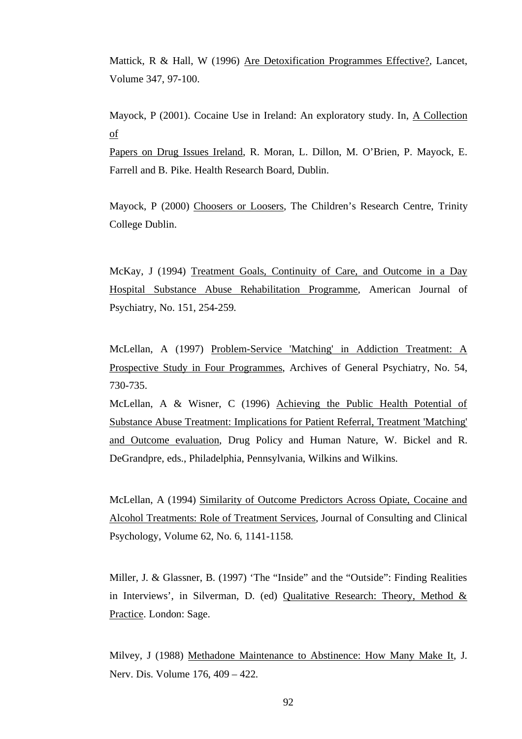Mattick, R & Hall, W (1996) Are Detoxification Programmes Effective?, Lancet, Volume 347, 97-100.

Mayock, P (2001). Cocaine Use in Ireland: An exploratory study. In, A Collection of
Papers on Drug Issues Ireland, R. Moran, L. Dillon, M. O'Brien, P. Mayock, E. Farrell and B. Pike. Health Research Board, Dublin.

Mayock, P (2000) Choosers or Loosers, The Children's Research Centre, Trinity College Dublin.

McKay, J (1994) Treatment Goals, Continuity of Care, and Outcome in a Day Hospital Substance Abuse Rehabilitation Programme, American Journal of Psychiatry, No. 151, 254-259.

McLellan, A (1997) Problem-Service 'Matching' in Addiction Treatment: A Prospective Study in Four Programmes, Archives of General Psychiatry, No. 54, 730-735.

McLellan, A & Wisner, C (1996) Achieving the Public Health Potential of Substance Abuse Treatment: Implications for Patient Referral, Treatment 'Matching' and Outcome evaluation, Drug Policy and Human Nature, W. Bickel and R. DeGrandpre, eds., Philadelphia, Pennsylvania, Wilkins and Wilkins.

McLellan, A (1994) Similarity of Outcome Predictors Across Opiate, Cocaine and Alcohol Treatments: Role of Treatment Services, Journal of Consulting and Clinical Psychology, Volume 62, No. 6, 1141-1158.

Miller, J. & Glassner, B. (1997) 'The "Inside" and the "Outside": Finding Realities in Interviews', in Silverman, D. (ed) Qualitative Research: Theory, Method & Practice. London: Sage.

Milvey, J (1988) Methadone Maintenance to Abstinence: How Many Make It, J. Nerv. Dis. Volume 176, 409 – 422.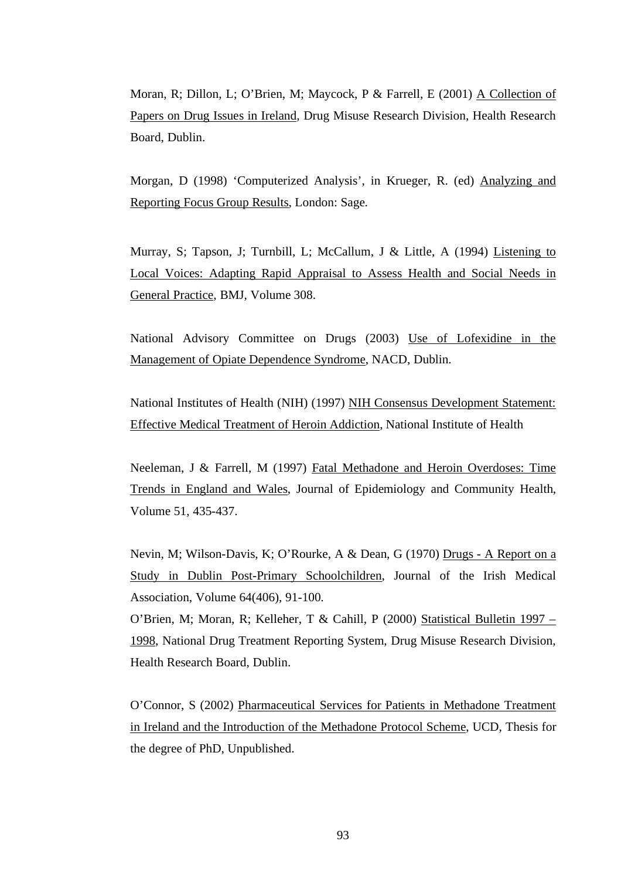Moran, R; Dillon, L; O'Brien, M; Maycock, P & Farrell, E (2001) A Collection of Papers on Drug Issues in Ireland, Drug Misuse Research Division, Health Research Board, Dublin.

Morgan, D (1998) 'Computerized Analysis', in Krueger, R. (ed) Analyzing and Reporting Focus Group Results, London: Sage.

Murray, S; Tapson, J; Turnbill, L; McCallum, J & Little, A (1994) Listening to Local Voices: Adapting Rapid Appraisal to Assess Health and Social Needs in General Practice, BMJ, Volume 308.

National Advisory Committee on Drugs (2003) Use of Lofexidine in the Management of Opiate Dependence Syndrome, NACD, Dublin.

National Institutes of Health (NIH) (1997) NIH Consensus Development Statement: Effective Medical Treatment of Heroin Addiction, National Institute of Health

Neeleman, J & Farrell, M (1997) Fatal Methadone and Heroin Overdoses: Time Trends in England and Wales, Journal of Epidemiology and Community Health, Volume 51, 435-437.

Nevin, M; Wilson-Davis, K; O'Rourke, A & Dean, G (1970) Drugs - A Report on a Study in Dublin Post-Primary Schoolchildren, Journal of the Irish Medical Association, Volume 64(406), 91-100.

O'Brien, M; Moran, R; Kelleher, T & Cahill, P (2000) Statistical Bulletin 1997 – 1998, National Drug Treatment Reporting System, Drug Misuse Research Division, Health Research Board, Dublin.

O'Connor, S (2002) Pharmaceutical Services for Patients in Methadone Treatment in Ireland and the Introduction of the Methadone Protocol Scheme, UCD, Thesis for the degree of PhD, Unpublished.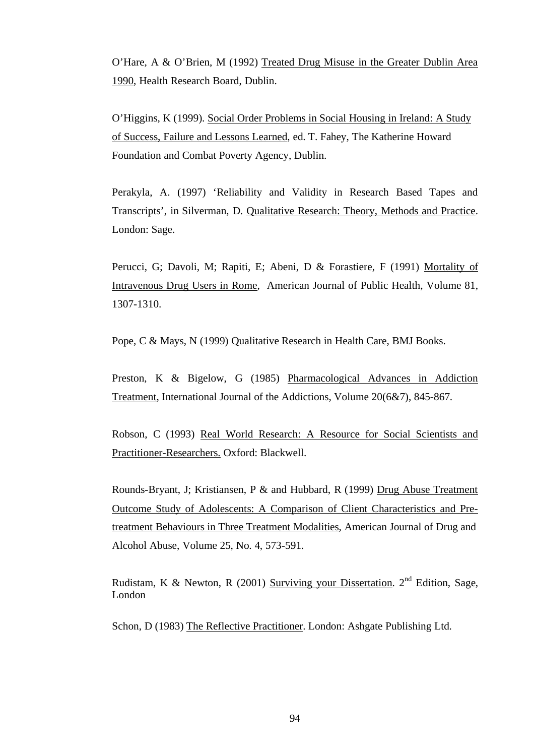O'Hare, A & O'Brien, M (1992) <u>Treated Drug Misuse in the Greater Dublin Area 1990</u>, Health Research Board, Dublin.

O'Higgins, K (1999). <u>Social Order Problems in Social Housing in Ireland: A Study of Success, Failure and Lessons Learned</u>, ed. T. Fahey, The Katherine Howard Foundation and Combat Poverty Agency, Dublin.

Perakyla, A. (1997) 'Reliability and Validity in Research Based Tapes and Transcripts', in Silverman, D. <u>Qualitative Research: Theory, Methods and Practice</u>. London: Sage.

Perucci, G; Davoli, M; Rapiti, E; Abeni, D & Forastiere, F (1991) <u>Mortality of Intravenous Drug Users in Rome</u>, American Journal of Public Health, Volume 81, 1307-1310.

Pope, C & Mays, N (1999) <u>Qualitative Research in Health Care</u>, BMJ Books.

Preston, K & Bigelow, G (1985) <u>Pharmacological Advances in Addiction Treatment</u>, International Journal of the Addictions, Volume 20(6&7), 845-867.

Robson, C (1993) <u>Real World Research: A Resource for Social Scientists and Practitioner-Researchers.</u> Oxford: Blackwell.

Rounds-Bryant, J; Kristiansen, P & and Hubbard, R (1999) <u>Drug Abuse Treatment Outcome Study of Adolescents: A Comparison of Client Characteristics and Pre-treatment Behaviours in Three Treatment Modalities</u>, American Journal of Drug and Alcohol Abuse, Volume 25, No. 4, 573-591.

Rudistam, K & Newton, R (2001) <u>Surviving your Dissertation</u>. 2nd Edition, Sage, London

Schon, D (1983) <u>The Reflective Practitioner</u>. London: Ashgate Publishing Ltd.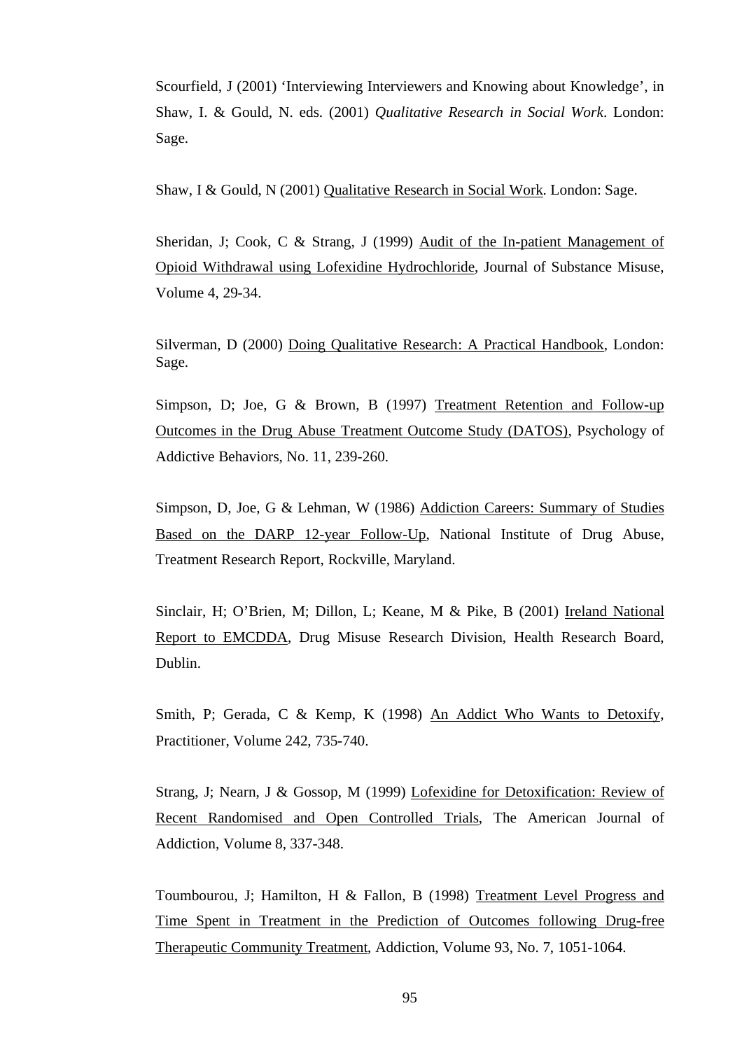Scourfield, J (2001) 'Interviewing Interviewers and Knowing about Knowledge', in Shaw, I. & Gould, N. eds. (2001) *Qualitative Research in Social Work*. London: Sage.

Shaw, I & Gould, N (2001) <u>Qualitative Research in Social Work</u>. London: Sage.

Sheridan, J; Cook, C & Strang, J (1999) <u>Audit of the In-patient Management of Opioid Withdrawal using Lofexidine Hydrochloride</u>, Journal of Substance Misuse, Volume 4, 29-34.

Silverman, D (2000) <u>Doing Qualitative Research: A Practical Handbook</u>, London: Sage.

Simpson, D; Joe, G & Brown, B (1997) <u>Treatment Retention and Follow-up Outcomes in the Drug Abuse Treatment Outcome Study (DATOS)</u>, Psychology of Addictive Behaviors, No. 11, 239-260.

Simpson, D, Joe, G & Lehman, W (1986) <u>Addiction Careers: Summary of Studies Based on the DARP 12-year Follow-Up</u>, National Institute of Drug Abuse, Treatment Research Report, Rockville, Maryland.

Sinclair, H; O'Brien, M; Dillon, L; Keane, M & Pike, B (2001) <u>Ireland National Report to EMCDDA</u>, Drug Misuse Research Division, Health Research Board, Dublin.

Smith, P; Gerada, C & Kemp, K (1998) <u>An Addict Who Wants to Detoxify</u>, Practitioner, Volume 242, 735-740.

Strang, J; Nearn, J & Gossop, M (1999) <u>Lofexidine for Detoxification: Review of Recent Randomised and Open Controlled Trials</u>, The American Journal of Addiction, Volume 8, 337-348.

Toumbourou, J; Hamilton, H & Fallon, B (1998) <u>Treatment Level Progress and Time Spent in Treatment in the Prediction of Outcomes following Drug-free Therapeutic Community Treatment</u>, Addiction, Volume 93, No. 7, 1051-1064.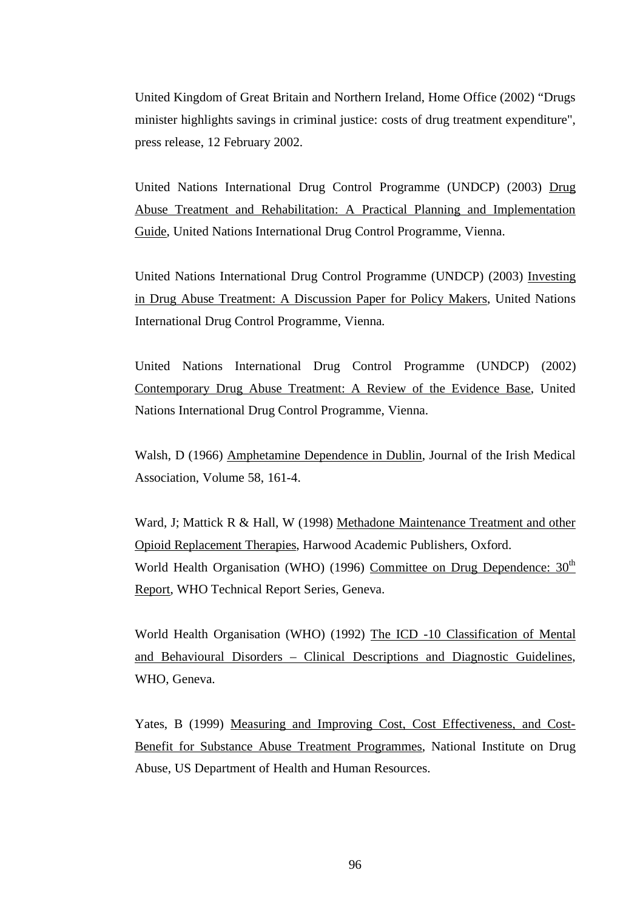United Kingdom of Great Britain and Northern Ireland, Home Office (2002) "Drugs minister highlights savings in criminal justice: costs of drug treatment expenditure", press release, 12 February 2002.

United Nations International Drug Control Programme (UNDCP) (2003) Drug Abuse Treatment and Rehabilitation: A Practical Planning and Implementation Guide, United Nations International Drug Control Programme, Vienna.

United Nations International Drug Control Programme (UNDCP) (2003) Investing in Drug Abuse Treatment: A Discussion Paper for Policy Makers, United Nations International Drug Control Programme, Vienna.

United Nations International Drug Control Programme (UNDCP) (2002) Contemporary Drug Abuse Treatment: A Review of the Evidence Base, United Nations International Drug Control Programme, Vienna.

Walsh, D (1966) Amphetamine Dependence in Dublin, Journal of the Irish Medical Association, Volume 58, 161-4.

Ward, J; Mattick R & Hall, W (1998) Methadone Maintenance Treatment and other Opioid Replacement Therapies, Harwood Academic Publishers, Oxford.

World Health Organisation (WHO) (1996) Committee on Drug Dependence: 30th Report, WHO Technical Report Series, Geneva.

World Health Organisation (WHO) (1992) The ICD -10 Classification of Mental and Behavioural Disorders – Clinical Descriptions and Diagnostic Guidelines, WHO, Geneva.

Yates, B (1999) Measuring and Improving Cost, Cost Effectiveness, and Cost-Benefit for Substance Abuse Treatment Programmes, National Institute on Drug Abuse, US Department of Health and Human Resources.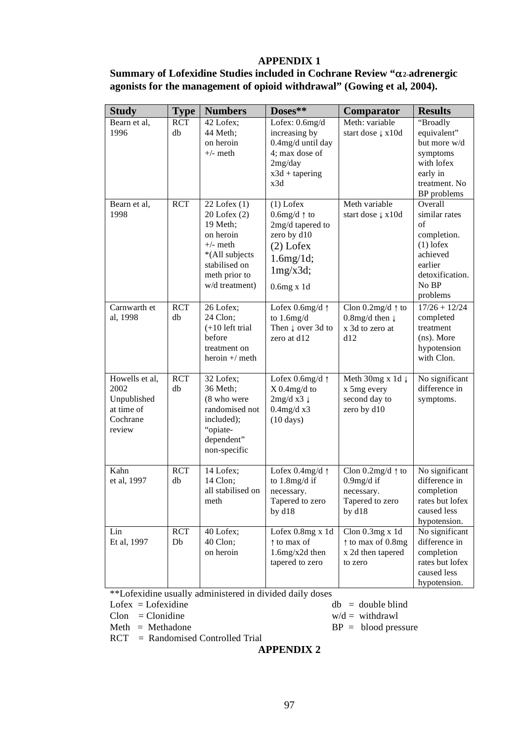## APPENDIX 1

**Summary of Lofexidine Studies included in Cochrane Review "α2-adrenergic agonists for the management of opioid withdrawal" (Gowing et al, 2004).**

| Study | Type | Numbers | Doses** | Comparator | Results |
|---|---|---|---|---|---|
| Bearn et al, 1996 | RCT db | 42 Lofex; 44 Meth; on heroin +/- meth | Lofex: 0.6mg/d increasing by 0.4mg/d until day 4; max dose of 2mg/day x3d + tapering x3d | Meth: variable start dose ↓ x10d | "Broadly equivalent" but more w/d symptoms with lofex early in treatment. No BP problems |
| Bearn et al, 1998 | RCT | 22 Lofex (1) 20 Lofex (2) 19 Meth; on heroin +/- meth *(All subjects stabilised on meth prior to w/d treatment) | (1) Lofex 0.6mg/d ↑ to 2mg/d tapered to zero by d10 (2) Lofex 1.6mg/1d; 1mg/x3d; 0.6mg x 1d | Meth variable start dose ↓ x10d | Overall similar rates of completion. (1) lofex achieved earlier detoxification. No BP problems |
| Carnwarth et al, 1998 | RCT db | 26 Lofex; 24 Clon; (+10 left trial before treatment on heroin +/ meth | Lofex 0.6mg/d ↑ to 1.6mg/d Then ↓ over 3d to zero at d12 | Clon 0.2mg/d ↑ to 0.8mg/d then ↓ x 3d to zero at d12 | 17/26 + 12/24 completed treatment (ns). More hypotension with Clon. |
| Howells et al, 2002 Unpublished at time of Cochrane review | RCT db | 32 Lofex; 36 Meth; (8 who were randomised not included); "opiate-dependent" non-specific | Lofex 0.6mg/d ↑ X 0.4mg/d to 2mg/d x3 ↓ 0.4mg/d x3 (10 days) | Meth 30mg x 1d ↓ x 5mg every second day to zero by d10 | No significant difference in symptoms. |
| Kahn et al, 1997 | RCT db | 14 Lofex; 14 Clon; all stabilised on meth | Lofex 0.4mg/d ↑ to 1.8mg/d if necessary. Tapered to zero by d18 | Clon 0.2mg/d ↑ to 0.9mg/d if necessary. Tapered to zero by d18 | No significant difference in completion rates but lofex caused less hypotension. |
| Lin Et al, 1997 | RCT Db | 40 Lofex; 40 Clon; on heroin | Lofex 0.8mg x 1d ↑ to max of 1.6mg/x2d then tapered to zero | Clon 0.3mg x 1d ↑ to max of 0.8mg x 2d then tapered to zero | No significant difference in completion rates but lofex caused less hypotension. |

**Lofexidine usually administered in divided daily doses

Lofex = Lofexidine  
Clon = Clonidine  
Meth = Methadone  
RCT = Randomised Controlled Trial

db = double blind  
w/d = withdrawl  
BP = blood pressure

## APPENDIX 2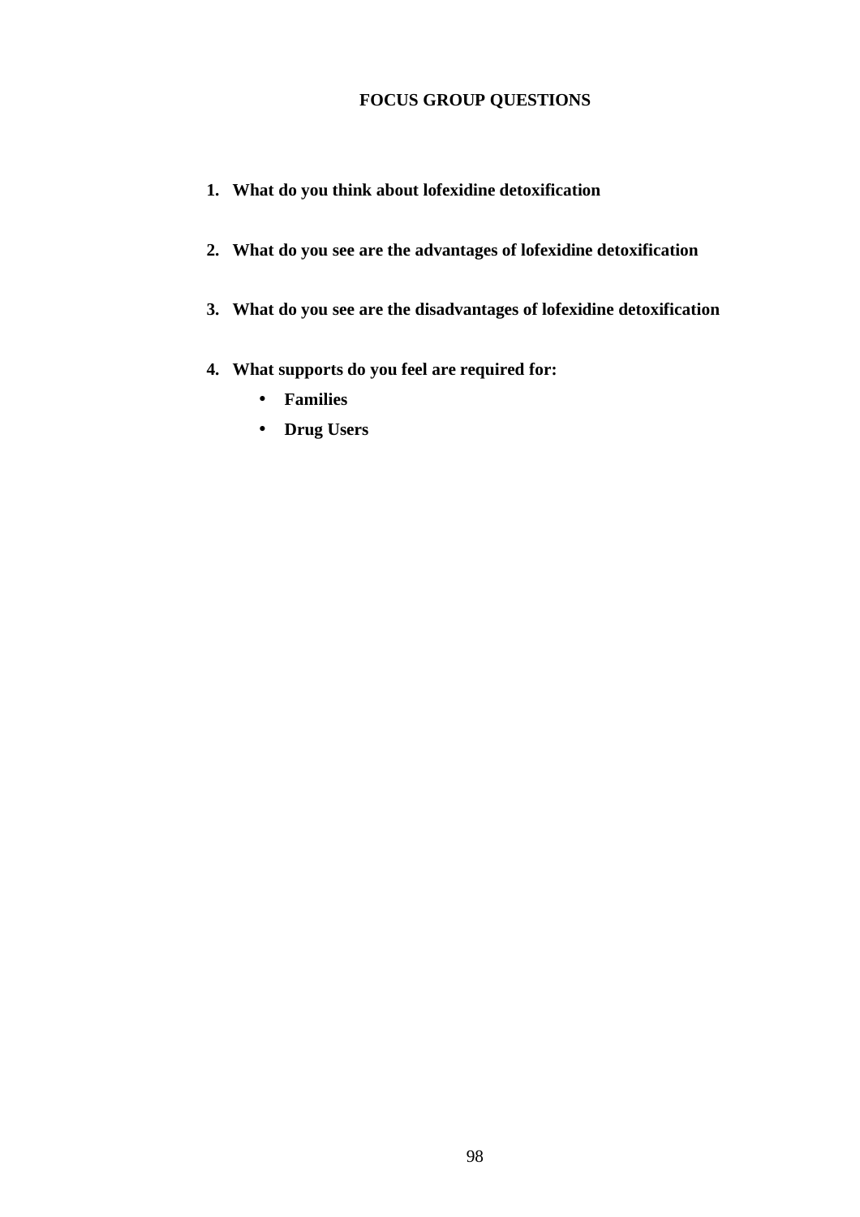## FOCUS GROUP QUESTIONS

1. **What do you think about lofexidine detoxification**

2. **What do you see are the advantages of lofexidine detoxification**

3. **What do you see are the disadvantages of lofexidine detoxification**

4. **What supports do you feel are required for:**
    - **Families**
    - **Drug Users**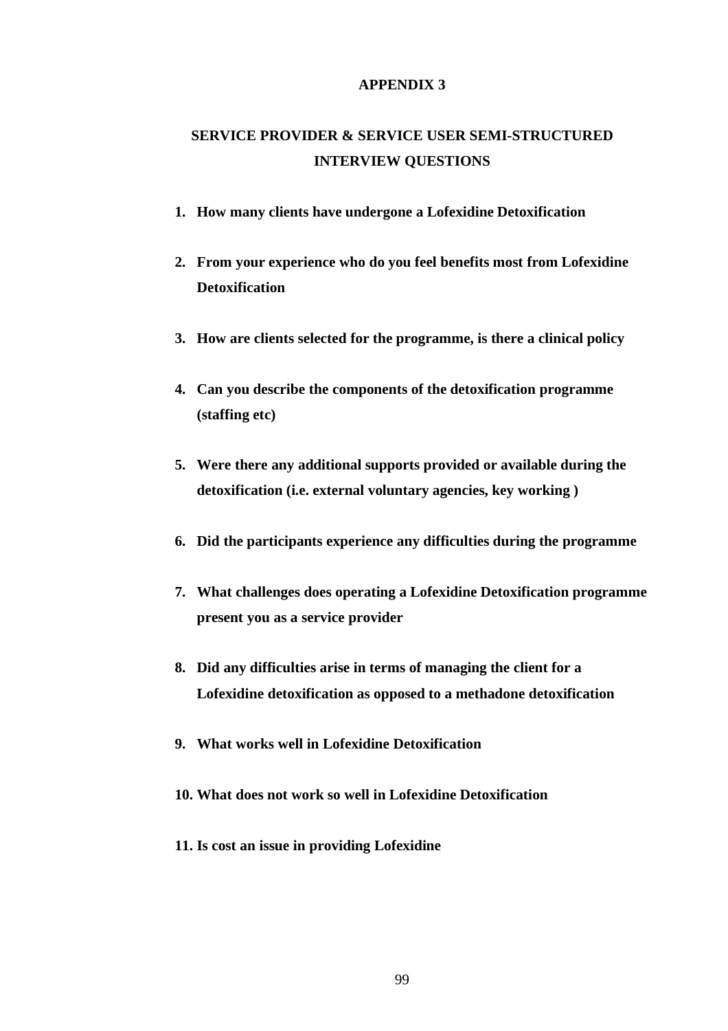# APPENDIX 3

## SERVICE PROVIDER & SERVICE USER SEMI-STRUCTURED INTERVIEW QUESTIONS

1. **How many clients have undergone a Lofexidine Detoxification**

2. **From your experience who do you feel benefits most from Lofexidine Detoxification**

3. **How are clients selected for the programme, is there a clinical policy**

4. **Can you describe the components of the detoxification programme (staffing etc)**

5. **Were there any additional supports provided or available during the detoxification (i.e. external voluntary agencies, key working )**

6. **Did the participants experience any difficulties during the programme**

7. **What challenges does operating a Lofexidine Detoxification programme present you as a service provider**

8. **Did any difficulties arise in terms of managing the client for a Lofexidine detoxification as opposed to a methadone detoxification**

9. **What works well in Lofexidine Detoxification**

10. **What does not work so well in Lofexidine Detoxification**

11. **Is cost an issue in providing Lofexidine**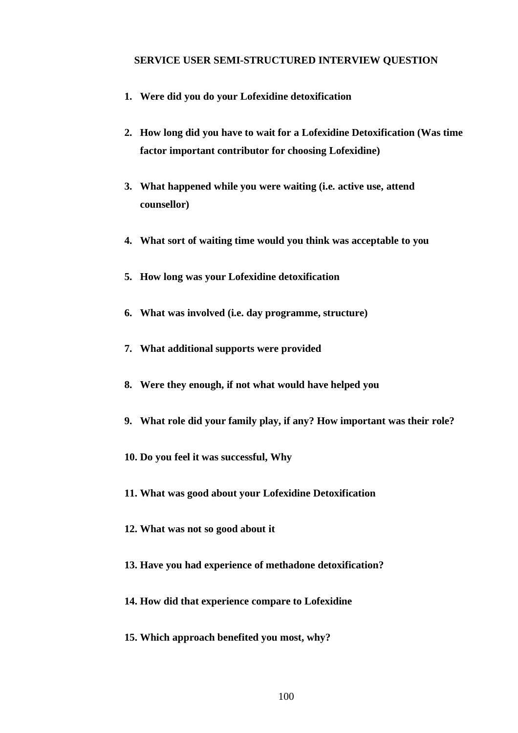**SERVICE USER SEMI-STRUCTURED INTERVIEW QUESTION**

1. **Were did you do your Lofexidine detoxification**
2. **How long did you have to wait for a Lofexidine Detoxification (Was time factor important contributor for choosing Lofexidine)**
3. **What happened while you were waiting (i.e. active use, attend counsellor)**
4. **What sort of waiting time would you think was acceptable to you**
5. **How long was your Lofexidine detoxification**
6. **What was involved (i.e. day programme, structure)**
7. **What additional supports were provided**
8. **Were they enough, if not what would have helped you**
9. **What role did your family play, if any? How important was their role?**
10. **Do you feel it was successful, Why**
11. **What was good about your Lofexidine Detoxification**
12. **What was not so good about it**
13. **Have you had experience of methadone detoxification?**
14. **How did that experience compare to Lofexidine**
15. **Which approach benefited you most, why?**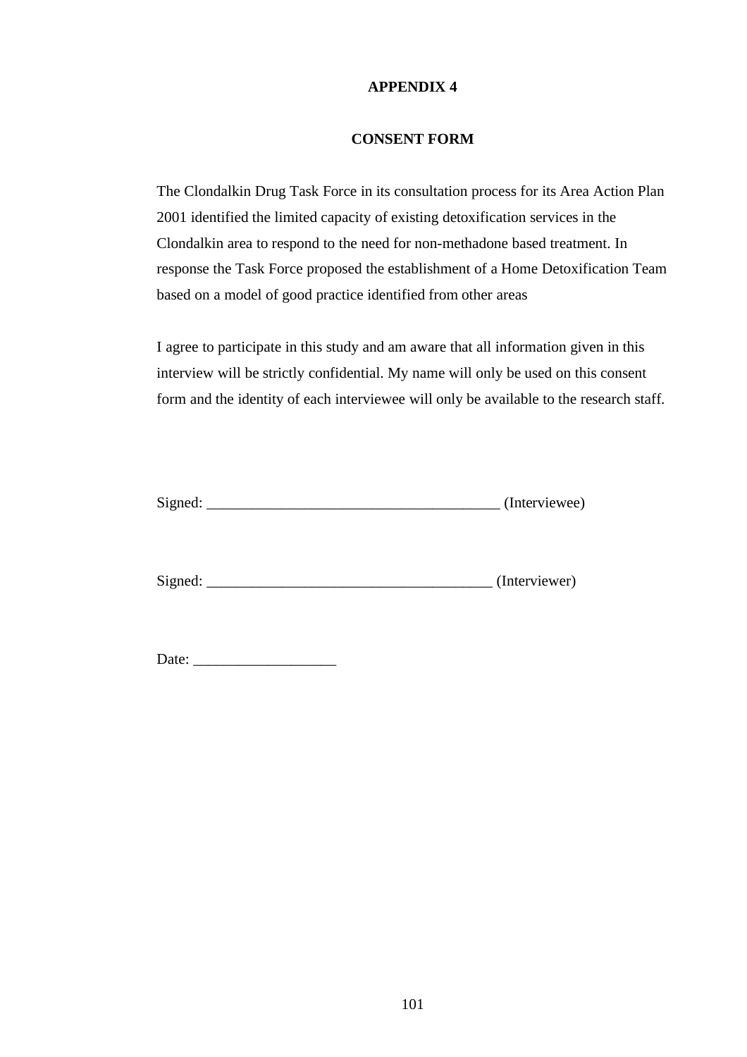# APPENDIX 4

## CONSENT FORM

The Clondalkin Drug Task Force in its consultation process for its Area Action Plan 2001 identified the limited capacity of existing detoxification services in the Clondalkin area to respond to the need for non-methadone based treatment. In response the Task Force proposed the establishment of a Home Detoxification Team based on a model of good practice identified from other areas

I agree to participate in this study and am aware that all information given in this interview will be strictly confidential. My name will only be used on this consent form and the identity of each interviewee will only be available to the research staff.

Signed: _______________________________________ (Interviewee)

Signed: ______________________________________ (Interviewer)

Date: ___________________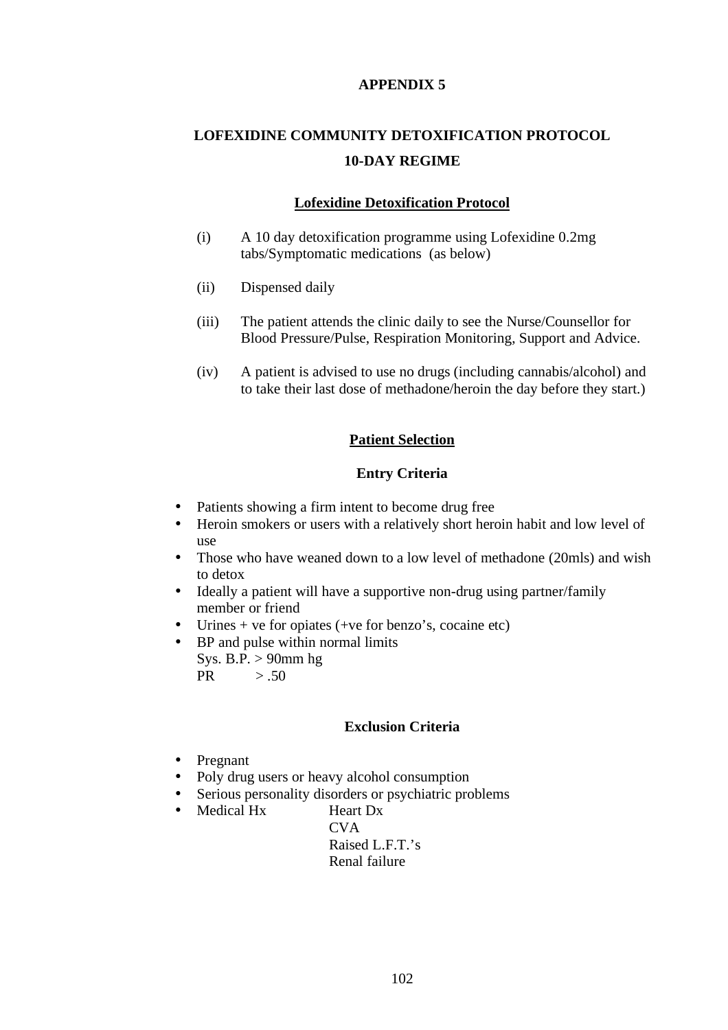# APPENDIX 5

## LOFEXIDINE COMMUNITY DETOXIFICATION PROTOCOL

## 10-DAY REGIME

### <u>Lofexidine Detoxification Protocol</u>

(i) A 10 day detoxification programme using Lofexidine 0.2mg tabs/Symptomatic medications (as below)

(ii) Dispensed daily

(iii) The patient attends the clinic daily to see the Nurse/Counsellor for Blood Pressure/Pulse, Respiration Monitoring, Support and Advice.

(iv) A patient is advised to use no drugs (including cannabis/alcohol) and to take their last dose of methadone/heroin the day before they start.)

### <u>Patient Selection</u>

#### Entry Criteria

- Patients showing a firm intent to become drug free
- Heroin smokers or users with a relatively short heroin habit and low level of use
- Those who have weaned down to a low level of methadone (20mls) and wish to detox
- Ideally a patient will have a supportive non-drug using partner/family member or friend
- Urines + ve for opiates (+ve for benzo's, cocaine etc)
- BP and pulse within normal limits
  Sys. B.P. > 90mm hg
  PR > .50

#### Exclusion Criteria

- Pregnant
- Poly drug users or heavy alcohol consumption
- Serious personality disorders or psychiatric problems
- Medical Hx Heart Dx
  CVA
  Raised L.F.T.'s
  Renal failure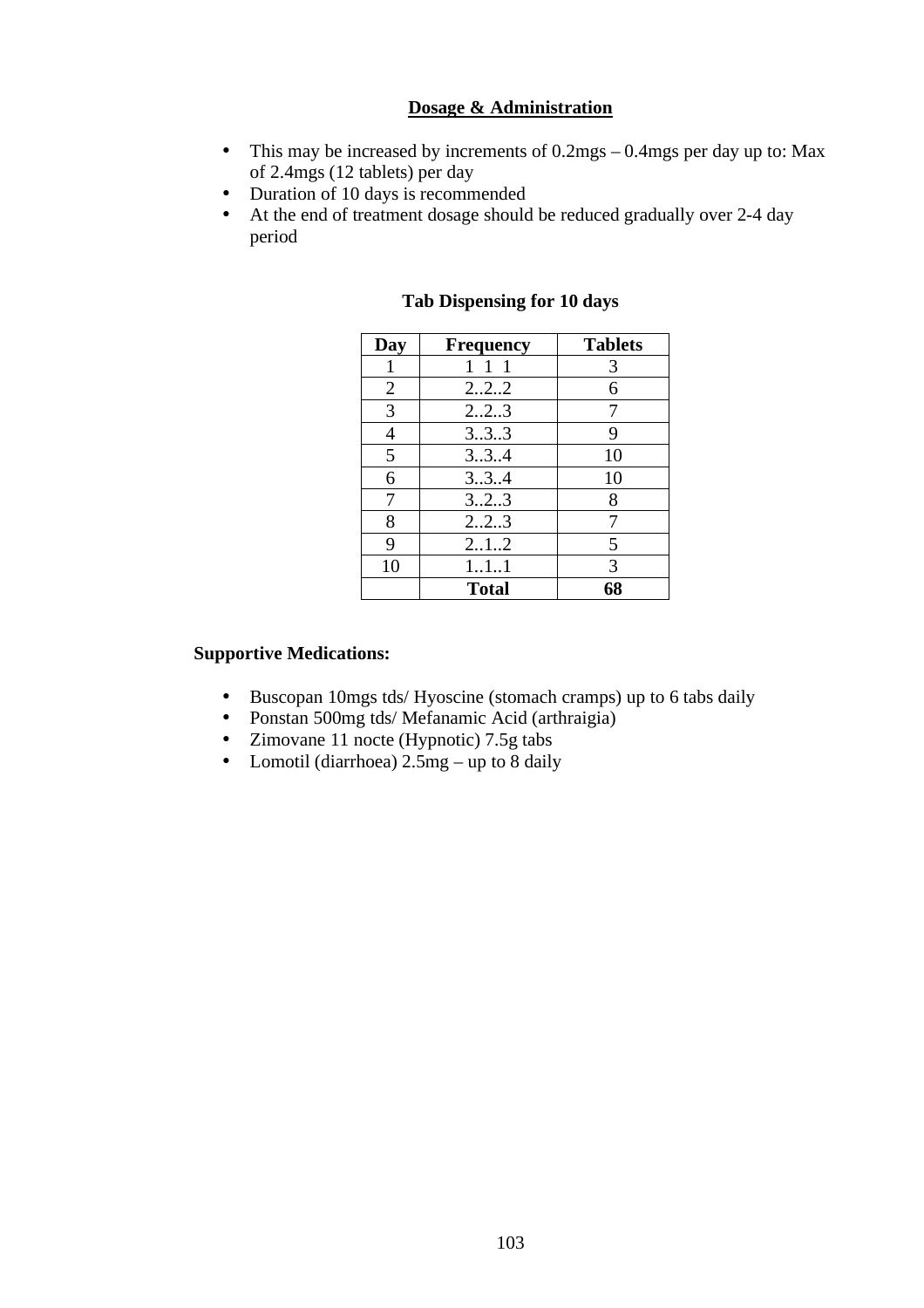## Dosage & Administration

- This may be increased by increments of 0.2mgs – 0.4mgs per day up to: Max of 2.4mgs (12 tablets) per day
- Duration of 10 days is recommended
- At the end of treatment dosage should be reduced gradually over 2-4 day period

**Tab Dispensing for 10 days**

| Day | Frequency | Tablets |
|---|---|---|
| 1 | 1 1 1 | 3 |
| 2 | 2..2..2 | 6 |
| 3 | 2..2..3 | 7 |
| 4 | 3..3..3 | 9 |
| 5 | 3..3..4 | 10 |
| 6 | 3..3..4 | 10 |
| 7 | 3..2..3 | 8 |
| 8 | 2..2..3 | 7 |
| 9 | 2..1..2 | 5 |
| 10 | 1..1..1 | 3 |
| | **Total** | **68** |

**Supportive Medications:**

- Buscopan 10mgs tds/ Hyoscine (stomach cramps) up to 6 tabs daily
- Ponstan 500mg tds/ Mefanamic Acid (arthraigia)
- Zimovane 11 nocte (Hypnotic) 7.5g tabs
- Lomotil (diarrhoea) 2.5mg – up to 8 daily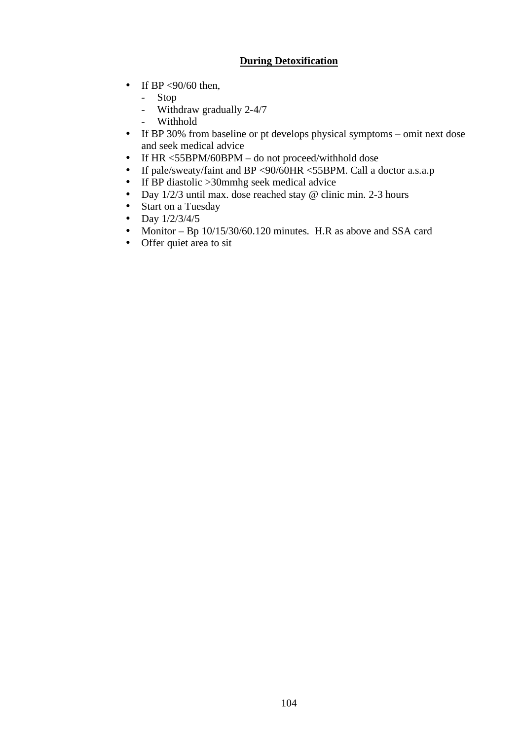## During Detoxification

- If BP <90/60 then,
  - Stop
  - Withdraw gradually 2-4/7
  - Withhold
- If BP 30% from baseline or pt develops physical symptoms – omit next dose and seek medical advice
- If HR <55BPM/60BPM – do not proceed/withhold dose
- If pale/sweaty/faint and BP <90/60HR <55BPM. Call a doctor a.s.a.p
- If BP diastolic >30mmhg seek medical advice
- Day 1/2/3 until max. dose reached stay @ clinic min. 2-3 hours
- Start on a Tuesday
- Day 1/2/3/4/5
- Monitor – Bp 10/15/30/60.120 minutes. H.R as above and SSA card
- Offer quiet area to sit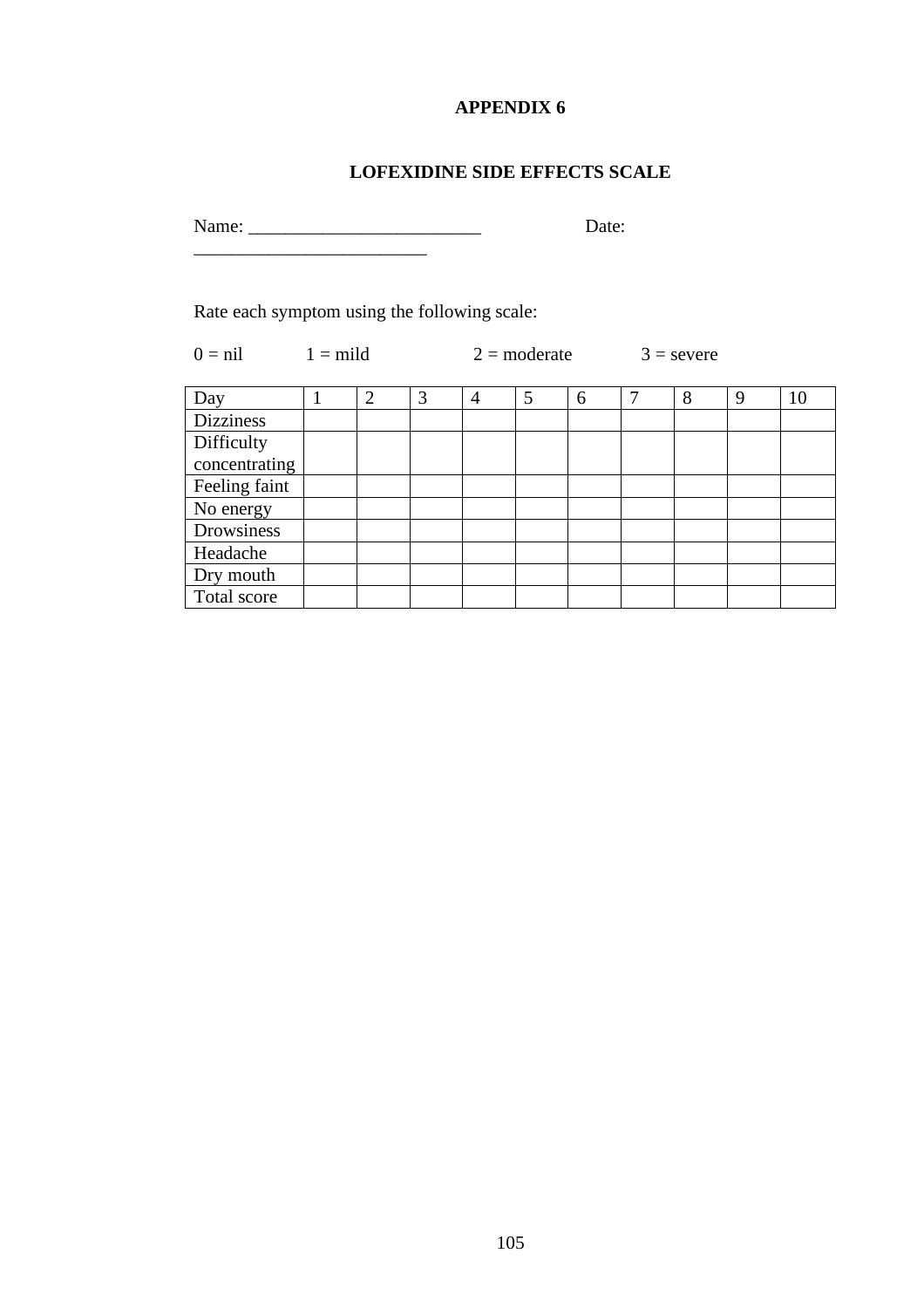# APPENDIX 6

## LOFEXIDINE SIDE EFFECTS SCALE

Name: _________________________ Date: _________________________

Rate each symptom using the following scale:

0 = nil 1 = mild 2 = moderate 3 = severe

| Day | 1 | 2 | 3 | 4 | 5 | 6 | 7 | 8 | 9 | 10 |
|---|---|---|---|---|---|---|---|---|---|---|
| Dizziness | | | | | | | | | | |
| Difficulty concentrating | | | | | | | | | | |
| Feeling faint | | | | | | | | | | |
| No energy | | | | | | | | | | |
| Drowsiness | | | | | | | | | | |
| Headache | | | | | | | | | | |
| Dry mouth | | | | | | | | | | |
| Total score | | | | | | | | | | |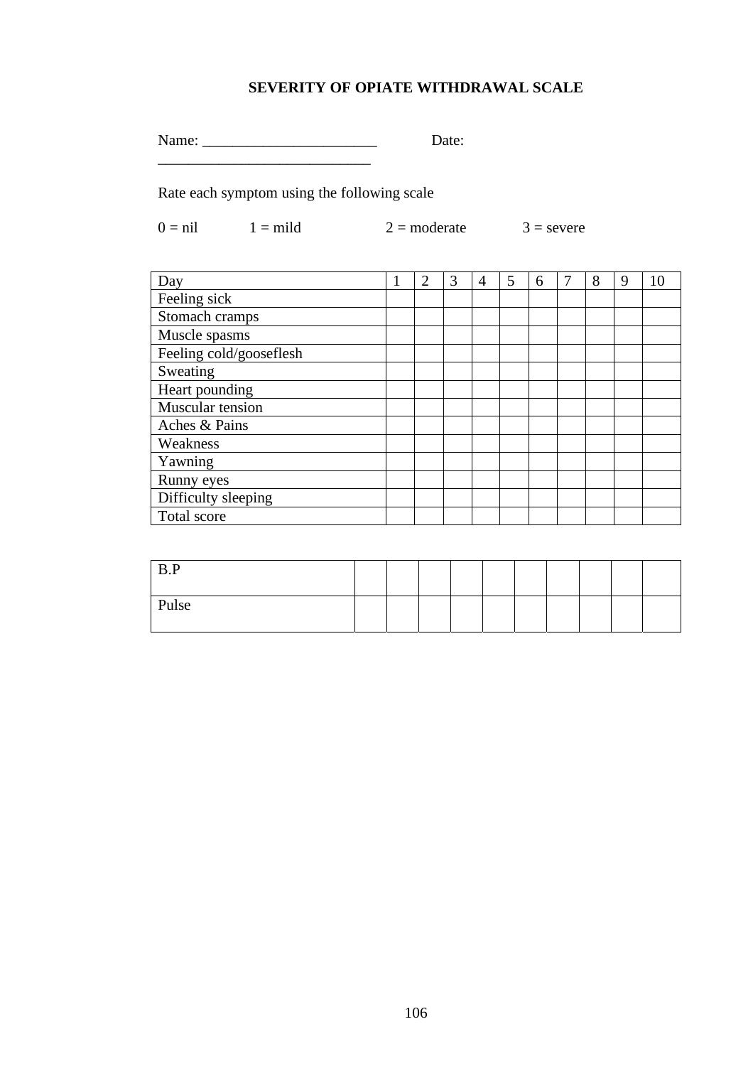## SEVERITY OF OPIATE WITHDRAWAL SCALE

Name: _______________________ Date: ____________________________

Rate each symptom using the following scale

0 = nil 1 = mild 2 = moderate 3 = severe

| Day | 1 | 2 | 3 | 4 | 5 | 6 | 7 | 8 | 9 | 10 |
|---|---|---|---|---|---|---|---|---|---|---|
| Feeling sick | | | | | | | | | | |
| Stomach cramps | | | | | | | | | | |
| Muscle spasms | | | | | | | | | | |
| Feeling cold/gooseflesh | | | | | | | | | | |
| Sweating | | | | | | | | | | |
| Heart pounding | | | | | | | | | | |
| Muscular tension | | | | | | | | | | |
| Aches & Pains | | | | | | | | | | |
| Weakness | | | | | | | | | | |
| Yawning | | | | | | | | | | |
| Runny eyes | | | | | | | | | | |
| Difficulty sleeping | | | | | | | | | | |
| Total score | | | | | | | | | | |

| | | | | | | | | | | |
|---|---|---|---|---|---|---|---|---|---|---|
| B.P | | | | | | | | | | |
| Pulse | | | | | | | | | | |